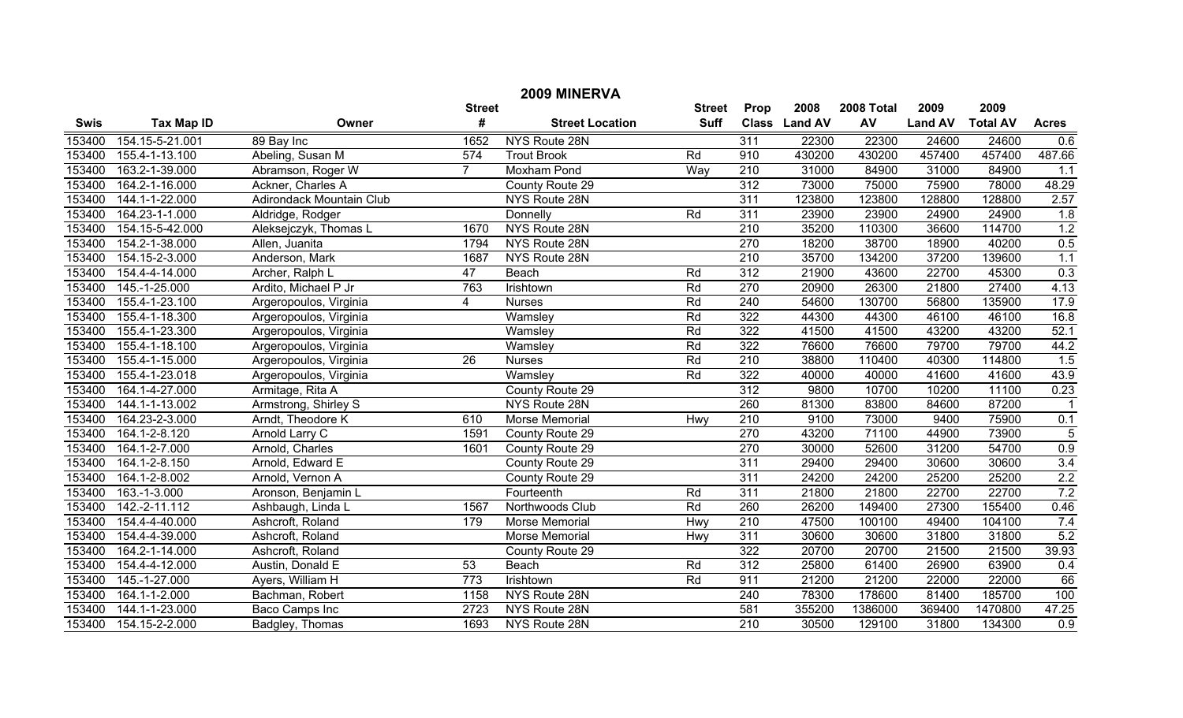# 2009 MINERVA

| Swis | Tax Map ID | Owner | Street # | Street Location | Street Suff | Prop Class | 2008 Land AV | 2008 Total AV | 2009 Land AV | 2009 Total AV | Acres |
|---|---|---|---|---|---|---|---|---|---|---|---|
| 153400 | 154.15-5-21.001 | 89 Bay Inc | 1652 | NYS Route 28N | | 311 | 22300 | 22300 | 24600 | 24600 | 0.6 |
| 153400 | 155.4-1-13.100 | Abeling, Susan M | 574 | Trout Brook | Rd | 910 | 430200 | 430200 | 457400 | 457400 | 487.66 |
| 153400 | 163.2-1-39.000 | Abramson, Roger W | 7 | Moxham Pond | Way | 210 | 31000 | 84900 | 31000 | 84900 | 1.1 |
| 153400 | 164.2-1-16.000 | Ackner, Charles A | | County Route 29 | | 312 | 73000 | 75000 | 75900 | 78000 | 48.29 |
| 153400 | 144.1-1-22.000 | Adirondack Mountain Club | | NYS Route 28N | | 311 | 123800 | 123800 | 128800 | 128800 | 2.57 |
| 153400 | 164.23-1-1.000 | Aldridge, Rodger | | Donnelly | Rd | 311 | 23900 | 23900 | 24900 | 24900 | 1.8 |
| 153400 | 154.15-5-42.000 | Aleksejczyk, Thomas L | 1670 | NYS Route 28N | | 210 | 35200 | 110300 | 36600 | 114700 | 1.2 |
| 153400 | 154.2-1-38.000 | Allen, Juanita | 1794 | NYS Route 28N | | 270 | 18200 | 38700 | 18900 | 40200 | 0.5 |
| 153400 | 154.15-2-3.000 | Anderson, Mark | 1687 | NYS Route 28N | | 210 | 35700 | 134200 | 37200 | 139600 | 1.1 |
| 153400 | 154.4-4-14.000 | Archer, Ralph L | 47 | Beach | Rd | 312 | 21900 | 43600 | 22700 | 45300 | 0.3 |
| 153400 | 145.-1-25.000 | Ardito, Michael P Jr | 763 | Irishtown | Rd | 270 | 20900 | 26300 | 21800 | 27400 | 4.13 |
| 153400 | 155.4-1-23.100 | Argeropoulos, Virginia | 4 | Nurses | Rd | 240 | 54600 | 130700 | 56800 | 135900 | 17.9 |
| 153400 | 155.4-1-18.300 | Argeropoulos, Virginia | | Wamsley | Rd | 322 | 44300 | 44300 | 46100 | 46100 | 16.8 |
| 153400 | 155.4-1-23.300 | Argeropoulos, Virginia | | Wamsley | Rd | 322 | 41500 | 41500 | 43200 | 43200 | 52.1 |
| 153400 | 155.4-1-18.100 | Argeropoulos, Virginia | | Wamsley | Rd | 322 | 76600 | 76600 | 79700 | 79700 | 44.2 |
| 153400 | 155.4-1-15.000 | Argeropoulos, Virginia | 26 | Nurses | Rd | 210 | 38800 | 110400 | 40300 | 114800 | 1.5 |
| 153400 | 155.4-1-23.018 | Argeropoulos, Virginia | | Wamsley | Rd | 322 | 40000 | 40000 | 41600 | 41600 | 43.9 |
| 153400 | 164.1-4-27.000 | Armitage, Rita A | | County Route 29 | | 312 | 9800 | 10700 | 10200 | 11100 | 0.23 |
| 153400 | 144.1-1-13.002 | Armstrong, Shirley S | | NYS Route 28N | | 260 | 81300 | 83800 | 84600 | 87200 | 1 |
| 153400 | 164.23-2-3.000 | Arndt, Theodore K | 610 | Morse Memorial | Hwy | 210 | 9100 | 73000 | 9400 | 75900 | 0.1 |
| 153400 | 164.1-2-8.120 | Arnold Larry C | 1591 | County Route 29 | | 270 | 43200 | 71100 | 44900 | 73900 | 5 |
| 153400 | 164.1-2-7.000 | Arnold, Charles | 1601 | County Route 29 | | 270 | 30000 | 52600 | 31200 | 54700 | 0.9 |
| 153400 | 164.1-2-8.150 | Arnold, Edward E | | County Route 29 | | 311 | 29400 | 29400 | 30600 | 30600 | 3.4 |
| 153400 | 164.1-2-8.002 | Arnold, Vernon A | | County Route 29 | | 311 | 24200 | 24200 | 25200 | 25200 | 2.2 |
| 153400 | 163.-1-3.000 | Aronson, Benjamin L | | Fourteenth | Rd | 311 | 21800 | 21800 | 22700 | 22700 | 7.2 |
| 153400 | 142.-2-11.112 | Ashbaugh, Linda L | 1567 | Northwoods Club | Rd | 260 | 26200 | 149400 | 27300 | 155400 | 0.46 |
| 153400 | 154.4-4-40.000 | Ashcroft, Roland | 179 | Morse Memorial | Hwy | 210 | 47500 | 100100 | 49400 | 104100 | 7.4 |
| 153400 | 154.4-4-39.000 | Ashcroft, Roland | | Morse Memorial | Hwy | 311 | 30600 | 30600 | 31800 | 31800 | 5.2 |
| 153400 | 164.2-1-14.000 | Ashcroft, Roland | | County Route 29 | | 322 | 20700 | 20700 | 21500 | 21500 | 39.93 |
| 153400 | 154.4-4-12.000 | Austin, Donald E | 53 | Beach | Rd | 312 | 25800 | 61400 | 26900 | 63900 | 0.4 |
| 153400 | 145.-1-27.000 | Ayers, William H | 773 | Irishtown | Rd | 911 | 21200 | 21200 | 22000 | 22000 | 66 |
| 153400 | 164.1-1-2.000 | Bachman, Robert | 1158 | NYS Route 28N | | 240 | 78300 | 178600 | 81400 | 185700 | 100 |
| 153400 | 144.1-1-23.000 | Baco Camps Inc | 2723 | NYS Route 28N | | 581 | 355200 | 1386000 | 369400 | 1470800 | 47.25 |
| 153400 | 154.15-2-2.000 | Badgley, Thomas | 1693 | NYS Route 28N | | 210 | 30500 | 129100 | 31800 | 134300 | 0.9 |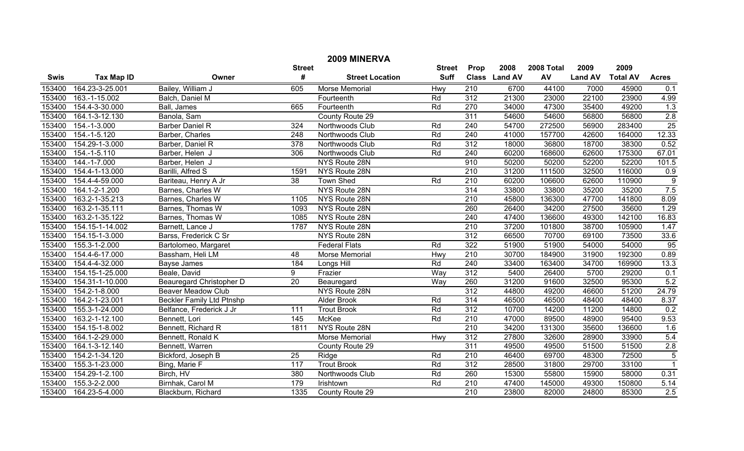## 2009 MINERVA

| Swis | Tax Map ID | Owner | Street # | Street Location | Street Suff | Prop Class | 2008 Land AV | 2008 Total AV | 2009 Land AV | 2009 Total AV | Acres |
|---|---|---|---|---|---|---|---|---|---|---|---|
| 153400 | 164.23-3-25.001 | Bailey, William J | 605 | Morse Memorial | Hwy | 210 | 6700 | 44100 | 7000 | 45900 | 0.1 |
| 153400 | 163.-1-15.002 | Balch, Daniel M | | Fourteenth | Rd | 312 | 21300 | 23000 | 22100 | 23900 | 4.99 |
| 153400 | 154.4-3-30.000 | Ball, James | 665 | Fourteenth | Rd | 270 | 34000 | 47300 | 35400 | 49200 | 1.3 |
| 153400 | 164.1-3-12.130 | Banola, Sam | | County Route 29 | | 311 | 54600 | 54600 | 56800 | 56800 | 2.8 |
| 153400 | 154.-1-3.000 | Barber Daniel R | 324 | Northwoods Club | Rd | 240 | 54700 | 272500 | 56900 | 283400 | 25 |
| 153400 | 154.-1-5.120 | Barber, Charles | 248 | Northwoods Club | Rd | 240 | 41000 | 157700 | 42600 | 164000 | 12.33 |
| 153400 | 154.29-1-3.000 | Barber, Daniel R | 378 | Northwoods Club | Rd | 312 | 18000 | 36800 | 18700 | 38300 | 0.52 |
| 153400 | 154.-1-5.110 | Barber, Helen J | 306 | Northwoods Club | Rd | 240 | 60200 | 168600 | 62600 | 175300 | 67.01 |
| 153400 | 144.-1-7.000 | Barber, Helen J | | NYS Route 28N | | 910 | 50200 | 50200 | 52200 | 52200 | 101.5 |
| 153400 | 154.4-1-13.000 | Barilli, Alfred S | 1591 | NYS Route 28N | | 210 | 31200 | 111500 | 32500 | 116000 | 0.9 |
| 153400 | 154.4-4-59.000 | Bariteau, Henry A Jr | 38 | Town Shed | Rd | 210 | 60200 | 106600 | 62600 | 110900 | 9 |
| 153400 | 164.1-2-1.200 | Barnes, Charles W | | NYS Route 28N | | 314 | 33800 | 33800 | 35200 | 35200 | 7.5 |
| 153400 | 163.2-1-35.213 | Barnes, Charles W | 1105 | NYS Route 28N | | 210 | 45800 | 136300 | 47700 | 141800 | 8.09 |
| 153400 | 163.2-1-35.111 | Barnes, Thomas W | 1093 | NYS Route 28N | | 260 | 26400 | 34200 | 27500 | 35600 | 1.29 |
| 153400 | 163.2-1-35.122 | Barnes, Thomas W | 1085 | NYS Route 28N | | 240 | 47400 | 136600 | 49300 | 142100 | 16.83 |
| 153400 | 154.15-1-14.002 | Barnett, Lance J | 1787 | NYS Route 28N | | 210 | 37200 | 101800 | 38700 | 105900 | 1.47 |
| 153400 | 154.15-1-3.000 | Barss, Frederick C Sr | | NYS Route 28N | | 312 | 66500 | 70700 | 69100 | 73500 | 33.6 |
| 153400 | 155.3-1-2.000 | Bartolomeo, Margaret | | Federal Flats | Rd | 322 | 51900 | 51900 | 54000 | 54000 | 95 |
| 153400 | 154.4-6-17.000 | Bassham, Heli LM | 48 | Morse Memorial | Hwy | 210 | 30700 | 184900 | 31900 | 192300 | 0.89 |
| 153400 | 154.4-4-32.000 | Bayse James | 184 | Longs Hill | Rd | 240 | 33400 | 163400 | 34700 | 169900 | 13.3 |
| 153400 | 154.15-1-25.000 | Beale, David | 9 | Frazier | Way | 312 | 5400 | 26400 | 5700 | 29200 | 0.1 |
| 153400 | 154.31-1-10.000 | Beauregard Christopher D | 20 | Beauregard | Way | 260 | 31200 | 91600 | 32500 | 95300 | 5.2 |
| 153400 | 154.2-1-8.000 | Beaver Meadow Club | | NYS Route 28N | | 312 | 44800 | 49200 | 46600 | 51200 | 24.79 |
| 153400 | 164.2-1-23.001 | Beckler Family Ltd Ptnshp | | Alder Brook | Rd | 314 | 46500 | 46500 | 48400 | 48400 | 8.37 |
| 153400 | 155.3-1-24.000 | Belfance, Frederick J Jr | 111 | Trout Brook | Rd | 312 | 10700 | 14200 | 11200 | 14800 | 0.2 |
| 153400 | 163.2-1-12.100 | Bennett, Lori | 145 | McKee | Rd | 210 | 47000 | 89500 | 48900 | 95400 | 9.53 |
| 153400 | 154.15-1-8.002 | Bennett, Richard R | 1811 | NYS Route 28N | | 210 | 34200 | 131300 | 35600 | 136600 | 1.6 |
| 153400 | 164.1-2-29.000 | Bennett, Ronald K | | Morse Memorial | Hwy | 312 | 27800 | 32600 | 28900 | 33900 | 5.4 |
| 153400 | 164.1-3-12.140 | Bennett, Warren | | County Route 29 | | 311 | 49500 | 49500 | 51500 | 51500 | 2.8 |
| 153400 | 154.2-1-34.120 | Bickford, Joseph B | 25 | Ridge | Rd | 210 | 46400 | 69700 | 48300 | 72500 | 5 |
| 153400 | 155.3-1-23.000 | Bing, Marie F | 117 | Trout Brook | Rd | 312 | 28500 | 31800 | 29700 | 33100 | 1 |
| 153400 | 154.29-1-2.100 | Birch, HV | 380 | Northwoods Club | Rd | 260 | 15300 | 55800 | 15900 | 58000 | 0.31 |
| 153400 | 155.3-2-2.000 | Birnhak, Carol M | 179 | Irishtown | Rd | 210 | 47400 | 145000 | 49300 | 150800 | 5.14 |
| 153400 | 164.23-5-4.000 | Blackburn, Richard | 1335 | County Route 29 | | 210 | 23800 | 82000 | 24800 | 85300 | 2.5 |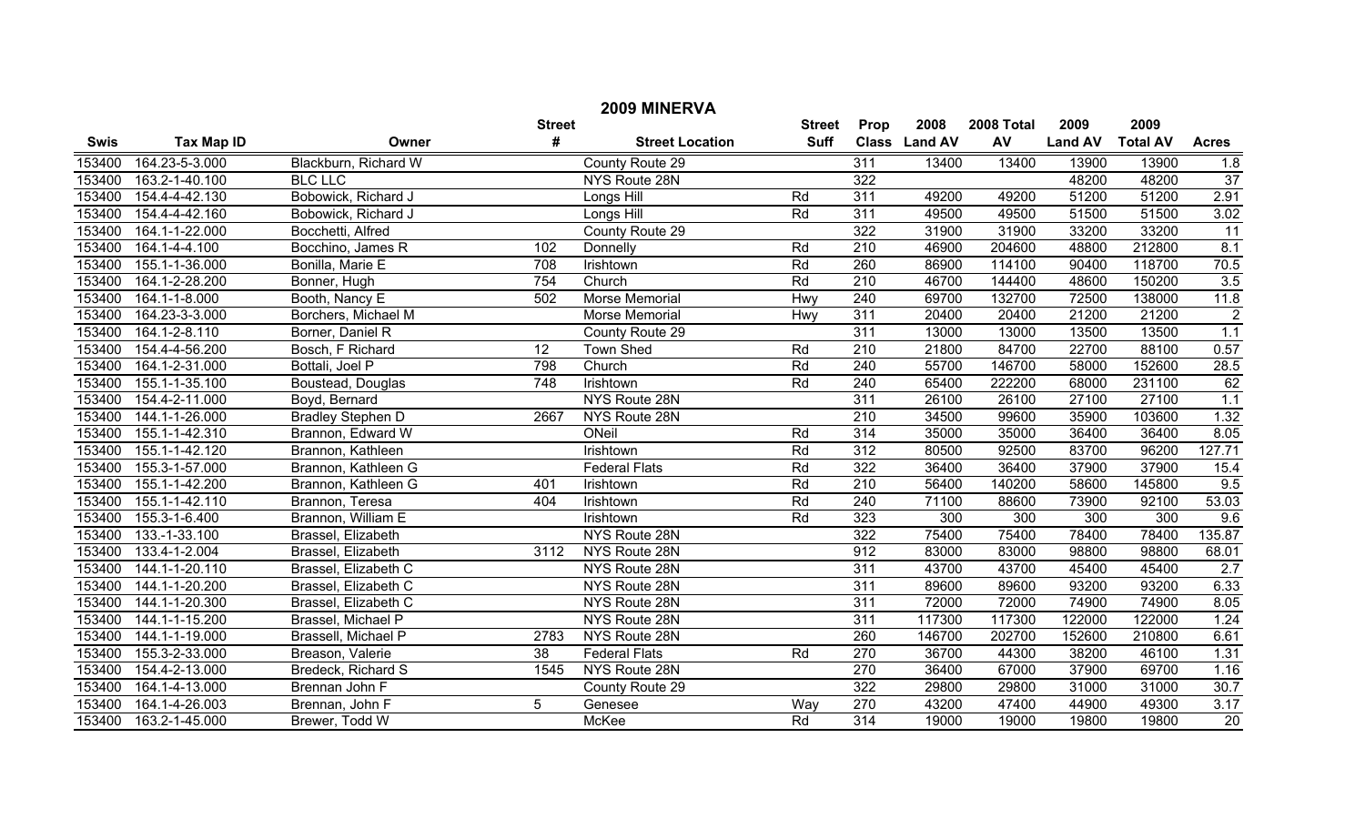# 2009 MINERVA

| Swis | Tax Map ID | Owner | Street # | Street Location | Street Suff | Prop Class | 2008 Land AV | 2008 Total AV | 2009 Land AV | 2009 Total AV | Acres |
|---|---|---|---|---|---|---|---|---|---|---|---|
| 153400 | 164.23-5-3.000 | Blackburn, Richard W | | County Route 29 | | 311 | 13400 | 13400 | 13900 | 13900 | 1.8 |
| 153400 | 163.2-1-40.100 | BLC LLC | | NYS Route 28N | | 322 | | | 48200 | 48200 | 37 |
| 153400 | 154.4-4-42.130 | Bobowick, Richard J | | Longs Hill | Rd | 311 | 49200 | 49200 | 51200 | 51200 | 2.91 |
| 153400 | 154.4-4-42.160 | Bobowick, Richard J | | Longs Hill | Rd | 311 | 49500 | 49500 | 51500 | 51500 | 3.02 |
| 153400 | 164.1-1-22.000 | Bocchetti, Alfred | | County Route 29 | | 322 | 31900 | 31900 | 33200 | 33200 | 11 |
| 153400 | 164.1-4-4.100 | Bocchino, James R | 102 | Donnelly | Rd | 210 | 46900 | 204600 | 48800 | 212800 | 8.1 |
| 153400 | 155.1-1-36.000 | Bonilla, Marie E | 708 | Irishtown | Rd | 260 | 86900 | 114100 | 90400 | 118700 | 70.5 |
| 153400 | 164.1-2-28.200 | Bonner, Hugh | 754 | Church | Rd | 210 | 46700 | 144400 | 48600 | 150200 | 3.5 |
| 153400 | 164.1-1-8.000 | Booth, Nancy E | 502 | Morse Memorial | Hwy | 240 | 69700 | 132700 | 72500 | 138000 | 11.8 |
| 153400 | 164.23-3-3.000 | Borchers, Michael M | | Morse Memorial | Hwy | 311 | 20400 | 20400 | 21200 | 21200 | 2 |
| 153400 | 164.1-2-8.110 | Borner, Daniel R | | County Route 29 | | 311 | 13000 | 13000 | 13500 | 13500 | 1.1 |
| 153400 | 154.4-4-56.200 | Bosch, F Richard | 12 | Town Shed | Rd | 210 | 21800 | 84700 | 22700 | 88100 | 0.57 |
| 153400 | 164.1-2-31.000 | Bottali, Joel P | 798 | Church | Rd | 240 | 55700 | 146700 | 58000 | 152600 | 28.5 |
| 153400 | 155.1-1-35.100 | Boustead, Douglas | 748 | Irishtown | Rd | 240 | 65400 | 222200 | 68000 | 231100 | 62 |
| 153400 | 154.4-2-11.000 | Boyd, Bernard | | NYS Route 28N | | 311 | 26100 | 26100 | 27100 | 27100 | 1.1 |
| 153400 | 144.1-1-26.000 | Bradley Stephen D | 2667 | NYS Route 28N | | 210 | 34500 | 99600 | 35900 | 103600 | 1.32 |
| 153400 | 155.1-1-42.310 | Brannon, Edward W | | ONeil | Rd | 314 | 35000 | 35000 | 36400 | 36400 | 8.05 |
| 153400 | 155.1-1-42.120 | Brannon, Kathleen | | Irishtown | Rd | 312 | 80500 | 92500 | 83700 | 96200 | 127.71 |
| 153400 | 155.3-1-57.000 | Brannon, Kathleen G | | Federal Flats | Rd | 322 | 36400 | 36400 | 37900 | 37900 | 15.4 |
| 153400 | 155.1-1-42.200 | Brannon, Kathleen G | 401 | Irishtown | Rd | 210 | 56400 | 140200 | 58600 | 145800 | 9.5 |
| 153400 | 155.1-1-42.110 | Brannon, Teresa | 404 | Irishtown | Rd | 240 | 71100 | 88600 | 73900 | 92100 | 53.03 |
| 153400 | 155.3-1-6.400 | Brannon, William E | | Irishtown | Rd | 323 | 300 | 300 | 300 | 300 | 9.6 |
| 153400 | 133.-1-33.100 | Brassel, Elizabeth | | NYS Route 28N | | 322 | 75400 | 75400 | 78400 | 78400 | 135.87 |
| 153400 | 133.4-1-2.004 | Brassel, Elizabeth | 3112 | NYS Route 28N | | 912 | 83000 | 83000 | 98800 | 98800 | 68.01 |
| 153400 | 144.1-1-20.110 | Brassel, Elizabeth C | | NYS Route 28N | | 311 | 43700 | 43700 | 45400 | 45400 | 2.7 |
| 153400 | 144.1-1-20.200 | Brassel, Elizabeth C | | NYS Route 28N | | 311 | 89600 | 89600 | 93200 | 93200 | 6.33 |
| 153400 | 144.1-1-20.300 | Brassel, Elizabeth C | | NYS Route 28N | | 311 | 72000 | 72000 | 74900 | 74900 | 8.05 |
| 153400 | 144.1-1-15.200 | Brassel, Michael P | | NYS Route 28N | | 311 | 117300 | 117300 | 122000 | 122000 | 1.24 |
| 153400 | 144.1-1-19.000 | Brassell, Michael P | 2783 | NYS Route 28N | | 260 | 146700 | 202700 | 152600 | 210800 | 6.61 |
| 153400 | 155.3-2-33.000 | Breason, Valerie | 38 | Federal Flats | Rd | 270 | 36700 | 44300 | 38200 | 46100 | 1.31 |
| 153400 | 154.4-2-13.000 | Bredeck, Richard S | 1545 | NYS Route 28N | | 270 | 36400 | 67000 | 37900 | 69700 | 1.16 |
| 153400 | 164.1-4-13.000 | Brennan John F | | County Route 29 | | 322 | 29800 | 29800 | 31000 | 31000 | 30.7 |
| 153400 | 164.1-4-26.003 | Brennan, John F | 5 | Genesee | Way | 270 | 43200 | 47400 | 44900 | 49300 | 3.17 |
| 153400 | 163.2-1-45.000 | Brewer, Todd W | | McKee | Rd | 314 | 19000 | 19000 | 19800 | 19800 | 20 |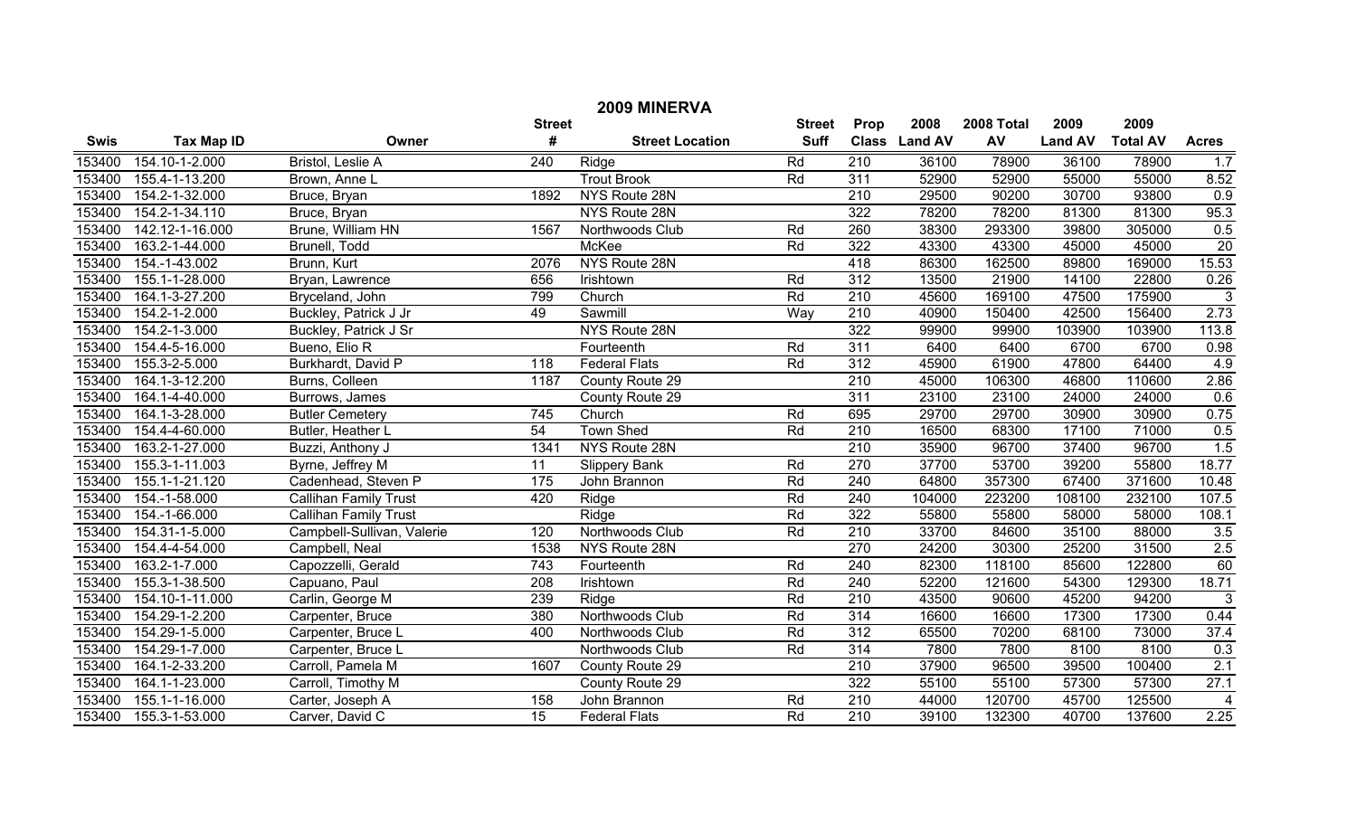# 2009 MINERVA

| Swis | Tax Map ID | Owner | Street # | Street Location | Street Suff | Prop Class | 2008 Land AV | 2008 Total AV | 2009 Land AV | 2009 Total AV | Acres |
|---|---|---|---|---|---|---|---|---|---|---|---|
| 153400 | 154.10-1-2.000 | Bristol, Leslie A | 240 | Ridge | Rd | 210 | 36100 | 78900 | 36100 | 78900 | 1.7 |
| 153400 | 155.4-1-13.200 | Brown, Anne L | | Trout Brook | Rd | 311 | 52900 | 52900 | 55000 | 55000 | 8.52 |
| 153400 | 154.2-1-32.000 | Bruce, Bryan | 1892 | NYS Route 28N | | 210 | 29500 | 90200 | 30700 | 93800 | 0.9 |
| 153400 | 154.2-1-34.110 | Bruce, Bryan | | NYS Route 28N | | 322 | 78200 | 78200 | 81300 | 81300 | 95.3 |
| 153400 | 142.12-1-16.000 | Brune, William HN | 1567 | Northwoods Club | Rd | 260 | 38300 | 293300 | 39800 | 305000 | 0.5 |
| 153400 | 163.2-1-44.000 | Brunell, Todd | | McKee | Rd | 322 | 43300 | 43300 | 45000 | 45000 | 20 |
| 153400 | 154.-1-43.002 | Brunn, Kurt | 2076 | NYS Route 28N | | 418 | 86300 | 162500 | 89800 | 169000 | 15.53 |
| 153400 | 155.1-1-28.000 | Bryan, Lawrence | 656 | Irishtown | Rd | 312 | 13500 | 21900 | 14100 | 22800 | 0.26 |
| 153400 | 164.1-3-27.200 | Bryceland, John | 799 | Church | Rd | 210 | 45600 | 169100 | 47500 | 175900 | 3 |
| 153400 | 154.2-1-2.000 | Buckley, Patrick J Jr | 49 | Sawmill | Way | 210 | 40900 | 150400 | 42500 | 156400 | 2.73 |
| 153400 | 154.2-1-3.000 | Buckley, Patrick J Sr | | NYS Route 28N | | 322 | 99900 | 99900 | 103900 | 103900 | 113.8 |
| 153400 | 154.4-5-16.000 | Bueno, Elio R | | Fourteenth | Rd | 311 | 6400 | 6400 | 6700 | 6700 | 0.98 |
| 153400 | 155.3-2-5.000 | Burkhardt, David P | 118 | Federal Flats | Rd | 312 | 45900 | 61900 | 47800 | 64400 | 4.9 |
| 153400 | 164.1-3-12.200 | Burns, Colleen | 1187 | County Route 29 | | 210 | 45000 | 106300 | 46800 | 110600 | 2.86 |
| 153400 | 164.1-4-40.000 | Burrows, James | | County Route 29 | | 311 | 23100 | 23100 | 24000 | 24000 | 0.6 |
| 153400 | 164.1-3-28.000 | Butler Cemetery | 745 | Church | Rd | 695 | 29700 | 29700 | 30900 | 30900 | 0.75 |
| 153400 | 154.4-4-60.000 | Butler, Heather L | 54 | Town Shed | Rd | 210 | 16500 | 68300 | 17100 | 71000 | 0.5 |
| 153400 | 163.2-1-27.000 | Buzzi, Anthony J | 1341 | NYS Route 28N | | 210 | 35900 | 96700 | 37400 | 96700 | 1.5 |
| 153400 | 155.3-1-11.003 | Byrne, Jeffrey M | 11 | Slippery Bank | Rd | 270 | 37700 | 53700 | 39200 | 55800 | 18.77 |
| 153400 | 155.1-1-21.120 | Cadenhead, Steven P | 175 | John Brannon | Rd | 240 | 64800 | 357300 | 67400 | 371600 | 10.48 |
| 153400 | 154.-1-58.000 | Callihan Family Trust | 420 | Ridge | Rd | 240 | 104000 | 223200 | 108100 | 232100 | 107.5 |
| 153400 | 154.-1-66.000 | Callihan Family Trust | | Ridge | Rd | 322 | 55800 | 55800 | 58000 | 58000 | 108.1 |
| 153400 | 154.31-1-5.000 | Campbell-Sullivan, Valerie | 120 | Northwoods Club | Rd | 210 | 33700 | 84600 | 35100 | 88000 | 3.5 |
| 153400 | 154.4-4-54.000 | Campbell, Neal | 1538 | NYS Route 28N | | 270 | 24200 | 30300 | 25200 | 31500 | 2.5 |
| 153400 | 163.2-1-7.000 | Capozzelli, Gerald | 743 | Fourteenth | Rd | 240 | 82300 | 118100 | 85600 | 122800 | 60 |
| 153400 | 155.3-1-38.500 | Capuano, Paul | 208 | Irishtown | Rd | 240 | 52200 | 121600 | 54300 | 129300 | 18.71 |
| 153400 | 154.10-1-11.000 | Carlin, George M | 239 | Ridge | Rd | 210 | 43500 | 90600 | 45200 | 94200 | 3 |
| 153400 | 154.29-1-2.200 | Carpenter, Bruce | 380 | Northwoods Club | Rd | 314 | 16600 | 16600 | 17300 | 17300 | 0.44 |
| 153400 | 154.29-1-5.000 | Carpenter, Bruce L | 400 | Northwoods Club | Rd | 312 | 65500 | 70200 | 68100 | 73000 | 37.4 |
| 153400 | 154.29-1-7.000 | Carpenter, Bruce L | | Northwoods Club | Rd | 314 | 7800 | 7800 | 8100 | 8100 | 0.3 |
| 153400 | 164.1-2-33.200 | Carroll, Pamela M | 1607 | County Route 29 | | 210 | 37900 | 96500 | 39500 | 100400 | 2.1 |
| 153400 | 164.1-1-23.000 | Carroll, Timothy M | | County Route 29 | | 322 | 55100 | 55100 | 57300 | 57300 | 27.1 |
| 153400 | 155.1-1-16.000 | Carter, Joseph A | 158 | John Brannon | Rd | 210 | 44000 | 120700 | 45700 | 125500 | 4 |
| 153400 | 155.3-1-53.000 | Carver, David C | 15 | Federal Flats | Rd | 210 | 39100 | 132300 | 40700 | 137600 | 2.25 |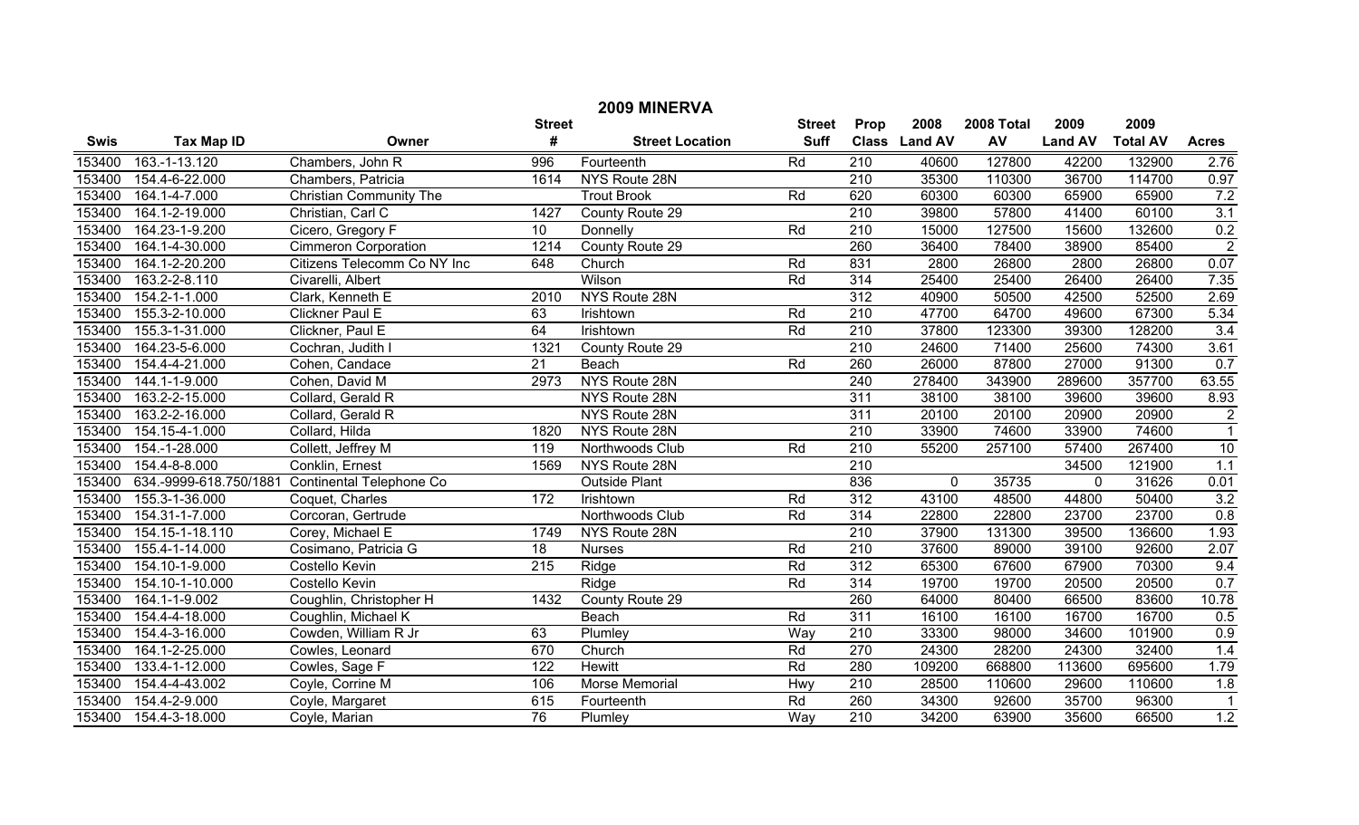# 2009 MINERVA

| Swis | Tax Map ID | Owner | Street # | Street Location | Street Suff | Prop Class | 2008 Land AV | 2008 Total AV | 2009 Land AV | 2009 Total AV | Acres |
|---|---|---|---|---|---|---|---|---|---|---|---|
| 153400 | 163.-1-13.120 | Chambers, John R | 996 | Fourteenth | Rd | 210 | 40600 | 127800 | 42200 | 132900 | 2.76 |
| 153400 | 154.4-6-22.000 | Chambers, Patricia | 1614 | NYS Route 28N | | 210 | 35300 | 110300 | 36700 | 114700 | 0.97 |
| 153400 | 164.1-4-7.000 | Christian Community The | | Trout Brook | Rd | 620 | 60300 | 60300 | 65900 | 65900 | 7.2 |
| 153400 | 164.1-2-19.000 | Christian, Carl C | 1427 | County Route 29 | | 210 | 39800 | 57800 | 41400 | 60100 | 3.1 |
| 153400 | 164.23-1-9.200 | Cicero, Gregory F | 10 | Donnelly | Rd | 210 | 15000 | 127500 | 15600 | 132600 | 0.2 |
| 153400 | 164.1-4-30.000 | Cimmeron Corporation | 1214 | County Route 29 | | 260 | 36400 | 78400 | 38900 | 85400 | 2 |
| 153400 | 164.1-2-20.200 | Citizens Telecomm Co NY Inc | 648 | Church | Rd | 831 | 2800 | 26800 | 2800 | 26800 | 0.07 |
| 153400 | 163.2-2-8.110 | Civarelli, Albert | | Wilson | Rd | 314 | 25400 | 25400 | 26400 | 26400 | 7.35 |
| 153400 | 154.2-1-1.000 | Clark, Kenneth E | 2010 | NYS Route 28N | | 312 | 40900 | 50500 | 42500 | 52500 | 2.69 |
| 153400 | 155.3-2-10.000 | Clickner Paul E | 63 | Irishtown | Rd | 210 | 47700 | 64700 | 49600 | 67300 | 5.34 |
| 153400 | 155.3-1-31.000 | Clickner, Paul E | 64 | Irishtown | Rd | 210 | 37800 | 123300 | 39300 | 128200 | 3.4 |
| 153400 | 164.23-5-6.000 | Cochran, Judith I | 1321 | County Route 29 | | 210 | 24600 | 71400 | 25600 | 74300 | 3.61 |
| 153400 | 154.4-4-21.000 | Cohen, Candace | 21 | Beach | Rd | 260 | 26000 | 87800 | 27000 | 91300 | 0.7 |
| 153400 | 144.1-1-9.000 | Cohen, David M | 2973 | NYS Route 28N | | 240 | 278400 | 343900 | 289600 | 357700 | 63.55 |
| 153400 | 163.2-2-15.000 | Collard, Gerald R | | NYS Route 28N | | 311 | 38100 | 38100 | 39600 | 39600 | 8.93 |
| 153400 | 163.2-2-16.000 | Collard, Gerald R | | NYS Route 28N | | 311 | 20100 | 20100 | 20900 | 20900 | 2 |
| 153400 | 154.15-4-1.000 | Collard, Hilda | 1820 | NYS Route 28N | | 210 | 33900 | 74600 | 33900 | 74600 | 1 |
| 153400 | 154.-1-28.000 | Collett, Jeffrey M | 119 | Northwoods Club | Rd | 210 | 55200 | 257100 | 57400 | 267400 | 10 |
| 153400 | 154.4-8-8.000 | Conklin, Ernest | 1569 | NYS Route 28N | | 210 | | | 34500 | 121900 | 1.1 |
| 153400 | 634.-9999-618.750/1881 | Continental Telephone Co | | Outside Plant | | 836 | 0 | 35735 | 0 | 31626 | 0.01 |
| 153400 | 155.3-1-36.000 | Coquet, Charles | 172 | Irishtown | Rd | 312 | 43100 | 48500 | 44800 | 50400 | 3.2 |
| 153400 | 154.31-1-7.000 | Corcoran, Gertrude | | Northwoods Club | Rd | 314 | 22800 | 22800 | 23700 | 23700 | 0.8 |
| 153400 | 154.15-1-18.110 | Corey, Michael E | 1749 | NYS Route 28N | | 210 | 37900 | 131300 | 39500 | 136600 | 1.93 |
| 153400 | 155.4-1-14.000 | Cosimano, Patricia G | 18 | Nurses | Rd | 210 | 37600 | 89000 | 39100 | 92600 | 2.07 |
| 153400 | 154.10-1-9.000 | Costello Kevin | 215 | Ridge | Rd | 312 | 65300 | 67600 | 67900 | 70300 | 9.4 |
| 153400 | 154.10-1-10.000 | Costello Kevin | | Ridge | Rd | 314 | 19700 | 19700 | 20500 | 20500 | 0.7 |
| 153400 | 164.1-1-9.002 | Coughlin, Christopher H | 1432 | County Route 29 | | 260 | 64000 | 80400 | 66500 | 83600 | 10.78 |
| 153400 | 154.4-4-18.000 | Coughlin, Michael K | | Beach | Rd | 311 | 16100 | 16100 | 16700 | 16700 | 0.5 |
| 153400 | 154.4-3-16.000 | Cowden, William R Jr | 63 | Plumley | Way | 210 | 33300 | 98000 | 34600 | 101900 | 0.9 |
| 153400 | 164.1-2-25.000 | Cowles, Leonard | 670 | Church | Rd | 270 | 24300 | 28200 | 24300 | 32400 | 1.4 |
| 153400 | 133.4-1-12.000 | Cowles, Sage F | 122 | Hewitt | Rd | 280 | 109200 | 668800 | 113600 | 695600 | 1.79 |
| 153400 | 154.4-4-43.002 | Coyle, Corrine M | 106 | Morse Memorial | Hwy | 210 | 28500 | 110600 | 29600 | 110600 | 1.8 |
| 153400 | 154.4-2-9.000 | Coyle, Margaret | 615 | Fourteenth | Rd | 260 | 34300 | 92600 | 35700 | 96300 | 1 |
| 153400 | 154.4-3-18.000 | Coyle, Marian | 76 | Plumley | Way | 210 | 34200 | 63900 | 35600 | 66500 | 1.2 |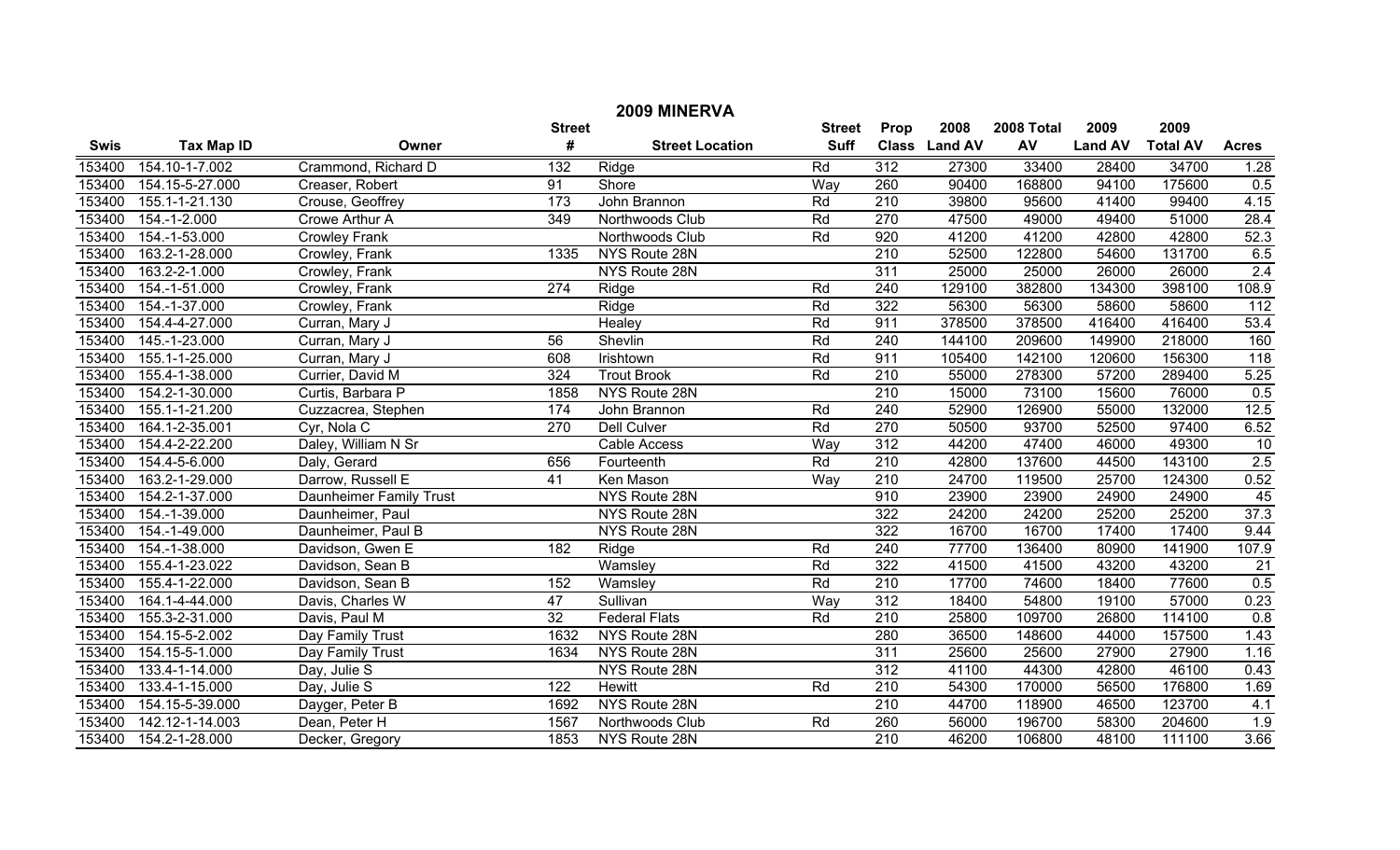# 2009 MINERVA

| Swis | Tax Map ID | Owner | Street # | Street Location | Street Suff | Prop Class | 2008 Land AV | 2008 Total AV | 2009 Land AV | 2009 Total AV | Acres |
|---|---|---|---|---|---|---|---|---|---|---|---|
| 153400 | 154.10-1-7.002 | Crammond, Richard D | 132 | Ridge | Rd | 312 | 27300 | 33400 | 28400 | 34700 | 1.28 |
| 153400 | 154.15-5-27.000 | Creaser, Robert | 91 | Shore | Way | 260 | 90400 | 168800 | 94100 | 175600 | 0.5 |
| 153400 | 155.1-1-21.130 | Crouse, Geoffrey | 173 | John Brannon | Rd | 210 | 39800 | 95600 | 41400 | 99400 | 4.15 |
| 153400 | 154.-1-2.000 | Crowe Arthur A | 349 | Northwoods Club | Rd | 270 | 47500 | 49000 | 49400 | 51000 | 28.4 |
| 153400 | 154.-1-53.000 | Crowley Frank | | Northwoods Club | Rd | 920 | 41200 | 41200 | 42800 | 42800 | 52.3 |
| 153400 | 163.2-1-28.000 | Crowley, Frank | 1335 | NYS Route 28N | | 210 | 52500 | 122800 | 54600 | 131700 | 6.5 |
| 153400 | 163.2-2-1.000 | Crowley, Frank | | NYS Route 28N | | 311 | 25000 | 25000 | 26000 | 26000 | 2.4 |
| 153400 | 154.-1-51.000 | Crowley, Frank | 274 | Ridge | Rd | 240 | 129100 | 382800 | 134300 | 398100 | 108.9 |
| 153400 | 154.-1-37.000 | Crowley, Frank | | Ridge | Rd | 322 | 56300 | 56300 | 58600 | 58600 | 112 |
| 153400 | 154.4-4-27.000 | Curran, Mary J | | Healey | Rd | 911 | 378500 | 378500 | 416400 | 416400 | 53.4 |
| 153400 | 145.-1-23.000 | Curran, Mary J | 56 | Shevlin | Rd | 240 | 144100 | 209600 | 149900 | 218000 | 160 |
| 153400 | 155.1-1-25.000 | Curran, Mary J | 608 | Irishtown | Rd | 911 | 105400 | 142100 | 120600 | 156300 | 118 |
| 153400 | 155.4-1-38.000 | Currier, David M | 324 | Trout Brook | Rd | 210 | 55000 | 278300 | 57200 | 289400 | 5.25 |
| 153400 | 154.2-1-30.000 | Curtis, Barbara P | 1858 | NYS Route 28N | | 210 | 15000 | 73100 | 15600 | 76000 | 0.5 |
| 153400 | 155.1-1-21.200 | Cuzzacrea, Stephen | 174 | John Brannon | Rd | 240 | 52900 | 126900 | 55000 | 132000 | 12.5 |
| 153400 | 164.1-2-35.001 | Cyr, Nola C | 270 | Dell Culver | Rd | 270 | 50500 | 93700 | 52500 | 97400 | 6.52 |
| 153400 | 154.4-2-22.200 | Daley, William N Sr | | Cable Access | Way | 312 | 44200 | 47400 | 46000 | 49300 | 10 |
| 153400 | 154.4-5-6.000 | Daly, Gerard | 656 | Fourteenth | Rd | 210 | 42800 | 137600 | 44500 | 143100 | 2.5 |
| 153400 | 163.2-1-29.000 | Darrow, Russell E | 41 | Ken Mason | Way | 210 | 24700 | 119500 | 25700 | 124300 | 0.52 |
| 153400 | 154.2-1-37.000 | Daunheimer Family Trust | | NYS Route 28N | | 910 | 23900 | 23900 | 24900 | 24900 | 45 |
| 153400 | 154.-1-39.000 | Daunheimer, Paul | | NYS Route 28N | | 322 | 24200 | 24200 | 25200 | 25200 | 37.3 |
| 153400 | 154.-1-49.000 | Daunheimer, Paul B | | NYS Route 28N | | 322 | 16700 | 16700 | 17400 | 17400 | 9.44 |
| 153400 | 154.-1-38.000 | Davidson, Gwen E | 182 | Ridge | Rd | 240 | 77700 | 136400 | 80900 | 141900 | 107.9 |
| 153400 | 155.4-1-23.022 | Davidson, Sean B | | Wamsley | Rd | 322 | 41500 | 41500 | 43200 | 43200 | 21 |
| 153400 | 155.4-1-22.000 | Davidson, Sean B | 152 | Wamsley | Rd | 210 | 17700 | 74600 | 18400 | 77600 | 0.5 |
| 153400 | 164.1-4-44.000 | Davis, Charles W | 47 | Sullivan | Way | 312 | 18400 | 54800 | 19100 | 57000 | 0.23 |
| 153400 | 155.3-2-31.000 | Davis, Paul M | 32 | Federal Flats | Rd | 210 | 25800 | 109700 | 26800 | 114100 | 0.8 |
| 153400 | 154.15-5-2.002 | Day Family Trust | 1632 | NYS Route 28N | | 280 | 36500 | 148600 | 44000 | 157500 | 1.43 |
| 153400 | 154.15-5-1.000 | Day Family Trust | 1634 | NYS Route 28N | | 311 | 25600 | 25600 | 27900 | 27900 | 1.16 |
| 153400 | 133.4-1-14.000 | Day, Julie S | | NYS Route 28N | | 312 | 41100 | 44300 | 42800 | 46100 | 0.43 |
| 153400 | 133.4-1-15.000 | Day, Julie S | 122 | Hewitt | Rd | 210 | 54300 | 170000 | 56500 | 176800 | 1.69 |
| 153400 | 154.15-5-39.000 | Dayger, Peter B | 1692 | NYS Route 28N | | 210 | 44700 | 118900 | 46500 | 123700 | 4.1 |
| 153400 | 142.12-1-14.003 | Dean, Peter H | 1567 | Northwoods Club | Rd | 260 | 56000 | 196700 | 58300 | 204600 | 1.9 |
| 153400 | 154.2-1-28.000 | Decker, Gregory | 1853 | NYS Route 28N | | 210 | 46200 | 106800 | 48100 | 111100 | 3.66 |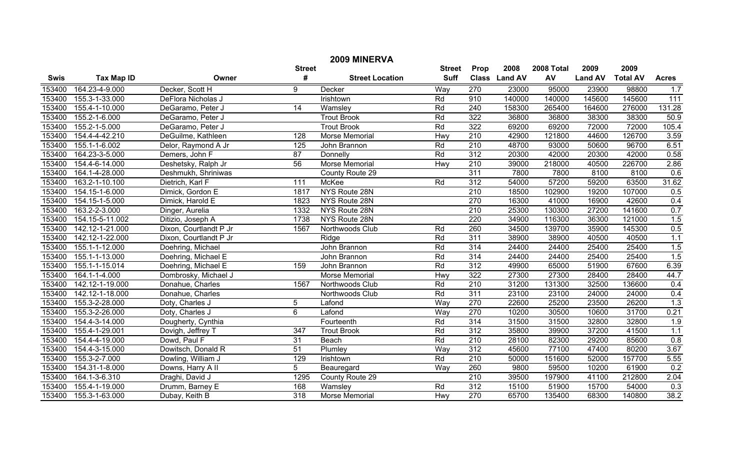# 2009 MINERVA

| Swis | Tax Map ID | Owner | Street # | Street Location | Street Suff | Prop Class | 2008 Land AV | 2008 Total AV | 2009 Land AV | 2009 Total AV | Acres |
|---|---|---|---|---|---|---|---|---|---|---|---|
| 153400 | 164.23-4-9.000 | Decker, Scott H | 9 | Decker | Way | 270 | 23000 | 95000 | 23900 | 98800 | 1.7 |
| 153400 | 155.3-1-33.000 | DeFlora Nicholas J | | Irishtown | Rd | 910 | 140000 | 140000 | 145600 | 145600 | 111 |
| 153400 | 155.4-1-10.000 | DeGaramo, Peter J | 14 | Wamsley | Rd | 240 | 158300 | 265400 | 164600 | 276000 | 131.28 |
| 153400 | 155.2-1-6.000 | DeGaramo, Peter J | | Trout Brook | Rd | 322 | 36800 | 36800 | 38300 | 38300 | 50.9 |
| 153400 | 155.2-1-5.000 | DeGaramo, Peter J | | Trout Brook | Rd | 322 | 69200 | 69200 | 72000 | 72000 | 105.4 |
| 153400 | 154.4-4-42.210 | DeGuilme, Kathleen | 128 | Morse Memorial | Hwy | 210 | 42900 | 121800 | 44600 | 126700 | 3.59 |
| 153400 | 155.1-1-6.002 | Delor, Raymond A Jr | 125 | John Brannon | Rd | 210 | 48700 | 93000 | 50600 | 96700 | 6.51 |
| 153400 | 164.23-3-5.000 | Demers, John F | 87 | Donnelly | Rd | 312 | 20300 | 42000 | 20300 | 42000 | 0.58 |
| 153400 | 154.4-6-14.000 | Deshetsky, Ralph Jr | 56 | Morse Memorial | Hwy | 210 | 39000 | 218000 | 40500 | 226700 | 2.86 |
| 153400 | 164.1-4-28.000 | Deshmukh, Shriniwas | | County Route 29 | | 311 | 7800 | 7800 | 8100 | 8100 | 0.6 |
| 153400 | 163.2-1-10.100 | Dietrich, Karl F | 111 | McKee | Rd | 312 | 54000 | 57200 | 59200 | 63500 | 31.62 |
| 153400 | 154.15-1-6.000 | Dimick, Gordon E | 1817 | NYS Route 28N | | 210 | 18500 | 102900 | 19200 | 107000 | 0.5 |
| 153400 | 154.15-1-5.000 | Dimick, Harold E | 1823 | NYS Route 28N | | 270 | 16300 | 41000 | 16900 | 42600 | 0.4 |
| 153400 | 163.2-2-3.000 | Dinger, Aurelia | 1332 | NYS Route 28N | | 210 | 25300 | 130300 | 27200 | 141600 | 0.7 |
| 153400 | 154.15-5-11.002 | Ditizio, Joseph A | 1738 | NYS Route 28N | | 220 | 34900 | 116300 | 36300 | 121000 | 1.5 |
| 153400 | 142.12-1-21.000 | Dixon, Courtlandt P Jr | 1567 | Northwoods Club | Rd | 260 | 34500 | 139700 | 35900 | 145300 | 0.5 |
| 153400 | 142.12-1-22.000 | Dixon, Courtlandt P Jr | | Ridge | Rd | 311 | 38900 | 38900 | 40500 | 40500 | 1.1 |
| 153400 | 155.1-1-12.000 | Doehring, Michael | | John Brannon | Rd | 314 | 24400 | 24400 | 25400 | 25400 | 1.5 |
| 153400 | 155.1-1-13.000 | Doehring, Michael E | | John Brannon | Rd | 314 | 24400 | 24400 | 25400 | 25400 | 1.5 |
| 153400 | 155.1-1-15.014 | Doehring, Michael E | 159 | John Brannon | Rd | 312 | 49900 | 65000 | 51900 | 67600 | 6.39 |
| 153400 | 164.1-1-4.000 | Dombrosky, Michael J | | Morse Memorial | Hwy | 322 | 27300 | 27300 | 28400 | 28400 | 44.7 |
| 153400 | 142.12-1-19.000 | Donahue, Charles | 1567 | Northwoods Club | Rd | 210 | 31200 | 131300 | 32500 | 136600 | 0.4 |
| 153400 | 142.12-1-18.000 | Donahue, Charles | | Northwoods Club | Rd | 311 | 23100 | 23100 | 24000 | 24000 | 0.4 |
| 153400 | 155.3-2-28.000 | Doty, Charles J | 5 | Lafond | Way | 270 | 22600 | 25200 | 23500 | 26200 | 1.3 |
| 153400 | 155.3-2-26.000 | Doty, Charles J | 6 | Lafond | Way | 270 | 10200 | 30500 | 10600 | 31700 | 0.21 |
| 153400 | 154.4-3-14.000 | Dougherty, Cynthia | | Fourteenth | Rd | 314 | 31500 | 31500 | 32800 | 32800 | 1.9 |
| 153400 | 155.4-1-29.001 | Dovigh, Jeffrey T | 347 | Trout Brook | Rd | 312 | 35800 | 39900 | 37200 | 41500 | 1.1 |
| 153400 | 154.4-4-19.000 | Dowd, Paul F | 31 | Beach | Rd | 210 | 28100 | 82300 | 29200 | 85600 | 0.8 |
| 153400 | 154.4-3-15.000 | Dowitsch, Donald R | 51 | Plumley | Way | 312 | 45600 | 77100 | 47400 | 80200 | 3.67 |
| 153400 | 155.3-2-7.000 | Dowling, William J | 129 | Irishtown | Rd | 210 | 50000 | 151600 | 52000 | 157700 | 5.55 |
| 153400 | 154.31-1-8.000 | Downs, Harry A II | 5 | Beauregard | Way | 260 | 9800 | 59500 | 10200 | 61900 | 0.2 |
| 153400 | 164.1-3-6.310 | Draghi, David J | 1295 | County Route 29 | | 210 | 39500 | 197900 | 41100 | 212800 | 2.04 |
| 153400 | 155.4-1-19.000 | Drumm, Barney E | 168 | Wamsley | Rd | 312 | 15100 | 51900 | 15700 | 54000 | 0.3 |
| 153400 | 155.3-1-63.000 | Dubay, Keith B | 318 | Morse Memorial | Hwy | 270 | 65700 | 135400 | 68300 | 140800 | 38.2 |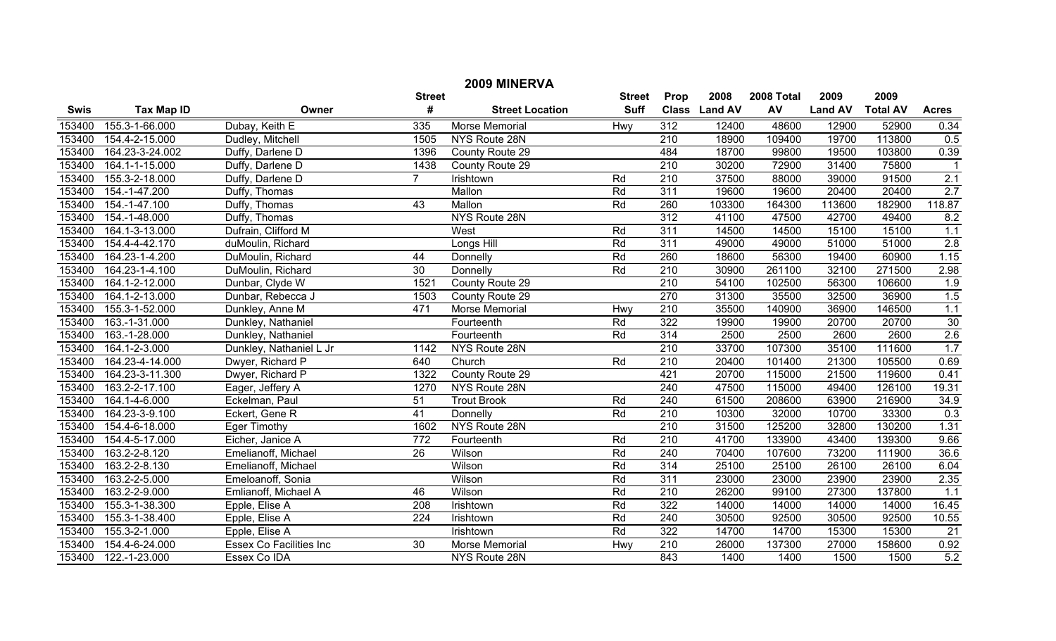# 2009 MINERVA

| Swis | Tax Map ID | Owner | Street # | Street Location | Street Suff | Prop Class | 2008 Land AV | 2008 Total AV | 2009 Land AV | 2009 Total AV | Acres |
|---|---|---|---|---|---|---|---|---|---|---|---|
| 153400 | 155.3-1-66.000 | Dubay, Keith E | 335 | Morse Memorial | Hwy | 312 | 12400 | 48600 | 12900 | 52900 | 0.34 |
| 153400 | 154.4-2-15.000 | Dudley, Mitchell | 1505 | NYS Route 28N | | 210 | 18900 | 109400 | 19700 | 113800 | 0.5 |
| 153400 | 164.23-3-24.002 | Duffy, Darlene D | 1396 | County Route 29 | | 484 | 18700 | 99800 | 19500 | 103800 | 0.39 |
| 153400 | 164.1-1-15.000 | Duffy, Darlene D | 1438 | County Route 29 | | 210 | 30200 | 72900 | 31400 | 75800 | 1 |
| 153400 | 155.3-2-18.000 | Duffy, Darlene D | 7 | Irishtown | Rd | 210 | 37500 | 88000 | 39000 | 91500 | 2.1 |
| 153400 | 154.-1-47.200 | Duffy, Thomas | | Mallon | Rd | 311 | 19600 | 19600 | 20400 | 20400 | 2.7 |
| 153400 | 154.-1-47.100 | Duffy, Thomas | 43 | Mallon | Rd | 260 | 103300 | 164300 | 113600 | 182900 | 118.87 |
| 153400 | 154.-1-48.000 | Duffy, Thomas | | NYS Route 28N | | 312 | 41100 | 47500 | 42700 | 49400 | 8.2 |
| 153400 | 164.1-3-13.000 | Dufrain, Clifford M | | West | Rd | 311 | 14500 | 14500 | 15100 | 15100 | 1.1 |
| 153400 | 154.4-4-42.170 | duMoulin, Richard | | Longs Hill | Rd | 311 | 49000 | 49000 | 51000 | 51000 | 2.8 |
| 153400 | 164.23-1-4.200 | DuMoulin, Richard | 44 | Donnelly | Rd | 260 | 18600 | 56300 | 19400 | 60900 | 1.15 |
| 153400 | 164.23-1-4.100 | DuMoulin, Richard | 30 | Donnelly | Rd | 210 | 30900 | 261100 | 32100 | 271500 | 2.98 |
| 153400 | 164.1-2-12.000 | Dunbar, Clyde W | 1521 | County Route 29 | | 210 | 54100 | 102500 | 56300 | 106600 | 1.9 |
| 153400 | 164.1-2-13.000 | Dunbar, Rebecca J | 1503 | County Route 29 | | 270 | 31300 | 35500 | 32500 | 36900 | 1.5 |
| 153400 | 155.3-1-52.000 | Dunkley, Anne M | 471 | Morse Memorial | Hwy | 210 | 35500 | 140900 | 36900 | 146500 | 1.1 |
| 153400 | 163.-1-31.000 | Dunkley, Nathaniel | | Fourteenth | Rd | 322 | 19900 | 19900 | 20700 | 20700 | 30 |
| 153400 | 163.-1-28.000 | Dunkley, Nathaniel | | Fourteenth | Rd | 314 | 2500 | 2500 | 2600 | 2600 | 2.6 |
| 153400 | 164.1-2-3.000 | Dunkley, Nathaniel L Jr | 1142 | NYS Route 28N | | 210 | 33700 | 107300 | 35100 | 111600 | 1.7 |
| 153400 | 164.23-4-14.000 | Dwyer, Richard P | 640 | Church | Rd | 210 | 20400 | 101400 | 21300 | 105500 | 0.69 |
| 153400 | 164.23-3-11.300 | Dwyer, Richard P | 1322 | County Route 29 | | 421 | 20700 | 115000 | 21500 | 119600 | 0.41 |
| 153400 | 163.2-2-17.100 | Eager, Jeffery A | 1270 | NYS Route 28N | | 240 | 47500 | 115000 | 49400 | 126100 | 19.31 |
| 153400 | 164.1-4-6.000 | Eckelman, Paul | 51 | Trout Brook | Rd | 240 | 61500 | 208600 | 63900 | 216900 | 34.9 |
| 153400 | 164.23-3-9.100 | Eckert, Gene R | 41 | Donnelly | Rd | 210 | 10300 | 32000 | 10700 | 33300 | 0.3 |
| 153400 | 154.4-6-18.000 | Eger Timothy | 1602 | NYS Route 28N | | 210 | 31500 | 125200 | 32800 | 130200 | 1.31 |
| 153400 | 154.4-5-17.000 | Eicher, Janice A | 772 | Fourteenth | Rd | 210 | 41700 | 133900 | 43400 | 139300 | 9.66 |
| 153400 | 163.2-2-8.120 | Emelianoff, Michael | 26 | Wilson | Rd | 240 | 70400 | 107600 | 73200 | 111900 | 36.6 |
| 153400 | 163.2-2-8.130 | Emelianoff, Michael | | Wilson | Rd | 314 | 25100 | 25100 | 26100 | 26100 | 6.04 |
| 153400 | 163.2-2-5.000 | Emeloanoff, Sonia | | Wilson | Rd | 311 | 23000 | 23000 | 23900 | 23900 | 2.35 |
| 153400 | 163.2-2-9.000 | Emlianoff, Michael A | 46 | Wilson | Rd | 210 | 26200 | 99100 | 27300 | 137800 | 1.1 |
| 153400 | 155.3-1-38.300 | Epple, Elise A | 208 | Irishtown | Rd | 322 | 14000 | 14000 | 14000 | 14000 | 16.45 |
| 153400 | 155.3-1-38.400 | Epple, Elise A | 224 | Irishtown | Rd | 240 | 30500 | 92500 | 30500 | 92500 | 10.55 |
| 153400 | 155.3-2-1.000 | Epple, Elise A | | Irishtown | Rd | 322 | 14700 | 14700 | 15300 | 15300 | 21 |
| 153400 | 154.4-6-24.000 | Essex Co Facilities Inc | 30 | Morse Memorial | Hwy | 210 | 26000 | 137300 | 27000 | 158600 | 0.92 |
| 153400 | 122.-1-23.000 | Essex Co IDA | | NYS Route 28N | | 843 | 1400 | 1400 | 1500 | 1500 | 5.2 |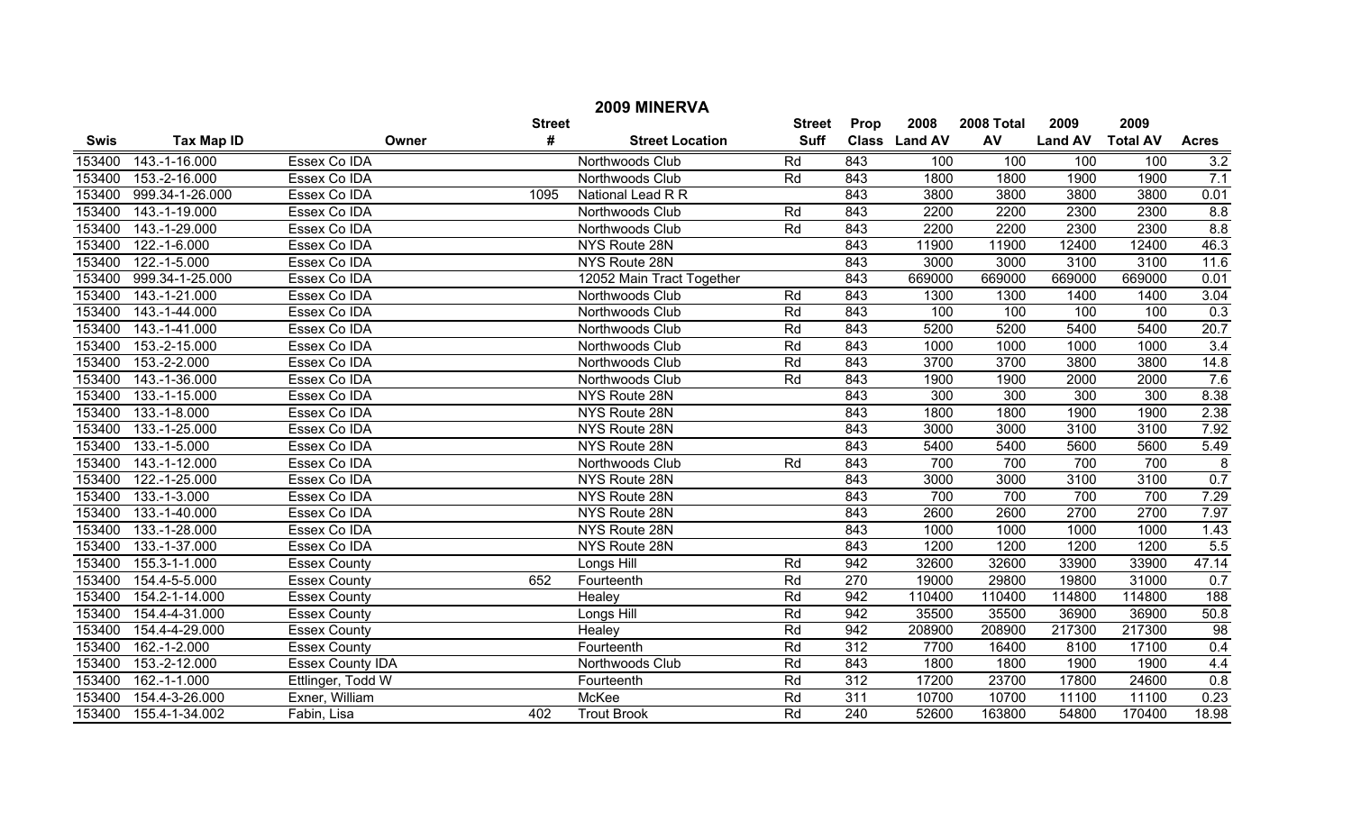# 2009 MINERVA

| Swis | Tax Map ID | Owner | Street # | Street Location | Street Suff | Prop Class | 2008 Land AV | 2008 Total AV | 2009 Land AV | 2009 Total AV | Acres |
|---|---|---|---|---|---|---|---|---|---|---|---|
| 153400 | 143.-1-16.000 | Essex Co IDA | | Northwoods Club | Rd | 843 | 100 | 100 | 100 | 100 | 3.2 |
| 153400 | 153.-2-16.000 | Essex Co IDA | | Northwoods Club | Rd | 843 | 1800 | 1800 | 1900 | 1900 | 7.1 |
| 153400 | 999.34-1-26.000 | Essex Co IDA | 1095 | National Lead R R | | 843 | 3800 | 3800 | 3800 | 3800 | 0.01 |
| 153400 | 143.-1-19.000 | Essex Co IDA | | Northwoods Club | Rd | 843 | 2200 | 2200 | 2300 | 2300 | 8.8 |
| 153400 | 143.-1-29.000 | Essex Co IDA | | Northwoods Club | Rd | 843 | 2200 | 2200 | 2300 | 2300 | 8.8 |
| 153400 | 122.-1-6.000 | Essex Co IDA | | NYS Route 28N | | 843 | 11900 | 11900 | 12400 | 12400 | 46.3 |
| 153400 | 122.-1-5.000 | Essex Co IDA | | NYS Route 28N | | 843 | 3000 | 3000 | 3100 | 3100 | 11.6 |
| 153400 | 999.34-1-25.000 | Essex Co IDA | | 12052 Main Tract Together | | 843 | 669000 | 669000 | 669000 | 669000 | 0.01 |
| 153400 | 143.-1-21.000 | Essex Co IDA | | Northwoods Club | Rd | 843 | 1300 | 1300 | 1400 | 1400 | 3.04 |
| 153400 | 143.-1-44.000 | Essex Co IDA | | Northwoods Club | Rd | 843 | 100 | 100 | 100 | 100 | 0.3 |
| 153400 | 143.-1-41.000 | Essex Co IDA | | Northwoods Club | Rd | 843 | 5200 | 5200 | 5400 | 5400 | 20.7 |
| 153400 | 153.-2-15.000 | Essex Co IDA | | Northwoods Club | Rd | 843 | 1000 | 1000 | 1000 | 1000 | 3.4 |
| 153400 | 153.-2-2.000 | Essex Co IDA | | Northwoods Club | Rd | 843 | 3700 | 3700 | 3800 | 3800 | 14.8 |
| 153400 | 143.-1-36.000 | Essex Co IDA | | Northwoods Club | Rd | 843 | 1900 | 1900 | 2000 | 2000 | 7.6 |
| 153400 | 133.-1-15.000 | Essex Co IDA | | NYS Route 28N | | 843 | 300 | 300 | 300 | 300 | 8.38 |
| 153400 | 133.-1-8.000 | Essex Co IDA | | NYS Route 28N | | 843 | 1800 | 1800 | 1900 | 1900 | 2.38 |
| 153400 | 133.-1-25.000 | Essex Co IDA | | NYS Route 28N | | 843 | 3000 | 3000 | 3100 | 3100 | 7.92 |
| 153400 | 133.-1-5.000 | Essex Co IDA | | NYS Route 28N | | 843 | 5400 | 5400 | 5600 | 5600 | 5.49 |
| 153400 | 143.-1-12.000 | Essex Co IDA | | Northwoods Club | Rd | 843 | 700 | 700 | 700 | 700 | 8 |
| 153400 | 122.-1-25.000 | Essex Co IDA | | NYS Route 28N | | 843 | 3000 | 3000 | 3100 | 3100 | 0.7 |
| 153400 | 133.-1-3.000 | Essex Co IDA | | NYS Route 28N | | 843 | 700 | 700 | 700 | 700 | 7.29 |
| 153400 | 133.-1-40.000 | Essex Co IDA | | NYS Route 28N | | 843 | 2600 | 2600 | 2700 | 2700 | 7.97 |
| 153400 | 133.-1-28.000 | Essex Co IDA | | NYS Route 28N | | 843 | 1000 | 1000 | 1000 | 1000 | 1.43 |
| 153400 | 133.-1-37.000 | Essex Co IDA | | NYS Route 28N | | 843 | 1200 | 1200 | 1200 | 1200 | 5.5 |
| 153400 | 155.3-1-1.000 | Essex County | | Longs Hill | Rd | 942 | 32600 | 32600 | 33900 | 33900 | 47.14 |
| 153400 | 154.4-5-5.000 | Essex County | 652 | Fourteenth | Rd | 270 | 19000 | 29800 | 19800 | 31000 | 0.7 |
| 153400 | 154.2-1-14.000 | Essex County | | Healey | Rd | 942 | 110400 | 110400 | 114800 | 114800 | 188 |
| 153400 | 154.4-4-31.000 | Essex County | | Longs Hill | Rd | 942 | 35500 | 35500 | 36900 | 36900 | 50.8 |
| 153400 | 154.4-4-29.000 | Essex County | | Healey | Rd | 942 | 208900 | 208900 | 217300 | 217300 | 98 |
| 153400 | 162.-1-2.000 | Essex County | | Fourteenth | Rd | 312 | 7700 | 16400 | 8100 | 17100 | 0.4 |
| 153400 | 153.-2-12.000 | Essex County IDA | | Northwoods Club | Rd | 843 | 1800 | 1800 | 1900 | 1900 | 4.4 |
| 153400 | 162.-1-1.000 | Ettlinger, Todd W | | Fourteenth | Rd | 312 | 17200 | 23700 | 17800 | 24600 | 0.8 |
| 153400 | 154.4-3-26.000 | Exner, William | | McKee | Rd | 311 | 10700 | 10700 | 11100 | 11100 | 0.23 |
| 153400 | 155.4-1-34.002 | Fabin, Lisa | 402 | Trout Brook | Rd | 240 | 52600 | 163800 | 54800 | 170400 | 18.98 |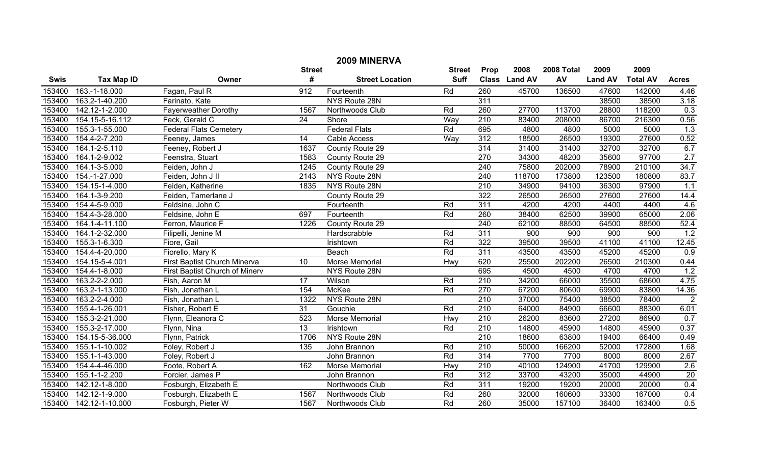# 2009 MINERVA

| Swis | Tax Map ID | Owner | Street # | Street Location | Street Suff | Prop Class | 2008 Land AV | 2008 Total AV | 2009 Land AV | 2009 Total AV | Acres |
|---|---|---|---|---|---|---|---|---|---|---|---|
| 153400 | 163.-1-18.000 | Fagan, Paul R | 912 | Fourteenth | Rd | 260 | 45700 | 136500 | 47600 | 142000 | 4.46 |
| 153400 | 163.2-1-40.200 | Farinato, Kate | | NYS Route 28N | | 311 | | | 38500 | 38500 | 3.18 |
| 153400 | 142.12-1-2.000 | Fayerweather Dorothy | 1567 | Northwoods Club | Rd | 260 | 27700 | 113700 | 28800 | 118200 | 0.3 |
| 153400 | 154.15-5-16.112 | Feck, Gerald C | 24 | Shore | Way | 210 | 83400 | 208000 | 86700 | 216300 | 0.56 |
| 153400 | 155.3-1-55.000 | Federal Flats Cemetery | | Federal Flats | Rd | 695 | 4800 | 4800 | 5000 | 5000 | 1.3 |
| 153400 | 154.4-2-7.200 | Feeney, James | 14 | Cable Access | Way | 312 | 18500 | 26500 | 19300 | 27600 | 0.52 |
| 153400 | 164.1-2-5.110 | Feeney, Robert J | 1637 | County Route 29 | | 314 | 31400 | 31400 | 32700 | 32700 | 6.7 |
| 153400 | 164.1-2-9.002 | Feenstra, Stuart | 1583 | County Route 29 | | 270 | 34300 | 48200 | 35600 | 97700 | 2.7 |
| 153400 | 164.1-3-5.000 | Feiden, John J | 1245 | County Route 29 | | 240 | 75800 | 202000 | 78900 | 210100 | 34.7 |
| 153400 | 154.-1-27.000 | Feiden, John J II | 2143 | NYS Route 28N | | 240 | 118700 | 173800 | 123500 | 180800 | 83.7 |
| 153400 | 154.15-1-4.000 | Feiden, Katherine | 1835 | NYS Route 28N | | 210 | 34900 | 94100 | 36300 | 97900 | 1.1 |
| 153400 | 164.1-3-9.200 | Feiden, Tamerlane J | | County Route 29 | | 322 | 26500 | 26500 | 27600 | 27600 | 14.4 |
| 153400 | 154.4-5-9.000 | Feldsine, John C | | Fourteenth | Rd | 311 | 4200 | 4200 | 4400 | 4400 | 4.6 |
| 153400 | 154.4-3-28.000 | Feldsine, John E | 697 | Fourteenth | Rd | 260 | 38400 | 62500 | 39900 | 65000 | 2.06 |
| 153400 | 164.1-4-11.100 | Ferron, Maurice F | 1226 | County Route 29 | | 240 | 62100 | 88500 | 64500 | 88500 | 52.4 |
| 153400 | 164.1-2-32.000 | Filipelli, Jenine M | | Hardscrabble | Rd | 311 | 900 | 900 | 900 | 900 | 1.2 |
| 153400 | 155.3-1-6.300 | Fiore, Gail | | Irishtown | Rd | 322 | 39500 | 39500 | 41100 | 41100 | 12.45 |
| 153400 | 154.4-4-20.000 | Fiorello, Mary K | | Beach | Rd | 311 | 43500 | 43500 | 45200 | 45200 | 0.9 |
| 153400 | 154.15-5-4.001 | First Baptist Church Minerva | 10 | Morse Memorial | Hwy | 620 | 25500 | 202200 | 26500 | 210300 | 0.44 |
| 153400 | 154.4-1-8.000 | First Baptist Church of Minerv | | NYS Route 28N | | 695 | 4500 | 4500 | 4700 | 4700 | 1.2 |
| 153400 | 163.2-2-2.000 | Fish, Aaron M | 17 | Wilson | Rd | 210 | 34200 | 66000 | 35500 | 68600 | 4.75 |
| 153400 | 163.2-1-13.000 | Fish, Jonathan L | 154 | McKee | Rd | 270 | 67200 | 80600 | 69900 | 83800 | 14.36 |
| 153400 | 163.2-2-4.000 | Fish, Jonathan L | 1322 | NYS Route 28N | | 210 | 37000 | 75400 | 38500 | 78400 | 2 |
| 153400 | 155.4-1-26.001 | Fisher, Robert E | 31 | Gouchie | Rd | 210 | 64000 | 84900 | 66600 | 88300 | 6.01 |
| 153400 | 155.3-2-21.000 | Flynn, Eleanora C | 523 | Morse Memorial | Hwy | 210 | 26200 | 83600 | 27200 | 86900 | 0.7 |
| 153400 | 155.3-2-17.000 | Flynn, Nina | 13 | Irishtown | Rd | 210 | 14800 | 45900 | 14800 | 45900 | 0.37 |
| 153400 | 154.15-5-36.000 | Flynn, Patrick | 1706 | NYS Route 28N | | 210 | 18600 | 63800 | 19400 | 66400 | 0.49 |
| 153400 | 155.1-1-10.002 | Foley, Robert J | 135 | John Brannon | Rd | 210 | 50000 | 166200 | 52000 | 172800 | 1.68 |
| 153400 | 155.1-1-43.000 | Foley, Robert J | | John Brannon | Rd | 314 | 7700 | 7700 | 8000 | 8000 | 2.67 |
| 153400 | 154.4-4-46.000 | Foote, Robert A | 162 | Morse Memorial | Hwy | 210 | 40100 | 124900 | 41700 | 129900 | 2.6 |
| 153400 | 155.1-1-2.200 | Forcier, James P | | John Brannon | Rd | 312 | 33700 | 43200 | 35000 | 44900 | 20 |
| 153400 | 142.12-1-8.000 | Fosburgh, Elizabeth E | | Northwoods Club | Rd | 311 | 19200 | 19200 | 20000 | 20000 | 0.4 |
| 153400 | 142.12-1-9.000 | Fosburgh, Elizabeth E | 1567 | Northwoods Club | Rd | 260 | 32000 | 160600 | 33300 | 167000 | 0.4 |
| 153400 | 142.12-1-10.000 | Fosburgh, Pieter W | 1567 | Northwoods Club | Rd | 260 | 35000 | 157100 | 36400 | 163400 | 0.5 |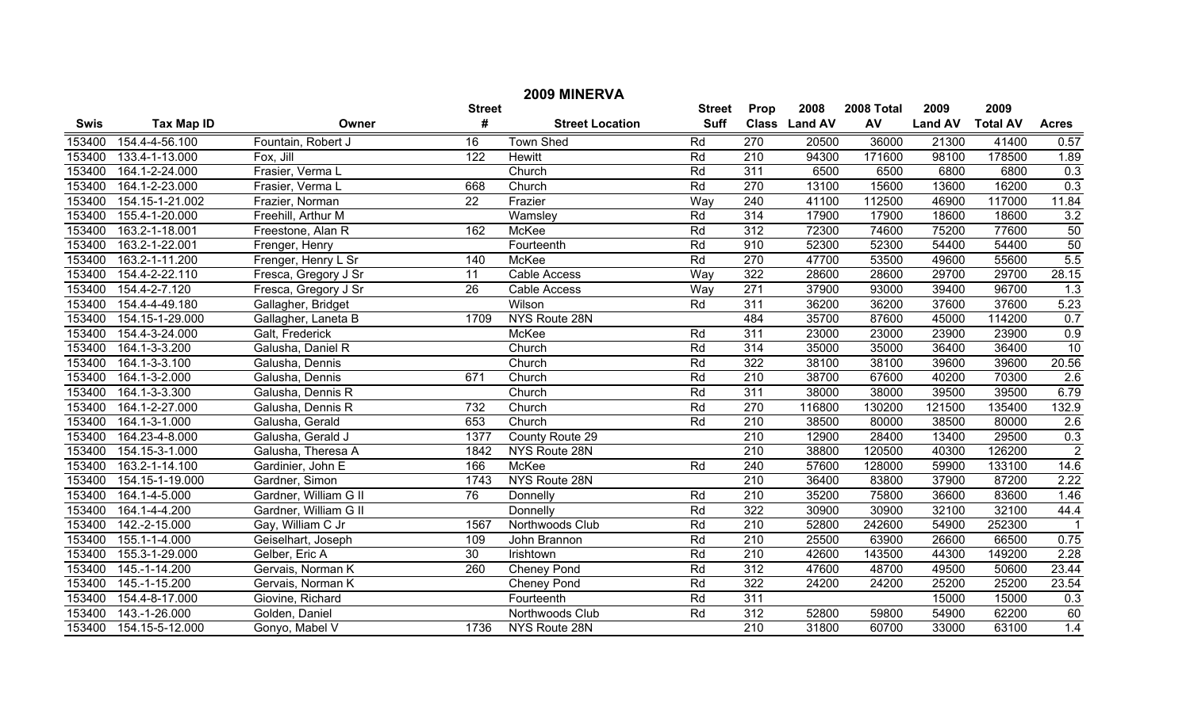# 2009 MINERVA

| Swis | Tax Map ID | Owner | Street # | Street Location | Street Suff | Prop Class | 2008 Land AV | 2008 Total AV | 2009 Land AV | 2009 Total AV | Acres |
|---|---|---|---|---|---|---|---|---|---|---|---|
| 153400 | 154.4-4-56.100 | Fountain, Robert J | 16 | Town Shed | Rd | 270 | 20500 | 36000 | 21300 | 41400 | 0.57 |
| 153400 | 133.4-1-13.000 | Fox, Jill | 122 | Hewitt | Rd | 210 | 94300 | 171600 | 98100 | 178500 | 1.89 |
| 153400 | 164.1-2-24.000 | Frasier, Verma L | | Church | Rd | 311 | 6500 | 6500 | 6800 | 6800 | 0.3 |
| 153400 | 164.1-2-23.000 | Frasier, Verma L | 668 | Church | Rd | 270 | 13100 | 15600 | 13600 | 16200 | 0.3 |
| 153400 | 154.15-1-21.002 | Frazier, Norman | 22 | Frazier | Way | 240 | 41100 | 112500 | 46900 | 117000 | 11.84 |
| 153400 | 155.4-1-20.000 | Freehill, Arthur M | | Wamsley | Rd | 314 | 17900 | 17900 | 18600 | 18600 | 3.2 |
| 153400 | 163.2-1-18.001 | Freestone, Alan R | 162 | McKee | Rd | 312 | 72300 | 74600 | 75200 | 77600 | 50 |
| 153400 | 163.2-1-22.001 | Frenger, Henry | | Fourteenth | Rd | 910 | 52300 | 52300 | 54400 | 54400 | 50 |
| 153400 | 163.2-1-11.200 | Frenger, Henry L Sr | 140 | McKee | Rd | 270 | 47700 | 53500 | 49600 | 55600 | 5.5 |
| 153400 | 154.4-2-22.110 | Fresca, Gregory J Sr | 11 | Cable Access | Way | 322 | 28600 | 28600 | 29700 | 29700 | 28.15 |
| 153400 | 154.4-2-7.120 | Fresca, Gregory J Sr | 26 | Cable Access | Way | 271 | 37900 | 93000 | 39400 | 96700 | 1.3 |
| 153400 | 154.4-4-49.180 | Gallagher, Bridget | | Wilson | Rd | 311 | 36200 | 36200 | 37600 | 37600 | 5.23 |
| 153400 | 154.15-1-29.000 | Gallagher, Laneta B | 1709 | NYS Route 28N | | 484 | 35700 | 87600 | 45000 | 114200 | 0.7 |
| 153400 | 154.4-3-24.000 | Galt, Frederick | | McKee | Rd | 311 | 23000 | 23000 | 23900 | 23900 | 0.9 |
| 153400 | 164.1-3-3.200 | Galusha, Daniel R | | Church | Rd | 314 | 35000 | 35000 | 36400 | 36400 | 10 |
| 153400 | 164.1-3-3.100 | Galusha, Dennis | | Church | Rd | 322 | 38100 | 38100 | 39600 | 39600 | 20.56 |
| 153400 | 164.1-3-2.000 | Galusha, Dennis | 671 | Church | Rd | 210 | 38700 | 67600 | 40200 | 70300 | 2.6 |
| 153400 | 164.1-3-3.300 | Galusha, Dennis R | | Church | Rd | 311 | 38000 | 38000 | 39500 | 39500 | 6.79 |
| 153400 | 164.1-2-27.000 | Galusha, Dennis R | 732 | Church | Rd | 270 | 116800 | 130200 | 121500 | 135400 | 132.9 |
| 153400 | 164.1-3-1.000 | Galusha, Gerald | 653 | Church | Rd | 210 | 38500 | 80000 | 38500 | 80000 | 2.6 |
| 153400 | 164.23-4-8.000 | Galusha, Gerald J | 1377 | County Route 29 | | 210 | 12900 | 28400 | 13400 | 29500 | 0.3 |
| 153400 | 154.15-3-1.000 | Galusha, Theresa A | 1842 | NYS Route 28N | | 210 | 38800 | 120500 | 40300 | 126200 | 2 |
| 153400 | 163.2-1-14.100 | Gardinier, John E | 166 | McKee | Rd | 240 | 57600 | 128000 | 59900 | 133100 | 14.6 |
| 153400 | 154.15-1-19.000 | Gardner, Simon | 1743 | NYS Route 28N | | 210 | 36400 | 83800 | 37900 | 87200 | 2.22 |
| 153400 | 164.1-4-5.000 | Gardner, William G II | 76 | Donnelly | Rd | 210 | 35200 | 75800 | 36600 | 83600 | 1.46 |
| 153400 | 164.1-4-4.200 | Gardner, William G II | | Donnelly | Rd | 322 | 30900 | 30900 | 32100 | 32100 | 44.4 |
| 153400 | 142.-2-15.000 | Gay, William C Jr | 1567 | Northwoods Club | Rd | 210 | 52800 | 242600 | 54900 | 252300 | 1 |
| 153400 | 155.1-1-4.000 | Geiselhart, Joseph | 109 | John Brannon | Rd | 210 | 25500 | 63900 | 26600 | 66500 | 0.75 |
| 153400 | 155.3-1-29.000 | Gelber, Eric A | 30 | Irishtown | Rd | 210 | 42600 | 143500 | 44300 | 149200 | 2.28 |
| 153400 | 145.-1-14.200 | Gervais, Norman K | 260 | Cheney Pond | Rd | 312 | 47600 | 48700 | 49500 | 50600 | 23.44 |
| 153400 | 145.-1-15.200 | Gervais, Norman K | | Cheney Pond | Rd | 322 | 24200 | 24200 | 25200 | 25200 | 23.54 |
| 153400 | 154.4-8-17.000 | Giovine, Richard | | Fourteenth | Rd | 311 | | | 15000 | 15000 | 0.3 |
| 153400 | 143.-1-26.000 | Golden, Daniel | | Northwoods Club | Rd | 312 | 52800 | 59800 | 54900 | 62200 | 60 |
| 153400 | 154.15-5-12.000 | Gonyo, Mabel V | 1736 | NYS Route 28N | | 210 | 31800 | 60700 | 33000 | 63100 | 1.4 |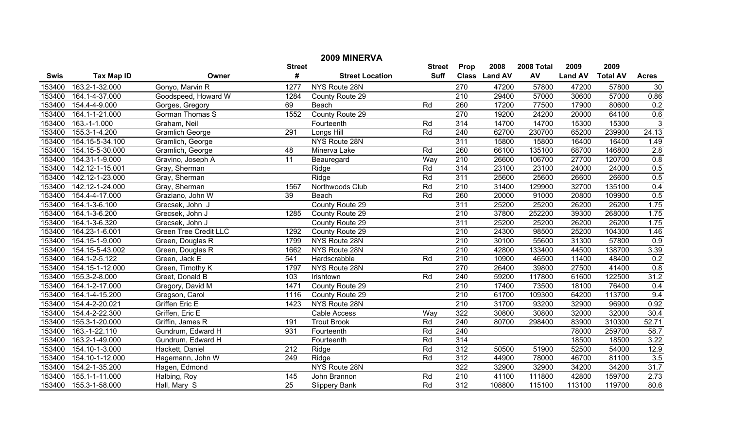# 2009 MINERVA

| Swis | Tax Map ID | Owner | Street # | Street Location | Street Suff | Prop Class | 2008 Land AV | 2008 Total AV | 2009 Land AV | 2009 Total AV | Acres |
|---|---|---|---|---|---|---|---|---|---|---|---|
| 153400 | 163.2-1-32.000 | Gonyo, Marvin R | 1277 | NYS Route 28N | | 270 | 47200 | 57800 | 47200 | 57800 | 30 |
| 153400 | 164.1-4-37.000 | Goodspeed, Howard W | 1284 | County Route 29 | | 210 | 29400 | 57000 | 30600 | 57000 | 0.86 |
| 153400 | 154.4-4-9.000 | Gorges, Gregory | 69 | Beach | Rd | 260 | 17200 | 77500 | 17900 | 80600 | 0.2 |
| 153400 | 164.1-1-21.000 | Gorman Thomas S | 1552 | County Route 29 | | 270 | 19200 | 24200 | 20000 | 64100 | 0.6 |
| 153400 | 163.-1-1.000 | Graham, Neil | | Fourteenth | Rd | 314 | 14700 | 14700 | 15300 | 15300 | 3 |
| 153400 | 155.3-1-4.200 | Gramlich George | 291 | Longs Hill | Rd | 240 | 62700 | 230700 | 65200 | 239900 | 24.13 |
| 153400 | 154.15-5-34.100 | Gramlich, George | | NYS Route 28N | | 311 | 15800 | 15800 | 16400 | 16400 | 1.49 |
| 153400 | 154.15-5-30.000 | Gramlich, George | 48 | Minerva Lake | Rd | 260 | 66100 | 135100 | 68700 | 146800 | 2.8 |
| 153400 | 154.31-1-9.000 | Gravino, Joseph A | 11 | Beauregard | Way | 210 | 26600 | 106700 | 27700 | 120700 | 0.8 |
| 153400 | 142.12-1-15.001 | Gray, Sherman | | Ridge | Rd | 314 | 23100 | 23100 | 24000 | 24000 | 0.5 |
| 153400 | 142.12-1-23.000 | Gray, Sherman | | Ridge | Rd | 311 | 25600 | 25600 | 26600 | 26600 | 0.5 |
| 153400 | 142.12-1-24.000 | Gray, Sherman | 1567 | Northwoods Club | Rd | 210 | 31400 | 129900 | 32700 | 135100 | 0.4 |
| 153400 | 154.4-4-17.000 | Graziano, John W | 39 | Beach | Rd | 260 | 20000 | 91000 | 20800 | 109900 | 0.5 |
| 153400 | 164.1-3-6.100 | Grecsek, John J | | County Route 29 | | 311 | 25200 | 25200 | 26200 | 26200 | 1.75 |
| 153400 | 164.1-3-6.200 | Grecsek, John J | 1285 | County Route 29 | | 210 | 37800 | 252200 | 39300 | 268000 | 1.75 |
| 153400 | 164.1-3-6.320 | Grecsek, John J | | County Route 29 | | 311 | 25200 | 25200 | 26200 | 26200 | 1.75 |
| 153400 | 164.23-1-6.001 | Green Tree Credit LLC | 1292 | County Route 29 | | 210 | 24300 | 98500 | 25200 | 104300 | 1.46 |
| 153400 | 154.15-1-9.000 | Green, Douglas R | 1799 | NYS Route 28N | | 210 | 30100 | 55600 | 31300 | 57800 | 0.9 |
| 153400 | 154.15-5-43.002 | Green, Douglas R | 1662 | NYS Route 28N | | 210 | 42800 | 133400 | 44500 | 138700 | 3.39 |
| 153400 | 164.1-2-5.122 | Green, Jack E | 541 | Hardscrabble | Rd | 210 | 10900 | 46500 | 11400 | 48400 | 0.2 |
| 153400 | 154.15-1-12.000 | Green, Timothy K | 1797 | NYS Route 28N | | 270 | 26400 | 39800 | 27500 | 41400 | 0.8 |
| 153400 | 155.3-2-8.000 | Greet, Donald B | 103 | Irishtown | Rd | 240 | 59200 | 117800 | 61600 | 122500 | 31.2 |
| 153400 | 164.1-2-17.000 | Gregory, David M | 1471 | County Route 29 | | 210 | 17400 | 73500 | 18100 | 76400 | 0.4 |
| 153400 | 164.1-4-15.200 | Gregson, Carol | 1116 | County Route 29 | | 210 | 61700 | 109300 | 64200 | 113700 | 9.4 |
| 153400 | 154.4-2-20.021 | Griffen Eric E | 1423 | NYS Route 28N | | 210 | 31700 | 93200 | 32900 | 96900 | 0.92 |
| 153400 | 154.4-2-22.300 | Griffen, Eric E | | Cable Access | Way | 322 | 30800 | 30800 | 32000 | 32000 | 30.4 |
| 153400 | 155.3-1-20.000 | Griffin, James R | 191 | Trout Brook | Rd | 240 | 80700 | 298400 | 83900 | 310300 | 52.71 |
| 153400 | 163.-1-22.110 | Gundrum, Edward H | 931 | Fourteenth | Rd | 240 | | | 78000 | 259700 | 58.7 |
| 153400 | 163.2-1-49.000 | Gundrum, Edward H | | Fourteenth | Rd | 314 | | | 18500 | 18500 | 3.22 |
| 153400 | 154.10-1-3.000 | Hackett, Daniel | 212 | Ridge | Rd | 312 | 50500 | 51900 | 52500 | 54000 | 12.9 |
| 153400 | 154.10-1-12.000 | Hagemann, John W | 249 | Ridge | Rd | 312 | 44900 | 78000 | 46700 | 81100 | 3.5 |
| 153400 | 154.2-1-35.200 | Hagen, Edmond | | NYS Route 28N | | 322 | 32900 | 32900 | 34200 | 34200 | 31.7 |
| 153400 | 155.1-1-11.000 | Halbing, Roy | 145 | John Brannon | Rd | 210 | 41100 | 111800 | 42800 | 159700 | 2.73 |
| 153400 | 155.3-1-58.000 | Hall, Mary S | 25 | Slippery Bank | Rd | 312 | 108800 | 115100 | 113100 | 119700 | 80.6 |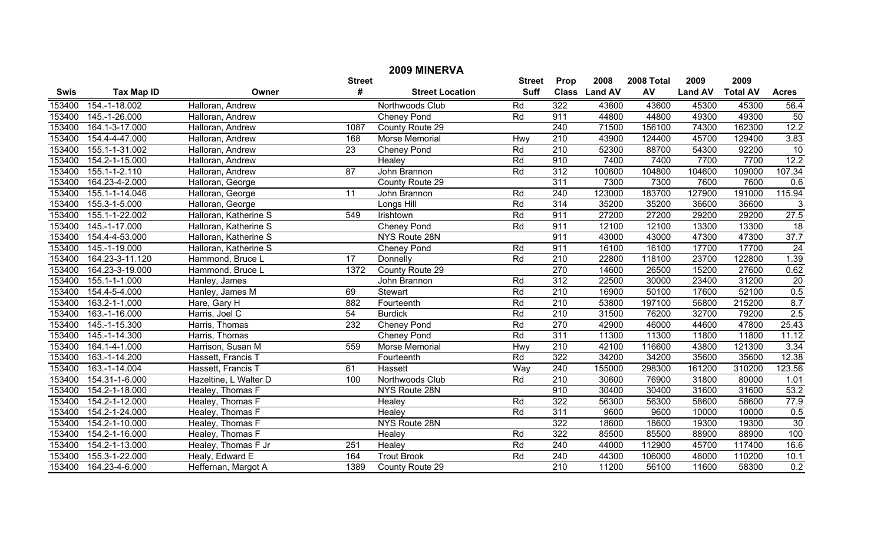# 2009 MINERVA

| Swis | Tax Map ID | Owner | Street # | Street Location | Street Suff | Prop Class | 2008 Land AV | 2008 Total AV | 2009 Land AV | 2009 Total AV | Acres |
|---|---|---|---|---|---|---|---|---|---|---|---|
| 153400 | 154.-1-18.002 | Halloran, Andrew | | Northwoods Club | Rd | 322 | 43600 | 43600 | 45300 | 45300 | 56.4 |
| 153400 | 145.-1-26.000 | Halloran, Andrew | | Cheney Pond | Rd | 911 | 44800 | 44800 | 49300 | 49300 | 50 |
| 153400 | 164.1-3-17.000 | Halloran, Andrew | 1087 | County Route 29 | | 240 | 71500 | 156100 | 74300 | 162300 | 12.2 |
| 153400 | 154.4-4-47.000 | Halloran, Andrew | 168 | Morse Memorial | Hwy | 210 | 43900 | 124400 | 45700 | 129400 | 3.83 |
| 153400 | 155.1-1-31.002 | Halloran, Andrew | 23 | Cheney Pond | Rd | 210 | 52300 | 88700 | 54300 | 92200 | 10 |
| 153400 | 154.2-1-15.000 | Halloran, Andrew | | Healey | Rd | 910 | 7400 | 7400 | 7700 | 7700 | 12.2 |
| 153400 | 155.1-1-2.110 | Halloran, Andrew | 87 | John Brannon | Rd | 312 | 100600 | 104800 | 104600 | 109000 | 107.34 |
| 153400 | 164.23-4-2.000 | Halloran, George | | County Route 29 | | 311 | 7300 | 7300 | 7600 | 7600 | 0.6 |
| 153400 | 155.1-1-14.046 | Halloran, George | 11 | John Brannon | Rd | 240 | 123000 | 183700 | 127900 | 191000 | 115.94 |
| 153400 | 155.3-1-5.000 | Halloran, George | | Longs Hill | Rd | 314 | 35200 | 35200 | 36600 | 36600 | 3 |
| 153400 | 155.1-1-22.002 | Halloran, Katherine S | 549 | Irishtown | Rd | 911 | 27200 | 27200 | 29200 | 29200 | 27.5 |
| 153400 | 145.-1-17.000 | Halloran, Katherine S | | Cheney Pond | Rd | 911 | 12100 | 12100 | 13300 | 13300 | 18 |
| 153400 | 154.4-4-53.000 | Halloran, Katherine S | | NYS Route 28N | | 911 | 43000 | 43000 | 47300 | 47300 | 37.7 |
| 153400 | 145.-1-19.000 | Halloran, Katherine S | | Cheney Pond | Rd | 911 | 16100 | 16100 | 17700 | 17700 | 24 |
| 153400 | 164.23-3-11.120 | Hammond, Bruce L | 17 | Donnelly | Rd | 210 | 22800 | 118100 | 23700 | 122800 | 1.39 |
| 153400 | 164.23-3-19.000 | Hammond, Bruce L | 1372 | County Route 29 | | 270 | 14600 | 26500 | 15200 | 27600 | 0.62 |
| 153400 | 155.1-1-1.000 | Hanley, James | | John Brannon | Rd | 312 | 22500 | 30000 | 23400 | 31200 | 20 |
| 153400 | 154.4-5-4.000 | Hanley, James M | 69 | Stewart | Rd | 210 | 16900 | 50100 | 17600 | 52100 | 0.5 |
| 153400 | 163.2-1-1.000 | Hare, Gary H | 882 | Fourteenth | Rd | 210 | 53800 | 197100 | 56800 | 215200 | 8.7 |
| 153400 | 163.-1-16.000 | Harris, Joel C | 54 | Burdick | Rd | 210 | 31500 | 76200 | 32700 | 79200 | 2.5 |
| 153400 | 145.-1-15.300 | Harris, Thomas | 232 | Cheney Pond | Rd | 270 | 42900 | 46000 | 44600 | 47800 | 25.43 |
| 153400 | 145.-1-14.300 | Harris, Thomas | | Cheney Pond | Rd | 311 | 11300 | 11300 | 11800 | 11800 | 11.12 |
| 153400 | 164.1-4-1.000 | Harrison, Susan M | 559 | Morse Memorial | Hwy | 210 | 42100 | 116600 | 43800 | 121300 | 3.34 |
| 153400 | 163.-1-14.200 | Hassett, Francis T | | Fourteenth | Rd | 322 | 34200 | 34200 | 35600 | 35600 | 12.38 |
| 153400 | 163.-1-14.004 | Hassett, Francis T | 61 | Hassett | Way | 240 | 155000 | 298300 | 161200 | 310200 | 123.56 |
| 153400 | 154.31-1-6.000 | Hazeltine, L Walter D | 100 | Northwoods Club | Rd | 210 | 30600 | 76900 | 31800 | 80000 | 1.01 |
| 153400 | 154.2-1-18.000 | Healey, Thomas F | | NYS Route 28N | | 910 | 30400 | 30400 | 31600 | 31600 | 53.2 |
| 153400 | 154.2-1-12.000 | Healey, Thomas F | | Healey | Rd | 322 | 56300 | 56300 | 58600 | 58600 | 77.9 |
| 153400 | 154.2-1-24.000 | Healey, Thomas F | | Healey | Rd | 311 | 9600 | 9600 | 10000 | 10000 | 0.5 |
| 153400 | 154.2-1-10.000 | Healey, Thomas F | | NYS Route 28N | | 322 | 18600 | 18600 | 19300 | 19300 | 30 |
| 153400 | 154.2-1-16.000 | Healey, Thomas F | | Healey | Rd | 322 | 85500 | 85500 | 88900 | 88900 | 100 |
| 153400 | 154.2-1-13.000 | Healey, Thomas F Jr | 251 | Healey | Rd | 240 | 44000 | 112900 | 45700 | 117400 | 16.6 |
| 153400 | 155.3-1-22.000 | Healy, Edward E | 164 | Trout Brook | Rd | 240 | 44300 | 106000 | 46000 | 110200 | 10.1 |
| 153400 | 164.23-4-6.000 | Heffernan, Margot A | 1389 | County Route 29 | | 210 | 11200 | 56100 | 11600 | 58300 | 0.2 |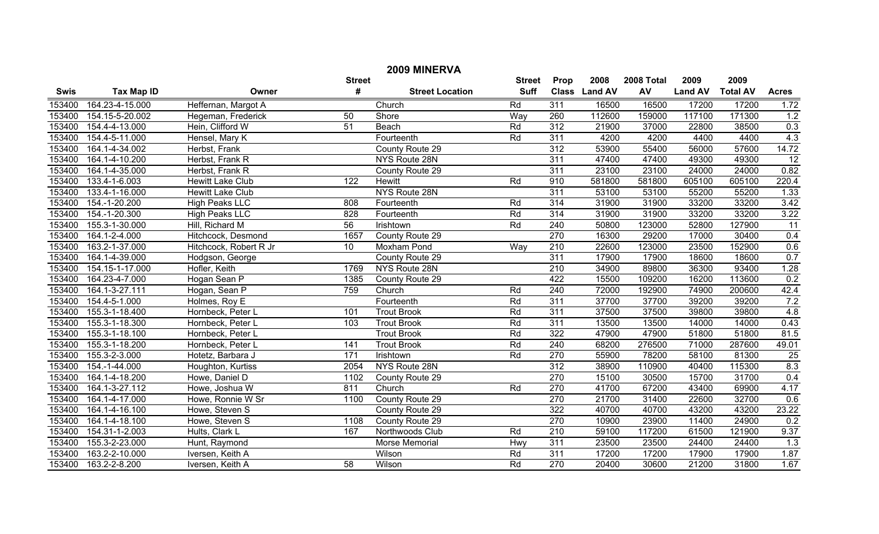# 2009 MINERVA

| Swis | Tax Map ID | Owner | Street # | Street Location | Street Suff | Prop Class | 2008 Land AV | 2008 Total AV | 2009 Land AV | 2009 Total AV | Acres |
|---|---|---|---|---|---|---|---|---|---|---|---|
| 153400 | 164.23-4-15.000 | Heffernan, Margot A | | Church | Rd | 311 | 16500 | 16500 | 17200 | 17200 | 1.72 |
| 153400 | 154.15-5-20.002 | Hegeman, Frederick | 50 | Shore | Way | 260 | 112600 | 159000 | 117100 | 171300 | 1.2 |
| 153400 | 154.4-4-13.000 | Hein, Clifford W | 51 | Beach | Rd | 312 | 21900 | 37000 | 22800 | 38500 | 0.3 |
| 153400 | 154.4-5-11.000 | Hensel, Mary K | | Fourteenth | Rd | 311 | 4200 | 4200 | 4400 | 4400 | 4.3 |
| 153400 | 164.1-4-34.002 | Herbst, Frank | | County Route 29 | | 312 | 53900 | 55400 | 56000 | 57600 | 14.72 |
| 153400 | 164.1-4-10.200 | Herbst, Frank R | | NYS Route 28N | | 311 | 47400 | 47400 | 49300 | 49300 | 12 |
| 153400 | 164.1-4-35.000 | Herbst, Frank R | | County Route 29 | | 311 | 23100 | 23100 | 24000 | 24000 | 0.82 |
| 153400 | 133.4-1-6.003 | Hewitt Lake Club | 122 | Hewitt | Rd | 910 | 581800 | 581800 | 605100 | 605100 | 220.4 |
| 153400 | 133.4-1-16.000 | Hewitt Lake Club | | NYS Route 28N | | 311 | 53100 | 53100 | 55200 | 55200 | 1.33 |
| 153400 | 154.-1-20.200 | High Peaks LLC | 808 | Fourteenth | Rd | 314 | 31900 | 31900 | 33200 | 33200 | 3.42 |
| 153400 | 154.-1-20.300 | High Peaks LLC | 828 | Fourteenth | Rd | 314 | 31900 | 31900 | 33200 | 33200 | 3.22 |
| 153400 | 155.3-1-30.000 | Hill, Richard M | 56 | Irishtown | Rd | 240 | 50800 | 123000 | 52800 | 127900 | 11 |
| 153400 | 164.1-2-4.000 | Hitchcock, Desmond | 1657 | County Route 29 | | 270 | 16300 | 29200 | 17000 | 30400 | 0.4 |
| 153400 | 163.2-1-37.000 | Hitchcock, Robert R Jr | 10 | Moxham Pond | Way | 210 | 22600 | 123000 | 23500 | 152900 | 0.6 |
| 153400 | 164.1-4-39.000 | Hodgson, George | | County Route 29 | | 311 | 17900 | 17900 | 18600 | 18600 | 0.7 |
| 153400 | 154.15-1-17.000 | Hofler, Keith | 1769 | NYS Route 28N | | 210 | 34900 | 89800 | 36300 | 93400 | 1.28 |
| 153400 | 164.23-4-7.000 | Hogan Sean P | 1385 | County Route 29 | | 422 | 15500 | 109200 | 16200 | 113600 | 0.2 |
| 153400 | 164.1-3-27.111 | Hogan, Sean P | 759 | Church | Rd | 240 | 72000 | 192900 | 74900 | 200600 | 42.4 |
| 153400 | 154.4-5-1.000 | Holmes, Roy E | | Fourteenth | Rd | 311 | 37700 | 37700 | 39200 | 39200 | 7.2 |
| 153400 | 155.3-1-18.400 | Hornbeck, Peter L | 101 | Trout Brook | Rd | 311 | 37500 | 37500 | 39800 | 39800 | 4.8 |
| 153400 | 155.3-1-18.300 | Hornbeck, Peter L | 103 | Trout Brook | Rd | 311 | 13500 | 13500 | 14000 | 14000 | 0.43 |
| 153400 | 155.3-1-18.100 | Hornbeck, Peter L | | Trout Brook | Rd | 322 | 47900 | 47900 | 51800 | 51800 | 81.5 |
| 153400 | 155.3-1-18.200 | Hornbeck, Peter L | 141 | Trout Brook | Rd | 240 | 68200 | 276500 | 71000 | 287600 | 49.01 |
| 153400 | 155.3-2-3.000 | Hotetz, Barbara J | 171 | Irishtown | Rd | 270 | 55900 | 78200 | 58100 | 81300 | 25 |
| 153400 | 154.-1-44.000 | Houghton, Kurtiss | 2054 | NYS Route 28N | | 312 | 38900 | 110900 | 40400 | 115300 | 8.3 |
| 153400 | 164.1-4-18.200 | Howe, Daniel D | 1102 | County Route 29 | | 270 | 15100 | 30500 | 15700 | 31700 | 0.4 |
| 153400 | 164.1-3-27.112 | Howe, Joshua W | 811 | Church | Rd | 270 | 41700 | 67200 | 43400 | 69900 | 4.17 |
| 153400 | 164.1-4-17.000 | Howe, Ronnie W Sr | 1100 | County Route 29 | | 270 | 21700 | 31400 | 22600 | 32700 | 0.6 |
| 153400 | 164.1-4-16.100 | Howe, Steven S | | County Route 29 | | 322 | 40700 | 40700 | 43200 | 43200 | 23.22 |
| 153400 | 164.1-4-18.100 | Howe, Steven S | 1108 | County Route 29 | | 270 | 10900 | 23900 | 11400 | 24900 | 0.2 |
| 153400 | 154.31-1-2.003 | Hults, Clark L | 167 | Northwoods Club | Rd | 210 | 59100 | 117200 | 61500 | 121900 | 9.37 |
| 153400 | 155.3-2-23.000 | Hunt, Raymond | | Morse Memorial | Hwy | 311 | 23500 | 23500 | 24400 | 24400 | 1.3 |
| 153400 | 163.2-2-10.000 | Iversen, Keith A | | Wilson | Rd | 311 | 17200 | 17200 | 17900 | 17900 | 1.87 |
| 153400 | 163.2-2-8.200 | Iversen, Keith A | 58 | Wilson | Rd | 270 | 20400 | 30600 | 21200 | 31800 | 1.67 |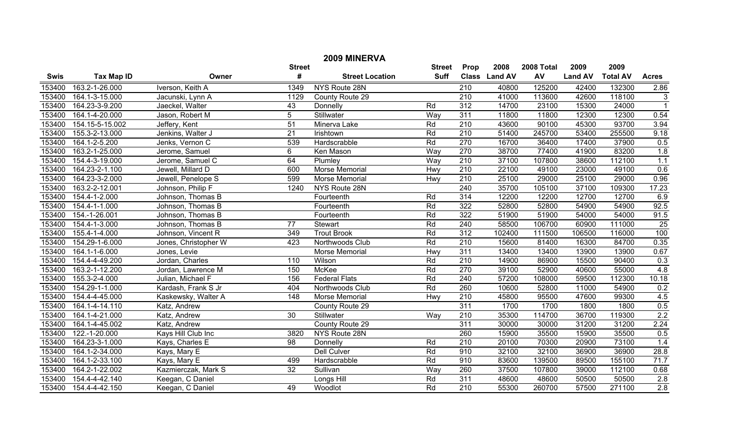# 2009 MINERVA

| Swis | Tax Map ID | Owner | Street # | Street Location | Street Suff | Prop Class | 2008 Land AV | 2008 Total AV | 2009 Land AV | 2009 Total AV | Acres |
|---|---|---|---|---|---|---|---|---|---|---|---|
| 153400 | 163.2-1-26.000 | Iverson, Keith A | 1349 | NYS Route 28N | | 210 | 40800 | 125200 | 42400 | 132300 | 2.86 |
| 153400 | 164.1-3-15.000 | Jacunski, Lynn A | 1129 | County Route 29 | | 210 | 41000 | 113600 | 42600 | 118100 | 3 |
| 153400 | 164.23-3-9.200 | Jaeckel, Walter | 43 | Donnelly | Rd | 312 | 14700 | 23100 | 15300 | 24000 | 1 |
| 153400 | 164.1-4-20.000 | Jason, Robert M | 5 | Stillwater | Way | 311 | 11800 | 11800 | 12300 | 12300 | 0.54 |
| 153400 | 154.15-5-15.002 | Jeffery, Kent | 51 | Minerva Lake | Rd | 210 | 43600 | 90100 | 45300 | 93700 | 3.94 |
| 153400 | 155.3-2-13.000 | Jenkins, Walter J | 21 | Irishtown | Rd | 210 | 51400 | 245700 | 53400 | 255500 | 9.18 |
| 153400 | 164.1-2-5.200 | Jenks, Vernon C | 539 | Hardscrabble | Rd | 270 | 16700 | 36400 | 17400 | 37900 | 0.5 |
| 153400 | 163.2-1-25.000 | Jerome, Samuel | 6 | Ken Mason | Way | 270 | 38700 | 77400 | 41900 | 83200 | 1.8 |
| 153400 | 154.4-3-19.000 | Jerome, Samuel C | 64 | Plumley | Way | 210 | 37100 | 107800 | 38600 | 112100 | 1.1 |
| 153400 | 164.23-2-1.100 | Jewell, Millard D | 600 | Morse Memorial | Hwy | 210 | 22100 | 49100 | 23000 | 49100 | 0.6 |
| 153400 | 164.23-3-2.000 | Jewell, Penelope S | 599 | Morse Memorial | Hwy | 210 | 25100 | 29000 | 25100 | 29000 | 0.96 |
| 153400 | 163.2-2-12.001 | Johnson, Philip F | 1240 | NYS Route 28N | | 240 | 35700 | 105100 | 37100 | 109300 | 17.23 |
| 153400 | 154.4-1-2.000 | Johnson, Thomas B | | Fourteenth | Rd | 314 | 12200 | 12200 | 12700 | 12700 | 6.9 |
| 153400 | 154.4-1-1.000 | Johnson, Thomas B | | Fourteenth | Rd | 322 | 52800 | 52800 | 54900 | 54900 | 92.5 |
| 153400 | 154.-1-26.001 | Johnson, Thomas B | | Fourteenth | Rd | 322 | 51900 | 51900 | 54000 | 54000 | 91.5 |
| 153400 | 154.4-1-3.000 | Johnson, Thomas B | 77 | Stewart | Rd | 240 | 58500 | 106700 | 60900 | 111000 | 25 |
| 153400 | 155.4-1-4.000 | Johnson, Vincent R | 349 | Trout Brook | Rd | 312 | 102400 | 111500 | 106500 | 116000 | 100 |
| 153400 | 154.29-1-6.000 | Jones, Christopher W | 423 | Northwoods Club | Rd | 210 | 15600 | 81400 | 16300 | 84700 | 0.35 |
| 153400 | 164.1-1-6.000 | Jones, Levie | | Morse Memorial | Hwy | 311 | 13400 | 13400 | 13900 | 13900 | 0.67 |
| 153400 | 154.4-4-49.200 | Jordan, Charles | 110 | Wilson | Rd | 210 | 14900 | 86900 | 15500 | 90400 | 0.3 |
| 153400 | 163.2-1-12.200 | Jordan, Lawrence M | 150 | McKee | Rd | 270 | 39100 | 52900 | 40600 | 55000 | 4.8 |
| 153400 | 155.3-2-4.000 | Julian, Michael F | 156 | Federal Flats | Rd | 240 | 57200 | 108000 | 59500 | 112300 | 10.18 |
| 153400 | 154.29-1-1.000 | Kardash, Frank S Jr | 404 | Northwoods Club | Rd | 260 | 10600 | 52800 | 11000 | 54900 | 0.2 |
| 153400 | 154.4-4-45.000 | Kaskewsky, Walter A | 148 | Morse Memorial | Hwy | 210 | 45800 | 95500 | 47600 | 99300 | 4.5 |
| 153400 | 164.1-4-14.110 | Katz, Andrew | | County Route 29 | | 311 | 1700 | 1700 | 1800 | 1800 | 0.5 |
| 153400 | 164.1-4-21.000 | Katz, Andrew | 30 | Stillwater | Way | 210 | 35300 | 114700 | 36700 | 119300 | 2.2 |
| 153400 | 164.1-4-45.002 | Katz, Andrew | | County Route 29 | | 311 | 30000 | 30000 | 31200 | 31200 | 2.24 |
| 153400 | 122.-1-20.000 | Kays Hill Club Inc | 3820 | NYS Route 28N | | 260 | 15900 | 35500 | 15900 | 35500 | 0.5 |
| 153400 | 164.23-3-1.000 | Kays, Charles E | 98 | Donnelly | Rd | 210 | 20100 | 70300 | 20900 | 73100 | 1.4 |
| 153400 | 164.1-2-34.000 | Kays, Mary E | | Dell Culver | Rd | 910 | 32100 | 32100 | 36900 | 36900 | 28.8 |
| 153400 | 164.1-2-33.100 | Kays, Mary E | 499 | Hardscrabble | Rd | 910 | 83600 | 139500 | 89500 | 155100 | 71.7 |
| 153400 | 164.2-1-22.002 | Kazmierczak, Mark S | 32 | Sullivan | Way | 260 | 37500 | 107800 | 39000 | 112100 | 0.68 |
| 153400 | 154.4-4-42.140 | Keegan, C Daniel | | Longs Hill | Rd | 311 | 48600 | 48600 | 50500 | 50500 | 2.8 |
| 153400 | 154.4-4-42.150 | Keegan, C Daniel | 49 | Woodlot | Rd | 210 | 55300 | 260700 | 57500 | 271100 | 2.8 |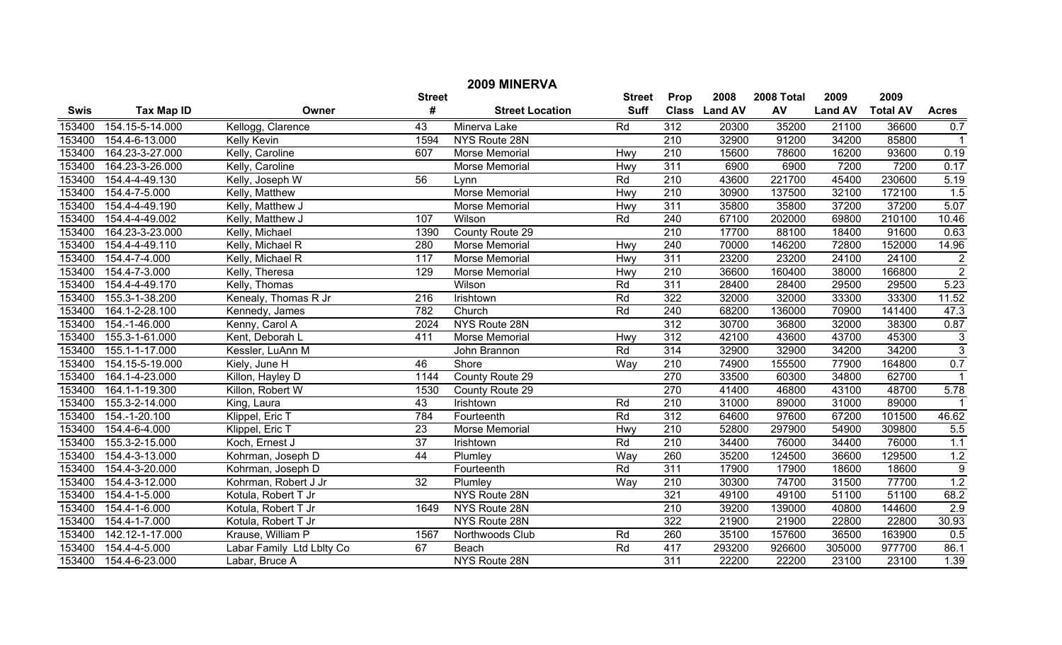# 2009 MINERVA

| Swis | Tax Map ID | Owner | Street # | Street Location | Street Suff | Prop Class | 2008 Land AV | 2008 Total AV | 2009 Land AV | 2009 Total AV | Acres |
|---|---|---|---|---|---|---|---|---|---|---|---|
| 153400 | 154.15-5-14.000 | Kellogg, Clarence | 43 | Minerva Lake | Rd | 312 | 20300 | 35200 | 21100 | 36600 | 0.7 |
| 153400 | 154.4-6-13.000 | Kelly Kevin | 1594 | NYS Route 28N | | 210 | 32900 | 91200 | 34200 | 85800 | 1 |
| 153400 | 164.23-3-27.000 | Kelly, Caroline | 607 | Morse Memorial | Hwy | 210 | 15600 | 78600 | 16200 | 93600 | 0.19 |
| 153400 | 164.23-3-26.000 | Kelly, Caroline | | Morse Memorial | Hwy | 311 | 6900 | 6900 | 7200 | 7200 | 0.17 |
| 153400 | 154.4-4-49.130 | Kelly, Joseph W | 56 | Lynn | Rd | 210 | 43600 | 221700 | 45400 | 230600 | 5.19 |
| 153400 | 154.4-7-5.000 | Kelly, Matthew | | Morse Memorial | Hwy | 210 | 30900 | 137500 | 32100 | 172100 | 1.5 |
| 153400 | 154.4-4-49.190 | Kelly, Matthew J | | Morse Memorial | Hwy | 311 | 35800 | 35800 | 37200 | 37200 | 5.07 |
| 153400 | 154.4-4-49.002 | Kelly, Matthew J | 107 | Wilson | Rd | 240 | 67100 | 202000 | 69800 | 210100 | 10.46 |
| 153400 | 164.23-3-23.000 | Kelly, Michael | 1390 | County Route 29 | | 210 | 17700 | 88100 | 18400 | 91600 | 0.63 |
| 153400 | 154.4-4-49.110 | Kelly, Michael R | 280 | Morse Memorial | Hwy | 240 | 70000 | 146200 | 72800 | 152000 | 14.96 |
| 153400 | 154.4-7-4.000 | Kelly, Michael R | 117 | Morse Memorial | Hwy | 311 | 23200 | 23200 | 24100 | 24100 | 2 |
| 153400 | 154.4-7-3.000 | Kelly, Theresa | 129 | Morse Memorial | Hwy | 210 | 36600 | 160400 | 38000 | 166800 | 2 |
| 153400 | 154.4-4-49.170 | Kelly, Thomas | | Wilson | Rd | 311 | 28400 | 28400 | 29500 | 29500 | 5.23 |
| 153400 | 155.3-1-38.200 | Kenealy, Thomas R Jr | 216 | Irishtown | Rd | 322 | 32000 | 32000 | 33300 | 33300 | 11.52 |
| 153400 | 164.1-2-28.100 | Kennedy, James | 782 | Church | Rd | 240 | 68200 | 136000 | 70900 | 141400 | 47.3 |
| 153400 | 154.-1-46.000 | Kenny, Carol A | 2024 | NYS Route 28N | | 312 | 30700 | 36800 | 32000 | 38300 | 0.87 |
| 153400 | 155.3-1-61.000 | Kent, Deborah L | 411 | Morse Memorial | Hwy | 312 | 42100 | 43600 | 43700 | 45300 | 3 |
| 153400 | 155.1-1-17.000 | Kessler, LuAnn M | | John Brannon | Rd | 314 | 32900 | 32900 | 34200 | 34200 | 3 |
| 153400 | 154.15-5-19.000 | Kiely, June H | 46 | Shore | Way | 210 | 74900 | 155500 | 77900 | 164800 | 0.7 |
| 153400 | 164.1-4-23.000 | Killon, Hayley D | 1144 | County Route 29 | | 270 | 33500 | 60300 | 34800 | 62700 | 1 |
| 153400 | 164.1-1-19.300 | Killon, Robert W | 1530 | County Route 29 | | 270 | 41400 | 46800 | 43100 | 48700 | 5.78 |
| 153400 | 155.3-2-14.000 | King, Laura | 43 | Irishtown | Rd | 210 | 31000 | 89000 | 31000 | 89000 | 1 |
| 153400 | 154.-1-20.100 | Klippel, Eric T | 784 | Fourteenth | Rd | 312 | 64600 | 97600 | 67200 | 101500 | 46.62 |
| 153400 | 154.4-6-4.000 | Klippel, Eric T | 23 | Morse Memorial | Hwy | 210 | 52800 | 297900 | 54900 | 309800 | 5.5 |
| 153400 | 155.3-2-15.000 | Koch, Ernest J | 37 | Irishtown | Rd | 210 | 34400 | 76000 | 34400 | 76000 | 1.1 |
| 153400 | 154.4-3-13.000 | Kohrman, Joseph D | 44 | Plumley | Way | 260 | 35200 | 124500 | 36600 | 129500 | 1.2 |
| 153400 | 154.4-3-20.000 | Kohrman, Joseph D | | Fourteenth | Rd | 311 | 17900 | 17900 | 18600 | 18600 | 9 |
| 153400 | 154.4-3-12.000 | Kohrman, Robert J Jr | 32 | Plumley | Way | 210 | 30300 | 74700 | 31500 | 77700 | 1.2 |
| 153400 | 154.4-1-5.000 | Kotula, Robert T Jr | | NYS Route 28N | | 321 | 49100 | 49100 | 51100 | 51100 | 68.2 |
| 153400 | 154.4-1-6.000 | Kotula, Robert T Jr | 1649 | NYS Route 28N | | 210 | 39200 | 139000 | 40800 | 144600 | 2.9 |
| 153400 | 154.4-1-7.000 | Kotula, Robert T Jr | | NYS Route 28N | | 322 | 21900 | 21900 | 22800 | 22800 | 30.93 |
| 153400 | 142.12-1-17.000 | Krause, William P | 1567 | Northwoods Club | Rd | 260 | 35100 | 157600 | 36500 | 163900 | 0.5 |
| 153400 | 154.4-4-5.000 | Labar Family Ltd Lblty Co | 67 | Beach | Rd | 417 | 293200 | 926600 | 305000 | 977700 | 86.1 |
| 153400 | 154.4-6-23.000 | Labar, Bruce A | | NYS Route 28N | | 311 | 22200 | 22200 | 23100 | 23100 | 1.39 |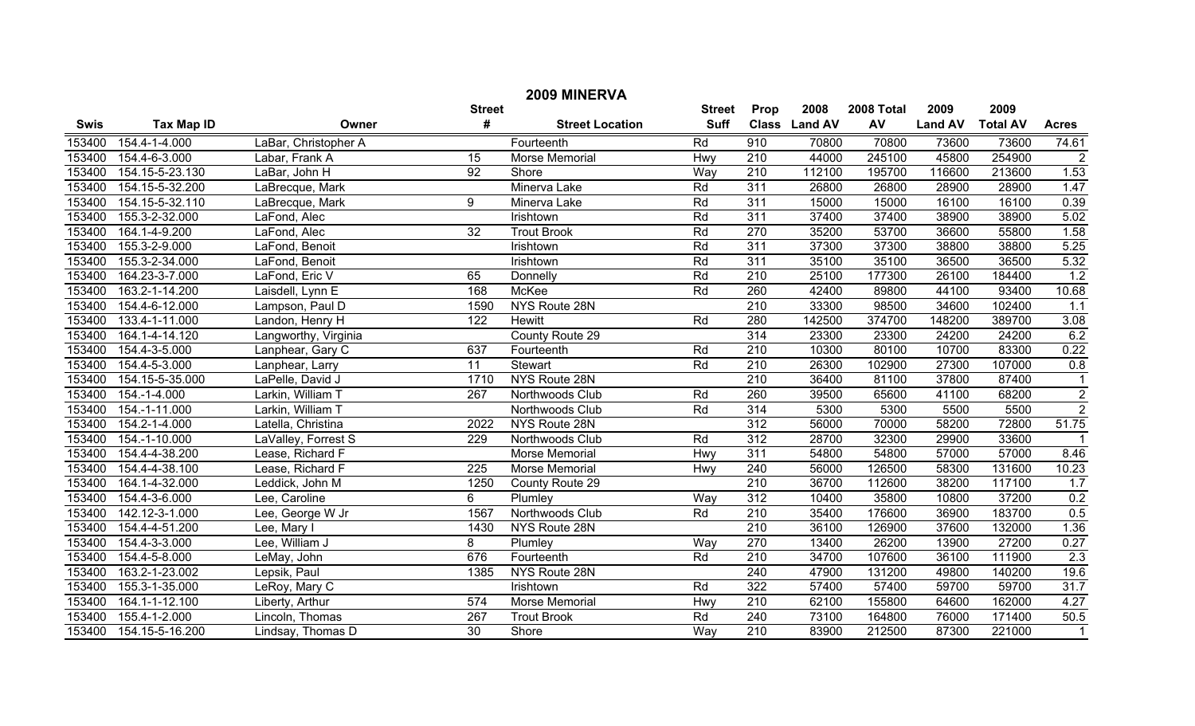# 2009 MINERVA

| Swis | Tax Map ID | Owner | Street # | Street Location | Street Suff | Prop Class | 2008 Land AV | 2008 Total AV | 2009 Land AV | 2009 Total AV | Acres |
|---|---|---|---|---|---|---|---|---|---|---|---|
| 153400 | 154.4-1-4.000 | LaBar, Christopher A | | Fourteenth | Rd | 910 | 70800 | 70800 | 73600 | 73600 | 74.61 |
| 153400 | 154.4-6-3.000 | Labar, Frank A | 15 | Morse Memorial | Hwy | 210 | 44000 | 245100 | 45800 | 254900 | 2 |
| 153400 | 154.15-5-23.130 | LaBar, John H | 92 | Shore | Way | 210 | 112100 | 195700 | 116600 | 213600 | 1.53 |
| 153400 | 154.15-5-32.200 | LaBrecque, Mark | | Minerva Lake | Rd | 311 | 26800 | 26800 | 28900 | 28900 | 1.47 |
| 153400 | 154.15-5-32.110 | LaBrecque, Mark | 9 | Minerva Lake | Rd | 311 | 15000 | 15000 | 16100 | 16100 | 0.39 |
| 153400 | 155.3-2-32.000 | LaFond, Alec | | Irishtown | Rd | 311 | 37400 | 37400 | 38900 | 38900 | 5.02 |
| 153400 | 164.1-4-9.200 | LaFond, Alec | 32 | Trout Brook | Rd | 270 | 35200 | 53700 | 36600 | 55800 | 1.58 |
| 153400 | 155.3-2-9.000 | LaFond, Benoit | | Irishtown | Rd | 311 | 37300 | 37300 | 38800 | 38800 | 5.25 |
| 153400 | 155.3-2-34.000 | LaFond, Benoit | | Irishtown | Rd | 311 | 35100 | 35100 | 36500 | 36500 | 5.32 |
| 153400 | 164.23-3-7.000 | LaFond, Eric V | 65 | Donnelly | Rd | 210 | 25100 | 177300 | 26100 | 184400 | 1.2 |
| 153400 | 163.2-1-14.200 | Laisdell, Lynn E | 168 | McKee | Rd | 260 | 42400 | 89800 | 44100 | 93400 | 10.68 |
| 153400 | 154.4-6-12.000 | Lampson, Paul D | 1590 | NYS Route 28N | | 210 | 33300 | 98500 | 34600 | 102400 | 1.1 |
| 153400 | 133.4-1-11.000 | Landon, Henry H | 122 | Hewitt | Rd | 280 | 142500 | 374700 | 148200 | 389700 | 3.08 |
| 153400 | 164.1-4-14.120 | Langworthy, Virginia | | County Route 29 | | 314 | 23300 | 23300 | 24200 | 24200 | 6.2 |
| 153400 | 154.4-3-5.000 | Lanphear, Gary C | 637 | Fourteenth | Rd | 210 | 10300 | 80100 | 10700 | 83300 | 0.22 |
| 153400 | 154.4-5-3.000 | Lanphear, Larry | 11 | Stewart | Rd | 210 | 26300 | 102900 | 27300 | 107000 | 0.8 |
| 153400 | 154.15-5-35.000 | LaPelle, David J | 1710 | NYS Route 28N | | 210 | 36400 | 81100 | 37800 | 87400 | 1 |
| 153400 | 154.-1-4.000 | Larkin, William T | 267 | Northwoods Club | Rd | 260 | 39500 | 65600 | 41100 | 68200 | 2 |
| 153400 | 154.-1-11.000 | Larkin, William T | | Northwoods Club | Rd | 314 | 5300 | 5300 | 5500 | 5500 | 2 |
| 153400 | 154.2-1-4.000 | Latella, Christina | 2022 | NYS Route 28N | | 312 | 56000 | 70000 | 58200 | 72800 | 51.75 |
| 153400 | 154.-1-10.000 | LaValley, Forrest S | 229 | Northwoods Club | Rd | 312 | 28700 | 32300 | 29900 | 33600 | 1 |
| 153400 | 154.4-4-38.200 | Lease, Richard F | | Morse Memorial | Hwy | 311 | 54800 | 54800 | 57000 | 57000 | 8.46 |
| 153400 | 154.4-4-38.100 | Lease, Richard F | 225 | Morse Memorial | Hwy | 240 | 56000 | 126500 | 58300 | 131600 | 10.23 |
| 153400 | 164.1-4-32.000 | Leddick, John M | 1250 | County Route 29 | | 210 | 36700 | 112600 | 38200 | 117100 | 1.7 |
| 153400 | 154.4-3-6.000 | Lee, Caroline | 6 | Plumley | Way | 312 | 10400 | 35800 | 10800 | 37200 | 0.2 |
| 153400 | 142.12-3-1.000 | Lee, George W Jr | 1567 | Northwoods Club | Rd | 210 | 35400 | 176600 | 36900 | 183700 | 0.5 |
| 153400 | 154.4-4-51.200 | Lee, Mary I | 1430 | NYS Route 28N | | 210 | 36100 | 126900 | 37600 | 132000 | 1.36 |
| 153400 | 154.4-3-3.000 | Lee, William J | 8 | Plumley | Way | 270 | 13400 | 26200 | 13900 | 27200 | 0.27 |
| 153400 | 154.4-5-8.000 | LeMay, John | 676 | Fourteenth | Rd | 210 | 34700 | 107600 | 36100 | 111900 | 2.3 |
| 153400 | 163.2-1-23.002 | Lepsik, Paul | 1385 | NYS Route 28N | | 240 | 47900 | 131200 | 49800 | 140200 | 19.6 |
| 153400 | 155.3-1-35.000 | LeRoy, Mary C | | Irishtown | Rd | 322 | 57400 | 57400 | 59700 | 59700 | 31.7 |
| 153400 | 164.1-1-12.100 | Liberty, Arthur | 574 | Morse Memorial | Hwy | 210 | 62100 | 155800 | 64600 | 162000 | 4.27 |
| 153400 | 155.4-1-2.000 | Lincoln, Thomas | 267 | Trout Brook | Rd | 240 | 73100 | 164800 | 76000 | 171400 | 50.5 |
| 153400 | 154.15-5-16.200 | Lindsay, Thomas D | 30 | Shore | Way | 210 | 83900 | 212500 | 87300 | 221000 | 1 |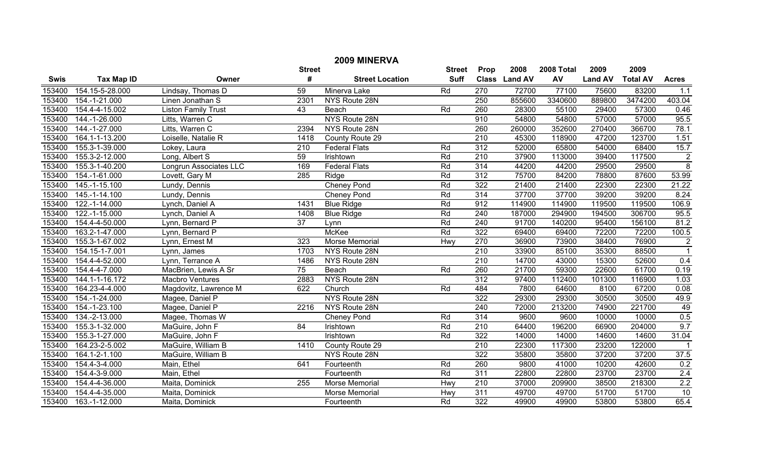# 2009 MINERVA

| Swis | Tax Map ID | Owner | Street # | Street Location | Street Suff | Prop Class | 2008 Land AV | 2008 Total AV | 2009 Land AV | 2009 Total AV | Acres |
|---|---|---|---|---|---|---|---|---|---|---|---|
| 153400 | 154.15-5-28.000 | Lindsay, Thomas D | 59 | Minerva Lake | Rd | 270 | 72700 | 77100 | 75600 | 83200 | 1.1 |
| 153400 | 154.-1-21.000 | Linen Jonathan S | 2301 | NYS Route 28N | | 250 | 855600 | 3340600 | 889800 | 3474200 | 403.04 |
| 153400 | 154.4-4-15.002 | Liston Family Trust | 43 | Beach | Rd | 260 | 28300 | 55100 | 29400 | 57300 | 0.46 |
| 153400 | 144.-1-26.000 | Litts, Warren C | | NYS Route 28N | | 910 | 54800 | 54800 | 57000 | 57000 | 95.5 |
| 153400 | 144.-1-27.000 | Litts, Warren C | 2394 | NYS Route 28N | | 260 | 260000 | 352600 | 270400 | 366700 | 78.1 |
| 153400 | 164.1-1-13.200 | Loiselle, Natalie R | 1418 | County Route 29 | | 210 | 45300 | 118900 | 47200 | 123700 | 1.51 |
| 153400 | 155.3-1-39.000 | Lokey, Laura | 210 | Federal Flats | Rd | 312 | 52000 | 65800 | 54000 | 68400 | 15.7 |
| 153400 | 155.3-2-12.000 | Long, Albert S | 59 | Irishtown | Rd | 210 | 37900 | 113000 | 39400 | 117500 | 2 |
| 153400 | 155.3-1-40.200 | Longrun Associates LLC | 169 | Federal Flats | Rd | 314 | 44200 | 44200 | 29500 | 29500 | 8 |
| 153400 | 154.-1-61.000 | Lovett, Gary M | 285 | Ridge | Rd | 312 | 75700 | 84200 | 78800 | 87600 | 53.99 |
| 153400 | 145.-1-15.100 | Lundy, Dennis | | Cheney Pond | Rd | 322 | 21400 | 21400 | 22300 | 22300 | 21.22 |
| 153400 | 145.-1-14.100 | Lundy, Dennis | | Cheney Pond | Rd | 314 | 37700 | 37700 | 39200 | 39200 | 8.24 |
| 153400 | 122.-1-14.000 | Lynch, Daniel A | 1431 | Blue Ridge | Rd | 912 | 114900 | 114900 | 119500 | 119500 | 106.9 |
| 153400 | 122.-1-15.000 | Lynch, Daniel A | 1408 | Blue Ridge | Rd | 240 | 187000 | 294900 | 194500 | 306700 | 95.5 |
| 153400 | 154.4-4-50.000 | Lynn, Bernard P | 37 | Lynn | Rd | 240 | 91700 | 140200 | 95400 | 156100 | 81.2 |
| 153400 | 163.2-1-47.000 | Lynn, Bernard P | | McKee | Rd | 322 | 69400 | 69400 | 72200 | 72200 | 100.5 |
| 153400 | 155.3-1-67.002 | Lynn, Ernest M | 323 | Morse Memorial | Hwy | 270 | 36900 | 73900 | 38400 | 76900 | 2 |
| 153400 | 154.15-1-7.001 | Lynn, James | 1703 | NYS Route 28N | | 210 | 33900 | 85100 | 35300 | 88500 | 1 |
| 153400 | 154.4-4-52.000 | Lynn, Terrance A | 1486 | NYS Route 28N | | 210 | 14700 | 43000 | 15300 | 52600 | 0.4 |
| 153400 | 154.4-4-7.000 | MacBrien, Lewis A Sr | 75 | Beach | Rd | 260 | 21700 | 59300 | 22600 | 61700 | 0.19 |
| 153400 | 144.1-1-16.172 | Macbro Ventures | 2883 | NYS Route 28N | | 312 | 97400 | 112400 | 101300 | 116900 | 1.03 |
| 153400 | 164.23-4-4.000 | Magdovitz, Lawrence M | 622 | Church | Rd | 484 | 7800 | 64600 | 8100 | 67200 | 0.08 |
| 153400 | 154.-1-24.000 | Magee, Daniel P | | NYS Route 28N | | 322 | 29300 | 29300 | 30500 | 30500 | 49.9 |
| 153400 | 154.-1-23.100 | Magee, Daniel P | 2216 | NYS Route 28N | | 240 | 72000 | 213200 | 74900 | 221700 | 49 |
| 153400 | 134.-2-13.000 | Magee, Thomas W | | Cheney Pond | Rd | 314 | 9600 | 9600 | 10000 | 10000 | 0.5 |
| 153400 | 155.3-1-32.000 | MaGuire, John F | 84 | Irishtown | Rd | 210 | 64400 | 196200 | 66900 | 204000 | 9.7 |
| 153400 | 155.3-1-27.000 | MaGuire, John F | | Irishtown | Rd | 322 | 14000 | 14000 | 14600 | 14600 | 31.04 |
| 153400 | 164.23-2-5.002 | MaGuire, William B | 1410 | County Route 29 | | 210 | 22300 | 117300 | 23200 | 122000 | 1 |
| 153400 | 164.1-2-1.100 | MaGuire, William B | | NYS Route 28N | | 322 | 35800 | 35800 | 37200 | 37200 | 37.5 |
| 153400 | 154.4-3-4.000 | Main, Ethel | 641 | Fourteenth | Rd | 260 | 9800 | 41000 | 10200 | 42600 | 0.2 |
| 153400 | 154.4-3-9.000 | Main, Ethel | | Fourteenth | Rd | 311 | 22800 | 22800 | 23700 | 23700 | 2.4 |
| 153400 | 154.4-4-36.000 | Maita, Dominick | 255 | Morse Memorial | Hwy | 210 | 37000 | 209900 | 38500 | 218300 | 2.2 |
| 153400 | 154.4-4-35.000 | Maita, Dominick | | Morse Memorial | Hwy | 311 | 49700 | 49700 | 51700 | 51700 | 10 |
| 153400 | 163.-1-12.000 | Maita, Dominick | | Fourteenth | Rd | 322 | 49900 | 49900 | 53800 | 53800 | 65.4 |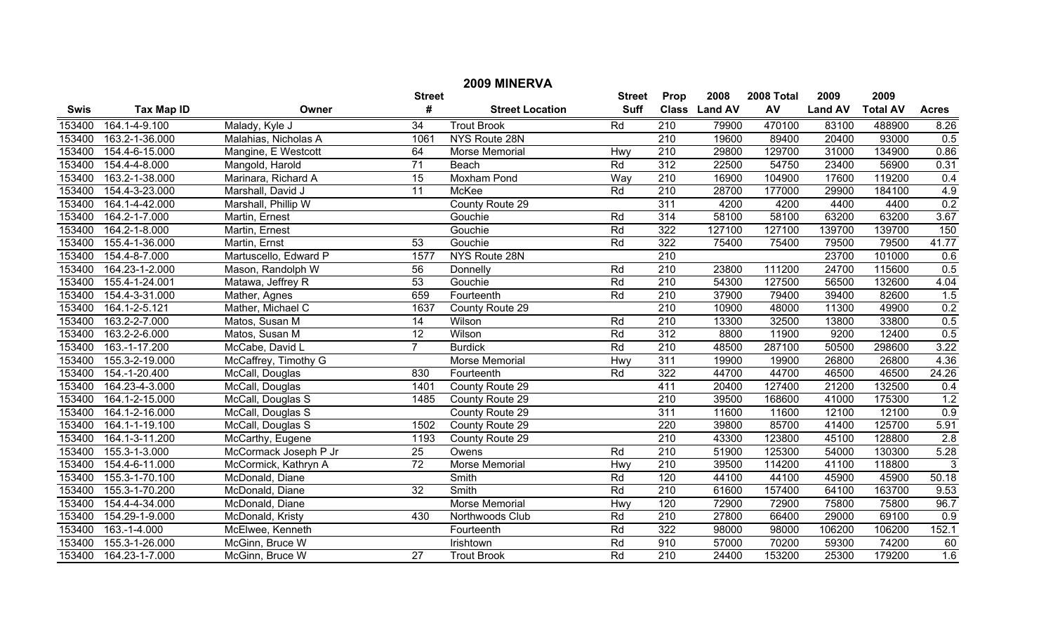# 2009 MINERVA

| Swis | Tax Map ID | Owner | Street # | Street Location | Street Suff | Prop Class | 2008 Land AV | 2008 Total AV | 2009 Land AV | 2009 Total AV | Acres |
|---|---|---|---|---|---|---|---|---|---|---|---|
| 153400 | 164.1-4-9.100 | Malady, Kyle J | 34 | Trout Brook | Rd | 210 | 79900 | 470100 | 83100 | 488900 | 8.26 |
| 153400 | 163.2-1-36.000 | Malahias, Nicholas A | 1061 | NYS Route 28N | | 210 | 19600 | 89400 | 20400 | 93000 | 0.5 |
| 153400 | 154.4-6-15.000 | Mangine, E Westcott | 64 | Morse Memorial | Hwy | 210 | 29800 | 129700 | 31000 | 134900 | 0.86 |
| 153400 | 154.4-4-8.000 | Mangold, Harold | 71 | Beach | Rd | 312 | 22500 | 54750 | 23400 | 56900 | 0.31 |
| 153400 | 163.2-1-38.000 | Marinara, Richard A | 15 | Moxham Pond | Way | 210 | 16900 | 104900 | 17600 | 119200 | 0.4 |
| 153400 | 154.4-3-23.000 | Marshall, David J | 11 | McKee | Rd | 210 | 28700 | 177000 | 29900 | 184100 | 4.9 |
| 153400 | 164.1-4-42.000 | Marshall, Phillip W | | County Route 29 | | 311 | 4200 | 4200 | 4400 | 4400 | 0.2 |
| 153400 | 164.2-1-7.000 | Martin, Ernest | | Gouchie | Rd | 314 | 58100 | 58100 | 63200 | 63200 | 3.67 |
| 153400 | 164.2-1-8.000 | Martin, Ernest | | Gouchie | Rd | 322 | 127100 | 127100 | 139700 | 139700 | 150 |
| 153400 | 155.4-1-36.000 | Martin, Ernst | 53 | Gouchie | Rd | 322 | 75400 | 75400 | 79500 | 79500 | 41.77 |
| 153400 | 154.4-8-7.000 | Martuscello, Edward P | 1577 | NYS Route 28N | | 210 | | | 23700 | 101000 | 0.6 |
| 153400 | 164.23-1-2.000 | Mason, Randolph W | 56 | Donnelly | Rd | 210 | 23800 | 111200 | 24700 | 115600 | 0.5 |
| 153400 | 155.4-1-24.001 | Matawa, Jeffrey R | 53 | Gouchie | Rd | 210 | 54300 | 127500 | 56500 | 132600 | 4.04 |
| 153400 | 154.4-3-31.000 | Mather, Agnes | 659 | Fourteenth | Rd | 210 | 37900 | 79400 | 39400 | 82600 | 1.5 |
| 153400 | 164.1-2-5.121 | Mather, Michael C | 1637 | County Route 29 | | 210 | 10900 | 48000 | 11300 | 49900 | 0.2 |
| 153400 | 163.2-2-7.000 | Matos, Susan M | 14 | Wilson | Rd | 210 | 13300 | 32500 | 13800 | 33800 | 0.5 |
| 153400 | 163.2-2-6.000 | Matos, Susan M | 12 | Wilson | Rd | 312 | 8800 | 11900 | 9200 | 12400 | 0.5 |
| 153400 | 163.-1-17.200 | McCabe, David L | 7 | Burdick | Rd | 210 | 48500 | 287100 | 50500 | 298600 | 3.22 |
| 153400 | 155.3-2-19.000 | McCaffrey, Timothy G | | Morse Memorial | Hwy | 311 | 19900 | 19900 | 26800 | 26800 | 4.36 |
| 153400 | 154.-1-20.400 | McCall, Douglas | 830 | Fourteenth | Rd | 322 | 44700 | 44700 | 46500 | 46500 | 24.26 |
| 153400 | 164.23-4-3.000 | McCall, Douglas | 1401 | County Route 29 | | 411 | 20400 | 127400 | 21200 | 132500 | 0.4 |
| 153400 | 164.1-2-15.000 | McCall, Douglas S | 1485 | County Route 29 | | 210 | 39500 | 168600 | 41000 | 175300 | 1.2 |
| 153400 | 164.1-2-16.000 | McCall, Douglas S | | County Route 29 | | 311 | 11600 | 11600 | 12100 | 12100 | 0.9 |
| 153400 | 164.1-1-19.100 | McCall, Douglas S | 1502 | County Route 29 | | 220 | 39800 | 85700 | 41400 | 125700 | 5.91 |
| 153400 | 164.1-3-11.200 | McCarthy, Eugene | 1193 | County Route 29 | | 210 | 43300 | 123800 | 45100 | 128800 | 2.8 |
| 153400 | 155.3-1-3.000 | McCormack Joseph P Jr | 25 | Owens | Rd | 210 | 51900 | 125300 | 54000 | 130300 | 5.28 |
| 153400 | 154.4-6-11.000 | McCormick, Kathryn A | 72 | Morse Memorial | Hwy | 210 | 39500 | 114200 | 41100 | 118800 | 3 |
| 153400 | 155.3-1-70.100 | McDonald, Diane | | Smith | Rd | 120 | 44100 | 44100 | 45900 | 45900 | 50.18 |
| 153400 | 155.3-1-70.200 | McDonald, Diane | 32 | Smith | Rd | 210 | 61600 | 157400 | 64100 | 163700 | 9.53 |
| 153400 | 154.4-4-34.000 | McDonald, Diane | | Morse Memorial | Hwy | 120 | 72900 | 72900 | 75800 | 75800 | 96.7 |
| 153400 | 154.29-1-9.000 | McDonald, Kristy | 430 | Northwoods Club | Rd | 210 | 27800 | 66400 | 29000 | 69100 | 0.9 |
| 153400 | 163.-1-4.000 | McElwee, Kenneth | | Fourteenth | Rd | 322 | 98000 | 98000 | 106200 | 106200 | 152.1 |
| 153400 | 155.3-1-26.000 | McGinn, Bruce W | | Irishtown | Rd | 910 | 57000 | 70200 | 59300 | 74200 | 60 |
| 153400 | 164.23-1-7.000 | McGinn, Bruce W | 27 | Trout Brook | Rd | 210 | 24400 | 153200 | 25300 | 179200 | 1.6 |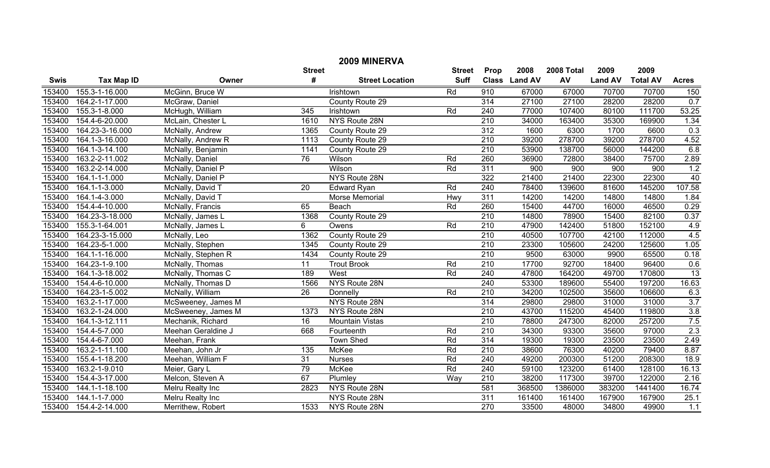## 2009 MINERVA

| Swis | Tax Map ID | Owner | Street # | Street Location | Street Suff | Prop Class | 2008 Land AV | 2008 Total AV | 2009 Land AV | 2009 Total AV | Acres |
|---|---|---|---|---|---|---|---|---|---|---|---|
| 153400 | 155.3-1-16.000 | McGinn, Bruce W | | Irishtown | Rd | 910 | 67000 | 67000 | 70700 | 70700 | 150 |
| 153400 | 164.2-1-17.000 | McGraw, Daniel | | County Route 29 | | 314 | 27100 | 27100 | 28200 | 28200 | 0.7 |
| 153400 | 155.3-1-8.000 | McHugh, William | 345 | Irishtown | Rd | 240 | 77000 | 107400 | 80100 | 111700 | 53.25 |
| 153400 | 154.4-6-20.000 | McLain, Chester L | 1610 | NYS Route 28N | | 210 | 34000 | 163400 | 35300 | 169900 | 1.34 |
| 153400 | 164.23-3-16.000 | McNally, Andrew | 1365 | County Route 29 | | 312 | 1600 | 6300 | 1700 | 6600 | 0.3 |
| 153400 | 164.1-3-16.000 | McNally, Andrew R | 1113 | County Route 29 | | 210 | 39200 | 278700 | 39200 | 278700 | 4.52 |
| 153400 | 164.1-3-14.100 | McNally, Benjamin | 1141 | County Route 29 | | 210 | 53900 | 138700 | 56000 | 144200 | 6.8 |
| 153400 | 163.2-2-11.002 | McNally, Daniel | 76 | Wilson | Rd | 260 | 36900 | 72800 | 38400 | 75700 | 2.89 |
| 153400 | 163.2-2-14.000 | McNally, Daniel P | | Wilson | Rd | 311 | 900 | 900 | 900 | 900 | 1.2 |
| 153400 | 164.1-1-1.000 | McNally, Daniel P | | NYS Route 28N | | 322 | 21400 | 21400 | 22300 | 22300 | 40 |
| 153400 | 164.1-1-3.000 | McNally, David T | 20 | Edward Ryan | Rd | 240 | 78400 | 139600 | 81600 | 145200 | 107.58 |
| 153400 | 164.1-4-3.000 | McNally, David T | | Morse Memorial | Hwy | 311 | 14200 | 14200 | 14800 | 14800 | 1.84 |
| 153400 | 154.4-4-10.000 | McNally, Francis | 65 | Beach | Rd | 260 | 15400 | 44700 | 16000 | 46500 | 0.29 |
| 153400 | 164.23-3-18.000 | McNally, James L | 1368 | County Route 29 | | 210 | 14800 | 78900 | 15400 | 82100 | 0.37 |
| 153400 | 155.3-1-64.001 | McNally, James L | 6 | Owens | Rd | 210 | 47900 | 142400 | 51800 | 152100 | 4.9 |
| 153400 | 164.23-3-15.000 | McNally, Leo | 1362 | County Route 29 | | 210 | 40500 | 107700 | 42100 | 112000 | 4.5 |
| 153400 | 164.23-5-1.000 | McNally, Stephen | 1345 | County Route 29 | | 210 | 23300 | 105600 | 24200 | 125600 | 1.05 |
| 153400 | 164.1-1-16.000 | McNally, Stephen R | 1434 | County Route 29 | | 210 | 9500 | 63000 | 9900 | 65500 | 0.18 |
| 153400 | 164.23-1-9.100 | McNally, Thomas | 11 | Trout Brook | Rd | 210 | 17700 | 92700 | 18400 | 96400 | 0.6 |
| 153400 | 164.1-3-18.002 | McNally, Thomas C | 189 | West | Rd | 240 | 47800 | 164200 | 49700 | 170800 | 13 |
| 153400 | 154.4-6-10.000 | McNally, Thomas D | 1566 | NYS Route 28N | | 240 | 53300 | 189600 | 55400 | 197200 | 16.63 |
| 153400 | 164.23-1-5.002 | McNally, William | 26 | Donnelly | Rd | 210 | 34200 | 102500 | 35600 | 106600 | 6.3 |
| 153400 | 163.2-1-17.000 | McSweeney, James M | | NYS Route 28N | | 314 | 29800 | 29800 | 31000 | 31000 | 3.7 |
| 153400 | 163.2-1-24.000 | McSweeney, James M | 1373 | NYS Route 28N | | 210 | 43700 | 115200 | 45400 | 119800 | 3.8 |
| 153400 | 164.1-3-12.111 | Mechanik, Richard | 16 | Mountain Vistas | | 210 | 78800 | 247300 | 82000 | 257200 | 7.5 |
| 153400 | 154.4-5-7.000 | Meehan Geraldine J | 668 | Fourteenth | Rd | 210 | 34300 | 93300 | 35600 | 97000 | 2.3 |
| 153400 | 154.4-6-7.000 | Meehan, Frank | | Town Shed | Rd | 314 | 19300 | 19300 | 23500 | 23500 | 2.49 |
| 153400 | 163.2-1-11.100 | Meehan, John Jr | 135 | McKee | Rd | 210 | 38600 | 76300 | 40200 | 79400 | 8.87 |
| 153400 | 155.4-1-18.200 | Meehan, William F | 31 | Nurses | Rd | 240 | 49200 | 200300 | 51200 | 208300 | 18.9 |
| 153400 | 163.2-1-9.010 | Meier, Gary L | 79 | McKee | Rd | 240 | 59100 | 123200 | 61400 | 128100 | 16.13 |
| 153400 | 154.4-3-17.000 | Melcon, Steven A | 67 | Plumley | Way | 210 | 38200 | 117300 | 39700 | 122000 | 2.16 |
| 153400 | 144.1-1-18.100 | Melru Realty Inc | 2823 | NYS Route 28N | | 581 | 368500 | 1386000 | 383200 | 1441400 | 16.74 |
| 153400 | 144.1-1-7.000 | Melru Realty Inc | | NYS Route 28N | | 311 | 161400 | 161400 | 167900 | 167900 | 25.1 |
| 153400 | 154.4-2-14.000 | Merrithew, Robert | 1533 | NYS Route 28N | | 270 | 33500 | 48000 | 34800 | 49900 | 1.1 |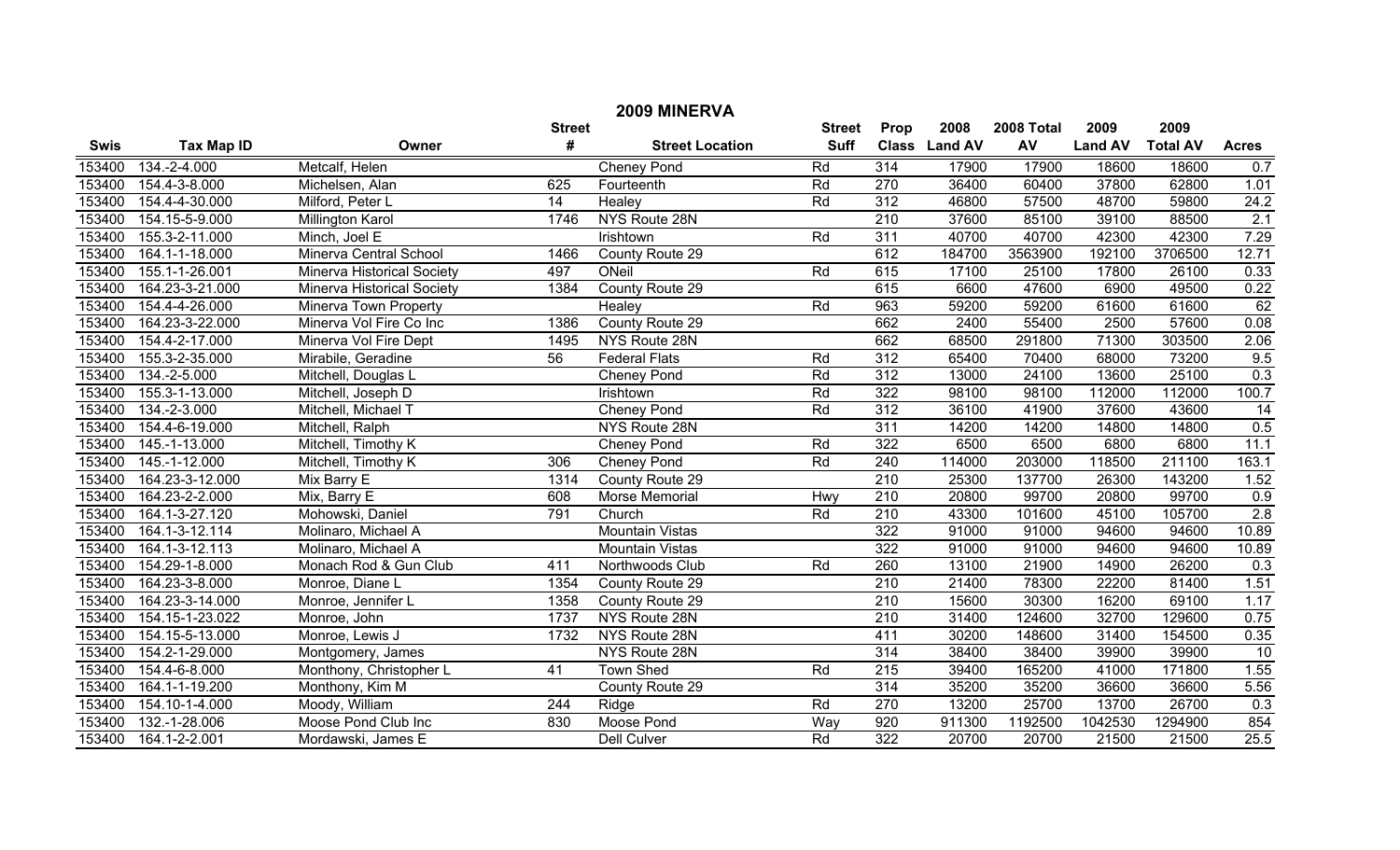# 2009 MINERVA

| Swis | Tax Map ID | Owner | Street # | Street Location | Street Suff | Prop Class | 2008 Land AV | 2008 Total AV | 2009 Land AV | 2009 Total AV | Acres |
|---|---|---|---|---|---|---|---|---|---|---|---|
| 153400 | 134.-2-4.000 | Metcalf, Helen | | Cheney Pond | Rd | 314 | 17900 | 17900 | 18600 | 18600 | 0.7 |
| 153400 | 154.4-3-8.000 | Michelsen, Alan | 625 | Fourteenth | Rd | 270 | 36400 | 60400 | 37800 | 62800 | 1.01 |
| 153400 | 154.4-4-30.000 | Milford, Peter L | 14 | Healey | Rd | 312 | 46800 | 57500 | 48700 | 59800 | 24.2 |
| 153400 | 154.15-5-9.000 | Millington Karol | 1746 | NYS Route 28N | | 210 | 37600 | 85100 | 39100 | 88500 | 2.1 |
| 153400 | 155.3-2-11.000 | Minch, Joel E | | Irishtown | Rd | 311 | 40700 | 40700 | 42300 | 42300 | 7.29 |
| 153400 | 164.1-1-18.000 | Minerva Central School | 1466 | County Route 29 | | 612 | 184700 | 3563900 | 192100 | 3706500 | 12.71 |
| 153400 | 155.1-1-26.001 | Minerva Historical Society | 497 | ONeil | Rd | 615 | 17100 | 25100 | 17800 | 26100 | 0.33 |
| 153400 | 164.23-3-21.000 | Minerva Historical Society | 1384 | County Route 29 | | 615 | 6600 | 47600 | 6900 | 49500 | 0.22 |
| 153400 | 154.4-4-26.000 | Minerva Town Property | | Healey | Rd | 963 | 59200 | 59200 | 61600 | 61600 | 62 |
| 153400 | 164.23-3-22.000 | Minerva Vol Fire Co Inc | 1386 | County Route 29 | | 662 | 2400 | 55400 | 2500 | 57600 | 0.08 |
| 153400 | 154.4-2-17.000 | Minerva Vol Fire Dept | 1495 | NYS Route 28N | | 662 | 68500 | 291800 | 71300 | 303500 | 2.06 |
| 153400 | 155.3-2-35.000 | Mirabile, Geradine | 56 | Federal Flats | Rd | 312 | 65400 | 70400 | 68000 | 73200 | 9.5 |
| 153400 | 134.-2-5.000 | Mitchell, Douglas L | | Cheney Pond | Rd | 312 | 13000 | 24100 | 13600 | 25100 | 0.3 |
| 153400 | 155.3-1-13.000 | Mitchell, Joseph D | | Irishtown | Rd | 322 | 98100 | 98100 | 112000 | 112000 | 100.7 |
| 153400 | 134.-2-3.000 | Mitchell, Michael T | | Cheney Pond | Rd | 312 | 36100 | 41900 | 37600 | 43600 | 14 |
| 153400 | 154.4-6-19.000 | Mitchell, Ralph | | NYS Route 28N | | 311 | 14200 | 14200 | 14800 | 14800 | 0.5 |
| 153400 | 145.-1-13.000 | Mitchell, Timothy K | | Cheney Pond | Rd | 322 | 6500 | 6500 | 6800 | 6800 | 11.1 |
| 153400 | 145.-1-12.000 | Mitchell, Timothy K | 306 | Cheney Pond | Rd | 240 | 114000 | 203000 | 118500 | 211100 | 163.1 |
| 153400 | 164.23-3-12.000 | Mix Barry E | 1314 | County Route 29 | | 210 | 25300 | 137700 | 26300 | 143200 | 1.52 |
| 153400 | 164.23-2-2.000 | Mix, Barry E | 608 | Morse Memorial | Hwy | 210 | 20800 | 99700 | 20800 | 99700 | 0.9 |
| 153400 | 164.1-3-27.120 | Mohowski, Daniel | 791 | Church | Rd | 210 | 43300 | 101600 | 45100 | 105700 | 2.8 |
| 153400 | 164.1-3-12.114 | Molinaro, Michael A | | Mountain Vistas | | 322 | 91000 | 91000 | 94600 | 94600 | 10.89 |
| 153400 | 164.1-3-12.113 | Molinaro, Michael A | | Mountain Vistas | | 322 | 91000 | 91000 | 94600 | 94600 | 10.89 |
| 153400 | 154.29-1-8.000 | Monach Rod & Gun Club | 411 | Northwoods Club | Rd | 260 | 13100 | 21900 | 14900 | 26200 | 0.3 |
| 153400 | 164.23-3-8.000 | Monroe, Diane L | 1354 | County Route 29 | | 210 | 21400 | 78300 | 22200 | 81400 | 1.51 |
| 153400 | 164.23-3-14.000 | Monroe, Jennifer L | 1358 | County Route 29 | | 210 | 15600 | 30300 | 16200 | 69100 | 1.17 |
| 153400 | 154.15-1-23.022 | Monroe, John | 1737 | NYS Route 28N | | 210 | 31400 | 124600 | 32700 | 129600 | 0.75 |
| 153400 | 154.15-5-13.000 | Monroe, Lewis J | 1732 | NYS Route 28N | | 411 | 30200 | 148600 | 31400 | 154500 | 0.35 |
| 153400 | 154.2-1-29.000 | Montgomery, James | | NYS Route 28N | | 314 | 38400 | 38400 | 39900 | 39900 | 10 |
| 153400 | 154.4-6-8.000 | Monthony, Christopher L | 41 | Town Shed | Rd | 215 | 39400 | 165200 | 41000 | 171800 | 1.55 |
| 153400 | 164.1-1-19.200 | Monthony, Kim M | | County Route 29 | | 314 | 35200 | 35200 | 36600 | 36600 | 5.56 |
| 153400 | 154.10-1-4.000 | Moody, William | 244 | Ridge | Rd | 270 | 13200 | 25700 | 13700 | 26700 | 0.3 |
| 153400 | 132.-1-28.006 | Moose Pond Club Inc | 830 | Moose Pond | Way | 920 | 911300 | 1192500 | 1042530 | 1294900 | 854 |
| 153400 | 164.1-2-2.001 | Mordawski, James E | | Dell Culver | Rd | 322 | 20700 | 20700 | 21500 | 21500 | 25.5 |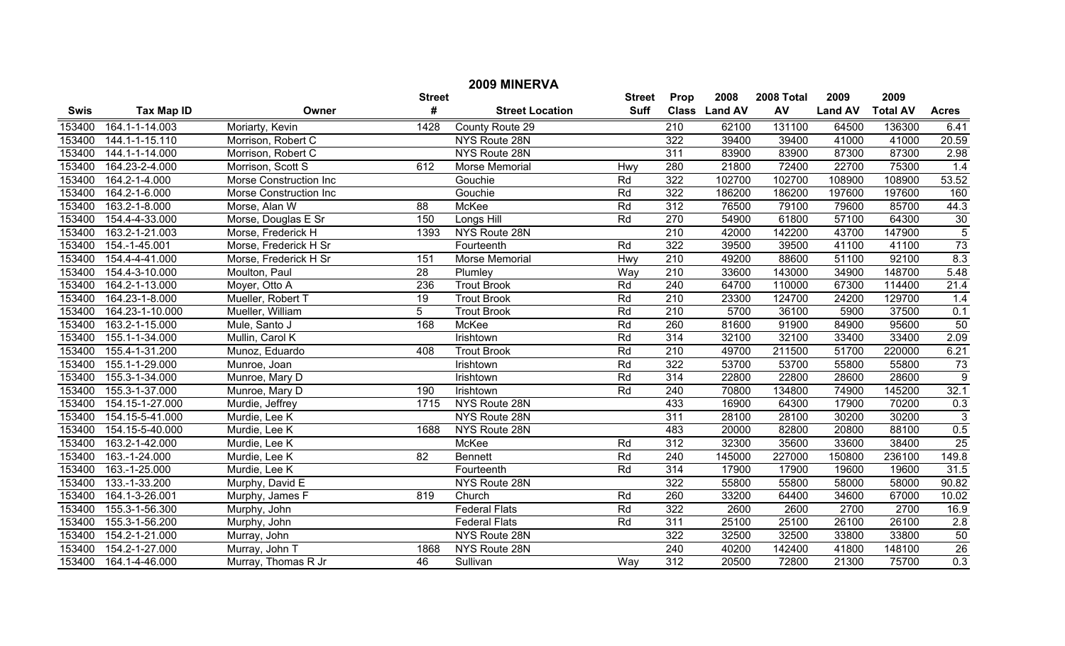# 2009 MINERVA

| Swis | Tax Map ID | Owner | Street # | Street Location | Street Suff | Prop Class | 2008 Land AV | 2008 Total AV | 2009 Land AV | 2009 Total AV | Acres |
|---|---|---|---|---|---|---|---|---|---|---|---|
| 153400 | 164.1-1-14.003 | Moriarty, Kevin | 1428 | County Route 29 | | 210 | 62100 | 131100 | 64500 | 136300 | 6.41 |
| 153400 | 144.1-1-15.110 | Morrison, Robert C | | NYS Route 28N | | 322 | 39400 | 39400 | 41000 | 41000 | 20.59 |
| 153400 | 144.1-1-14.000 | Morrison, Robert C | | NYS Route 28N | | 311 | 83900 | 83900 | 87300 | 87300 | 2.98 |
| 153400 | 164.23-2-4.000 | Morrison, Scott S | 612 | Morse Memorial | Hwy | 280 | 21800 | 72400 | 22700 | 75300 | 1.4 |
| 153400 | 164.2-1-4.000 | Morse Construction Inc | | Gouchie | Rd | 322 | 102700 | 102700 | 108900 | 108900 | 53.52 |
| 153400 | 164.2-1-6.000 | Morse Construction Inc | | Gouchie | Rd | 322 | 186200 | 186200 | 197600 | 197600 | 160 |
| 153400 | 163.2-1-8.000 | Morse, Alan W | 88 | McKee | Rd | 312 | 76500 | 79100 | 79600 | 85700 | 44.3 |
| 153400 | 154.4-4-33.000 | Morse, Douglas E Sr | 150 | Longs Hill | Rd | 270 | 54900 | 61800 | 57100 | 64300 | 30 |
| 153400 | 163.2-1-21.003 | Morse, Frederick H | 1393 | NYS Route 28N | | 210 | 42000 | 142200 | 43700 | 147900 | 5 |
| 153400 | 154.-1-45.001 | Morse, Frederick H Sr | | Fourteenth | Rd | 322 | 39500 | 39500 | 41100 | 41100 | 73 |
| 153400 | 154.4-4-41.000 | Morse, Frederick H Sr | 151 | Morse Memorial | Hwy | 210 | 49200 | 88600 | 51100 | 92100 | 8.3 |
| 153400 | 154.4-3-10.000 | Moulton, Paul | 28 | Plumley | Way | 210 | 33600 | 143000 | 34900 | 148700 | 5.48 |
| 153400 | 164.2-1-13.000 | Moyer, Otto A | 236 | Trout Brook | Rd | 240 | 64700 | 110000 | 67300 | 114400 | 21.4 |
| 153400 | 164.23-1-8.000 | Mueller, Robert T | 19 | Trout Brook | Rd | 210 | 23300 | 124700 | 24200 | 129700 | 1.4 |
| 153400 | 164.23-1-10.000 | Mueller, William | 5 | Trout Brook | Rd | 210 | 5700 | 36100 | 5900 | 37500 | 0.1 |
| 153400 | 163.2-1-15.000 | Mule, Santo J | 168 | McKee | Rd | 260 | 81600 | 91900 | 84900 | 95600 | 50 |
| 153400 | 155.1-1-34.000 | Mullin, Carol K | | Irishtown | Rd | 314 | 32100 | 32100 | 33400 | 33400 | 2.09 |
| 153400 | 155.4-1-31.200 | Munoz, Eduardo | 408 | Trout Brook | Rd | 210 | 49700 | 211500 | 51700 | 220000 | 6.21 |
| 153400 | 155.1-1-29.000 | Munroe, Joan | | Irishtown | Rd | 322 | 53700 | 53700 | 55800 | 55800 | 73 |
| 153400 | 155.3-1-34.000 | Munroe, Mary D | | Irishtown | Rd | 314 | 22800 | 22800 | 28600 | 28600 | 9 |
| 153400 | 155.3-1-37.000 | Munroe, Mary D | 190 | Irishtown | Rd | 240 | 70800 | 134800 | 74900 | 145200 | 32.1 |
| 153400 | 154.15-1-27.000 | Murdie, Jeffrey | 1715 | NYS Route 28N | | 433 | 16900 | 64300 | 17900 | 70200 | 0.3 |
| 153400 | 154.15-5-41.000 | Murdie, Lee K | | NYS Route 28N | | 311 | 28100 | 28100 | 30200 | 30200 | 3 |
| 153400 | 154.15-5-40.000 | Murdie, Lee K | 1688 | NYS Route 28N | | 483 | 20000 | 82800 | 20800 | 88100 | 0.5 |
| 153400 | 163.2-1-42.000 | Murdie, Lee K | | McKee | Rd | 312 | 32300 | 35600 | 33600 | 38400 | 25 |
| 153400 | 163.-1-24.000 | Murdie, Lee K | 82 | Bennett | Rd | 240 | 145000 | 227000 | 150800 | 236100 | 149.8 |
| 153400 | 163.-1-25.000 | Murdie, Lee K | | Fourteenth | Rd | 314 | 17900 | 17900 | 19600 | 19600 | 31.5 |
| 153400 | 133.-1-33.200 | Murphy, David E | | NYS Route 28N | | 322 | 55800 | 55800 | 58000 | 58000 | 90.82 |
| 153400 | 164.1-3-26.001 | Murphy, James F | 819 | Church | Rd | 260 | 33200 | 64400 | 34600 | 67000 | 10.02 |
| 153400 | 155.3-1-56.300 | Murphy, John | | Federal Flats | Rd | 322 | 2600 | 2600 | 2700 | 2700 | 16.9 |
| 153400 | 155.3-1-56.200 | Murphy, John | | Federal Flats | Rd | 311 | 25100 | 25100 | 26100 | 26100 | 2.8 |
| 153400 | 154.2-1-21.000 | Murray, John | | NYS Route 28N | | 322 | 32500 | 32500 | 33800 | 33800 | 50 |
| 153400 | 154.2-1-27.000 | Murray, John T | 1868 | NYS Route 28N | | 240 | 40200 | 142400 | 41800 | 148100 | 26 |
| 153400 | 164.1-4-46.000 | Murray, Thomas R Jr | 46 | Sullivan | Way | 312 | 20500 | 72800 | 21300 | 75700 | 0.3 |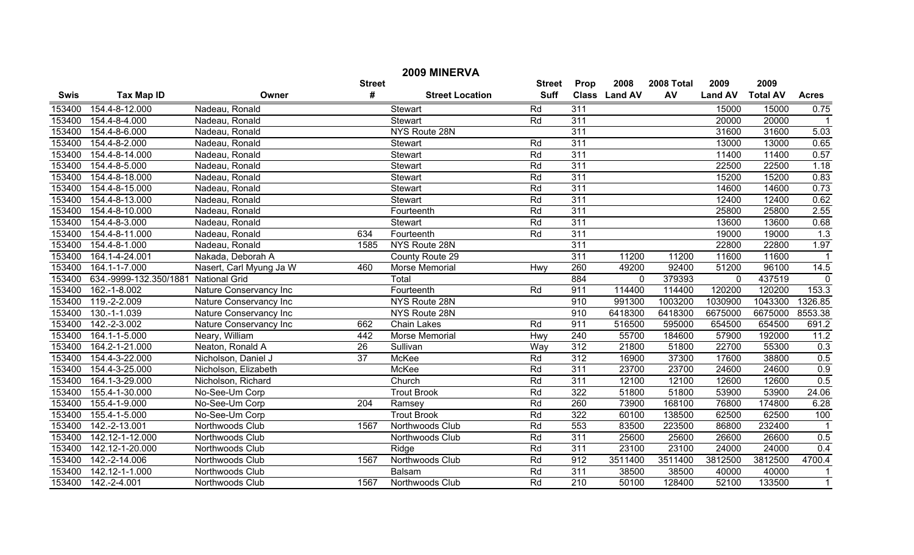# 2009 MINERVA

| Swis | Tax Map ID | Owner | Street # | Street Location | Street Suff | Prop Class | 2008 Land AV | 2008 Total AV | 2009 Land AV | 2009 Total AV | Acres |
|---|---|---|---|---|---|---|---|---|---|---|---|
| 153400 | 154.4-8-12.000 | Nadeau, Ronald | | Stewart | Rd | 311 | | | 15000 | 15000 | 0.75 |
| 153400 | 154.4-8-4.000 | Nadeau, Ronald | | Stewart | Rd | 311 | | | 20000 | 20000 | 1 |
| 153400 | 154.4-8-6.000 | Nadeau, Ronald | | NYS Route 28N | | 311 | | | 31600 | 31600 | 5.03 |
| 153400 | 154.4-8-2.000 | Nadeau, Ronald | | Stewart | Rd | 311 | | | 13000 | 13000 | 0.65 |
| 153400 | 154.4-8-14.000 | Nadeau, Ronald | | Stewart | Rd | 311 | | | 11400 | 11400 | 0.57 |
| 153400 | 154.4-8-5.000 | Nadeau, Ronald | | Stewart | Rd | 311 | | | 22500 | 22500 | 1.18 |
| 153400 | 154.4-8-18.000 | Nadeau, Ronald | | Stewart | Rd | 311 | | | 15200 | 15200 | 0.83 |
| 153400 | 154.4-8-15.000 | Nadeau, Ronald | | Stewart | Rd | 311 | | | 14600 | 14600 | 0.73 |
| 153400 | 154.4-8-13.000 | Nadeau, Ronald | | Stewart | Rd | 311 | | | 12400 | 12400 | 0.62 |
| 153400 | 154.4-8-10.000 | Nadeau, Ronald | | Fourteenth | Rd | 311 | | | 25800 | 25800 | 2.55 |
| 153400 | 154.4-8-3.000 | Nadeau, Ronald | | Stewart | Rd | 311 | | | 13600 | 13600 | 0.68 |
| 153400 | 154.4-8-11.000 | Nadeau, Ronald | 634 | Fourteenth | Rd | 311 | | | 19000 | 19000 | 1.3 |
| 153400 | 154.4-8-1.000 | Nadeau, Ronald | 1585 | NYS Route 28N | | 311 | | | 22800 | 22800 | 1.97 |
| 153400 | 164.1-4-24.001 | Nakada, Deborah A | | County Route 29 | | 311 | 11200 | 11200 | 11600 | 11600 | 1 |
| 153400 | 164.1-1-7.000 | Nasert, Carl Myung Ja W | 460 | Morse Memorial | Hwy | 260 | 49200 | 92400 | 51200 | 96100 | 14.5 |
| 153400 | 634.-9999-132.350/1881 | National Grid | | Total | | 884 | 0 | 379393 | 0 | 437519 | 0 |
| 153400 | 162.-1-8.002 | Nature Conservancy Inc | | Fourteenth | Rd | 911 | 114400 | 114400 | 120200 | 120200 | 153.3 |
| 153400 | 119.-2-2.009 | Nature Conservancy Inc | | NYS Route 28N | | 910 | 991300 | 1003200 | 1030900 | 1043300 | 1326.85 |
| 153400 | 130.-1-1.039 | Nature Conservancy Inc | | NYS Route 28N | | 910 | 6418300 | 6418300 | 6675000 | 6675000 | 8553.38 |
| 153400 | 142.-2-3.002 | Nature Conservancy Inc | 662 | Chain Lakes | Rd | 911 | 516500 | 595000 | 654500 | 654500 | 691.2 |
| 153400 | 164.1-1-5.000 | Neary, William | 442 | Morse Memorial | Hwy | 240 | 55700 | 184600 | 57900 | 192000 | 11.2 |
| 153400 | 164.2-1-21.000 | Neaton, Ronald A | 26 | Sullivan | Way | 312 | 21800 | 51800 | 22700 | 55300 | 0.3 |
| 153400 | 154.4-3-22.000 | Nicholson, Daniel J | 37 | McKee | Rd | 312 | 16900 | 37300 | 17600 | 38800 | 0.5 |
| 153400 | 154.4-3-25.000 | Nicholson, Elizabeth | | McKee | Rd | 311 | 23700 | 23700 | 24600 | 24600 | 0.9 |
| 153400 | 164.1-3-29.000 | Nicholson, Richard | | Church | Rd | 311 | 12100 | 12100 | 12600 | 12600 | 0.5 |
| 153400 | 155.4-1-30.000 | No-See-Um Corp | | Trout Brook | Rd | 322 | 51800 | 51800 | 53900 | 53900 | 24.06 |
| 153400 | 155.4-1-9.000 | No-See-Um Corp | 204 | Ramsey | Rd | 260 | 73900 | 168100 | 76800 | 174800 | 6.28 |
| 153400 | 155.4-1-5.000 | No-See-Um Corp | | Trout Brook | Rd | 322 | 60100 | 138500 | 62500 | 62500 | 100 |
| 153400 | 142.-2-13.001 | Northwoods Club | 1567 | Northwoods Club | Rd | 553 | 83500 | 223500 | 86800 | 232400 | 1 |
| 153400 | 142.12-1-12.000 | Northwoods Club | | Northwoods Club | Rd | 311 | 25600 | 25600 | 26600 | 26600 | 0.5 |
| 153400 | 142.12-1-20.000 | Northwoods Club | | Ridge | Rd | 311 | 23100 | 23100 | 24000 | 24000 | 0.4 |
| 153400 | 142.-2-14.006 | Northwoods Club | 1567 | Northwoods Club | Rd | 912 | 3511400 | 3511400 | 3812500 | 3812500 | 4700.4 |
| 153400 | 142.12-1-1.000 | Northwoods Club | | Balsam | Rd | 311 | 38500 | 38500 | 40000 | 40000 | 1 |
| 153400 | 142.-2-4.001 | Northwoods Club | 1567 | Northwoods Club | Rd | 210 | 50100 | 128400 | 52100 | 133500 | 1 |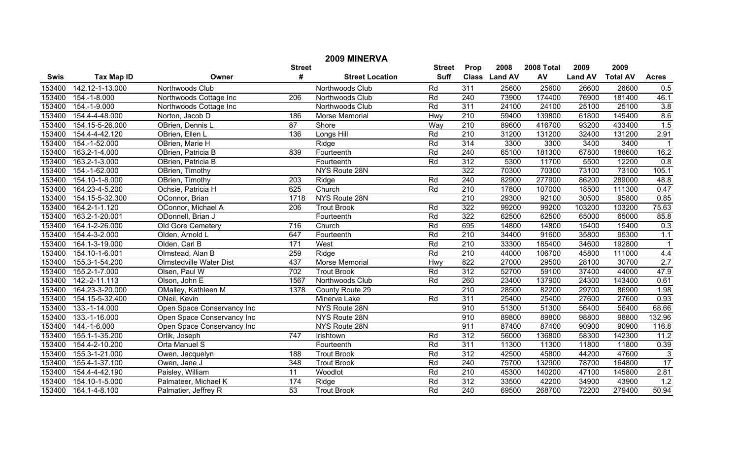# 2009 MINERVA

| Swis | Tax Map ID | Owner | Street # | Street Location | Street Suff | Prop Class | 2008 Land AV | 2008 Total AV | 2009 Land AV | 2009 Total AV | Acres |
|---|---|---|---|---|---|---|---|---|---|---|---|
| 153400 | 142.12-1-13.000 | Northwoods Club | | Northwoods Club | Rd | 311 | 25600 | 25600 | 26600 | 26600 | 0.5 |
| 153400 | 154.-1-8.000 | Northwoods Cottage Inc | 206 | Northwoods Club | Rd | 240 | 73900 | 174400 | 76900 | 181400 | 46.1 |
| 153400 | 154.-1-9.000 | Northwoods Cottage Inc | | Northwoods Club | Rd | 311 | 24100 | 24100 | 25100 | 25100 | 3.8 |
| 153400 | 154.4-4-48.000 | Norton, Jacob D | 186 | Morse Memorial | Hwy | 210 | 59400 | 139800 | 61800 | 145400 | 8.6 |
| 153400 | 154.15-5-26.000 | OBrien, Dennis L | 87 | Shore | Way | 210 | 89600 | 416700 | 93200 | 433400 | 1.5 |
| 153400 | 154.4-4-42.120 | OBrien, Ellen L | 136 | Longs Hill | Rd | 210 | 31200 | 131200 | 32400 | 131200 | 2.91 |
| 153400 | 154.-1-52.000 | OBrien, Marie H | | Ridge | Rd | 314 | 3300 | 3300 | 3400 | 3400 | 1 |
| 153400 | 163.2-1-4.000 | OBrien, Patricia B | 839 | Fourteenth | Rd | 240 | 65100 | 181300 | 67800 | 188600 | 16.2 |
| 153400 | 163.2-1-3.000 | OBrien, Patricia B | | Fourteenth | Rd | 312 | 5300 | 11700 | 5500 | 12200 | 0.8 |
| 153400 | 154.-1-62.000 | OBrien, Timothy | | NYS Route 28N | | 322 | 70300 | 70300 | 73100 | 73100 | 105.1 |
| 153400 | 154.10-1-8.000 | OBrien, Timothy | 203 | Ridge | Rd | 240 | 82900 | 277900 | 86200 | 289000 | 48.8 |
| 153400 | 164.23-4-5.200 | Ochsie, Patricia H | 625 | Church | Rd | 210 | 17800 | 107000 | 18500 | 111300 | 0.47 |
| 153400 | 154.15-5-32.300 | OConnor, Brian | 1718 | NYS Route 28N | | 210 | 29300 | 92100 | 30500 | 95800 | 0.85 |
| 153400 | 164.2-1-1.120 | OConnor, Michael A | 206 | Trout Brook | Rd | 322 | 99200 | 99200 | 103200 | 103200 | 75.63 |
| 153400 | 163.2-1-20.001 | ODonnell, Brian J | | Fourteenth | Rd | 322 | 62500 | 62500 | 65000 | 65000 | 85.8 |
| 153400 | 164.1-2-26.000 | Old Gore Cemetery | 716 | Church | Rd | 695 | 14800 | 14800 | 15400 | 15400 | 0.3 |
| 153400 | 154.4-3-2.000 | Olden, Arnold L | 647 | Fourteenth | Rd | 210 | 34400 | 91600 | 35800 | 95300 | 1.1 |
| 153400 | 164.1-3-19.000 | Olden, Carl B | 171 | West | Rd | 210 | 33300 | 185400 | 34600 | 192800 | 1 |
| 153400 | 154.10-1-6.001 | Olmstead, Alan B | 259 | Ridge | Rd | 210 | 44000 | 106700 | 45800 | 111000 | 4.4 |
| 153400 | 155.3-1-54.200 | Olmstedville Water Dist | 437 | Morse Memorial | Hwy | 822 | 27000 | 29500 | 28100 | 30700 | 2.7 |
| 153400 | 155.2-1-7.000 | Olsen, Paul W | 702 | Trout Brook | Rd | 312 | 52700 | 59100 | 37400 | 44000 | 47.9 |
| 153400 | 142.-2-11.113 | Olson, John E | 1567 | Northwoods Club | Rd | 260 | 23400 | 137900 | 24300 | 143400 | 0.61 |
| 153400 | 164.23-3-20.000 | OMalley, Kathleen M | 1378 | County Route 29 | | 210 | 28500 | 82200 | 29700 | 86900 | 1.98 |
| 153400 | 154.15-5-32.400 | ONeil, Kevin | | Minerva Lake | Rd | 311 | 25400 | 25400 | 27600 | 27600 | 0.93 |
| 153400 | 133.-1-14.000 | Open Space Conservancy Inc | | NYS Route 28N | | 910 | 51300 | 51300 | 56400 | 56400 | 68.66 |
| 153400 | 133.-1-16.000 | Open Space Conservancy Inc | | NYS Route 28N | | 910 | 89800 | 89800 | 98800 | 98800 | 132.96 |
| 153400 | 144.-1-6.000 | Open Space Conservancy Inc | | NYS Route 28N | | 911 | 87400 | 87400 | 90900 | 90900 | 116.8 |
| 153400 | 155.1-1-35.200 | Orlik, Joseph | 747 | Irishtown | Rd | 312 | 56000 | 136800 | 58300 | 142300 | 11.2 |
| 153400 | 154.4-2-10.200 | Orta Manuel S | | Fourteenth | Rd | 311 | 11300 | 11300 | 11800 | 11800 | 0.39 |
| 153400 | 155.3-1-21.000 | Owen, Jacquelyn | 188 | Trout Brook | Rd | 312 | 42500 | 45800 | 44200 | 47600 | 3 |
| 153400 | 155.4-1-37.100 | Owen, Jane J | 348 | Trout Brook | Rd | 240 | 75700 | 132900 | 78700 | 164800 | 17 |
| 153400 | 154.4-4-42.190 | Paisley, William | 11 | Woodlot | Rd | 210 | 45300 | 140200 | 47100 | 145800 | 2.81 |
| 153400 | 154.10-1-5.000 | Palmateer, Michael K | 174 | Ridge | Rd | 312 | 33500 | 42200 | 34900 | 43900 | 1.2 |
| 153400 | 164.1-4-8.100 | Palmatier, Jeffrey R | 53 | Trout Brook | Rd | 240 | 69500 | 268700 | 72200 | 279400 | 50.94 |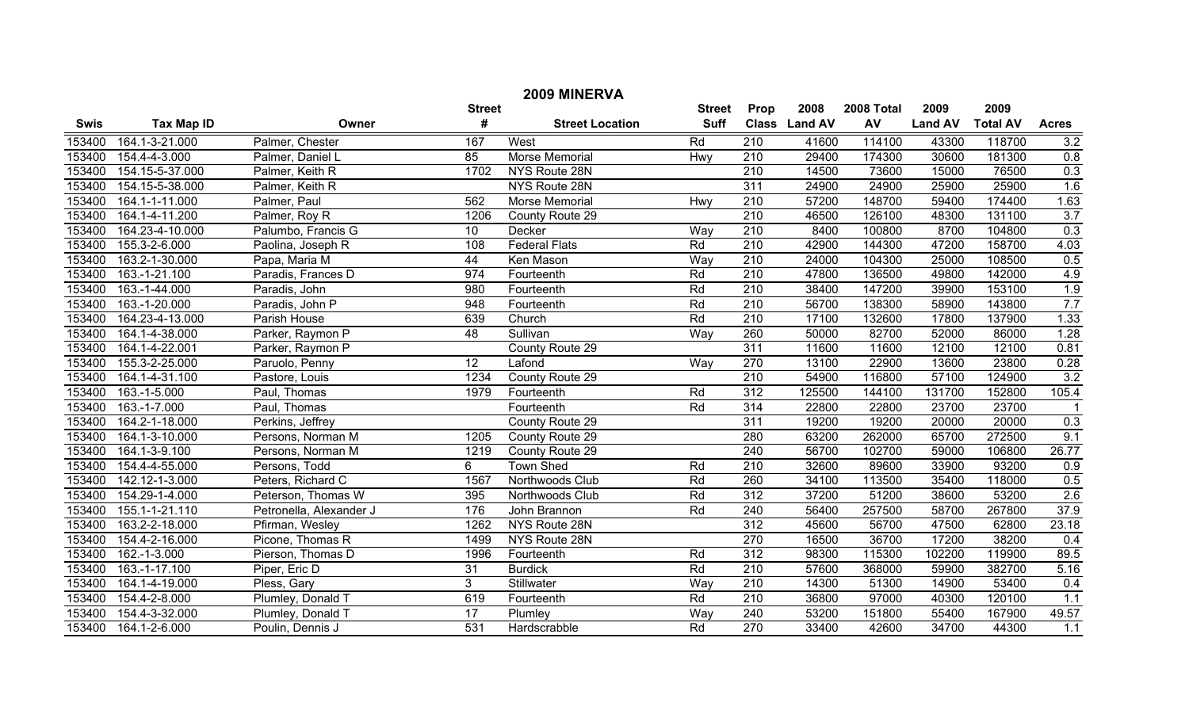# 2009 MINERVA

| Swis | Tax Map ID | Owner | Street # | Street Location | Street Suff | Prop Class | 2008 Land AV | 2008 Total AV | 2009 Land AV | 2009 Total AV | Acres |
|---|---|---|---|---|---|---|---|---|---|---|---|
| 153400 | 164.1-3-21.000 | Palmer, Chester | 167 | West | Rd | 210 | 41600 | 114100 | 43300 | 118700 | 3.2 |
| 153400 | 154.4-4-3.000 | Palmer, Daniel L | 85 | Morse Memorial | Hwy | 210 | 29400 | 174300 | 30600 | 181300 | 0.8 |
| 153400 | 154.15-5-37.000 | Palmer, Keith R | 1702 | NYS Route 28N | | 210 | 14500 | 73600 | 15000 | 76500 | 0.3 |
| 153400 | 154.15-5-38.000 | Palmer, Keith R | | NYS Route 28N | | 311 | 24900 | 24900 | 25900 | 25900 | 1.6 |
| 153400 | 164.1-1-11.000 | Palmer, Paul | 562 | Morse Memorial | Hwy | 210 | 57200 | 148700 | 59400 | 174400 | 1.63 |
| 153400 | 164.1-4-11.200 | Palmer, Roy R | 1206 | County Route 29 | | 210 | 46500 | 126100 | 48300 | 131100 | 3.7 |
| 153400 | 164.23-4-10.000 | Palumbo, Francis G | 10 | Decker | Way | 210 | 8400 | 100800 | 8700 | 104800 | 0.3 |
| 153400 | 155.3-2-6.000 | Paolina, Joseph R | 108 | Federal Flats | Rd | 210 | 42900 | 144300 | 47200 | 158700 | 4.03 |
| 153400 | 163.2-1-30.000 | Papa, Maria M | 44 | Ken Mason | Way | 210 | 24000 | 104300 | 25000 | 108500 | 0.5 |
| 153400 | 163.-1-21.100 | Paradis, Frances D | 974 | Fourteenth | Rd | 210 | 47800 | 136500 | 49800 | 142000 | 4.9 |
| 153400 | 163.-1-44.000 | Paradis, John | 980 | Fourteenth | Rd | 210 | 38400 | 147200 | 39900 | 153100 | 1.9 |
| 153400 | 163.-1-20.000 | Paradis, John P | 948 | Fourteenth | Rd | 210 | 56700 | 138300 | 58900 | 143800 | 7.7 |
| 153400 | 164.23-4-13.000 | Parish House | 639 | Church | Rd | 210 | 17100 | 132600 | 17800 | 137900 | 1.33 |
| 153400 | 164.1-4-38.000 | Parker, Raymon P | 48 | Sullivan | Way | 260 | 50000 | 82700 | 52000 | 86000 | 1.28 |
| 153400 | 164.1-4-22.001 | Parker, Raymon P | | County Route 29 | | 311 | 11600 | 11600 | 12100 | 12100 | 0.81 |
| 153400 | 155.3-2-25.000 | Paruolo, Penny | 12 | Lafond | Way | 270 | 13100 | 22900 | 13600 | 23800 | 0.28 |
| 153400 | 164.1-4-31.100 | Pastore, Louis | 1234 | County Route 29 | | 210 | 54900 | 116800 | 57100 | 124900 | 3.2 |
| 153400 | 163.-1-5.000 | Paul, Thomas | 1979 | Fourteenth | Rd | 312 | 125500 | 144100 | 131700 | 152800 | 105.4 |
| 153400 | 163.-1-7.000 | Paul, Thomas | | Fourteenth | Rd | 314 | 22800 | 22800 | 23700 | 23700 | 1 |
| 153400 | 164.2-1-18.000 | Perkins, Jeffrey | | County Route 29 | | 311 | 19200 | 19200 | 20000 | 20000 | 0.3 |
| 153400 | 164.1-3-10.000 | Persons, Norman M | 1205 | County Route 29 | | 280 | 63200 | 262000 | 65700 | 272500 | 9.1 |
| 153400 | 164.1-3-9.100 | Persons, Norman M | 1219 | County Route 29 | | 240 | 56700 | 102700 | 59000 | 106800 | 26.77 |
| 153400 | 154.4-4-55.000 | Persons, Todd | 6 | Town Shed | Rd | 210 | 32600 | 89600 | 33900 | 93200 | 0.9 |
| 153400 | 142.12-1-3.000 | Peters, Richard C | 1567 | Northwoods Club | Rd | 260 | 34100 | 113500 | 35400 | 118000 | 0.5 |
| 153400 | 154.29-1-4.000 | Peterson, Thomas W | 395 | Northwoods Club | Rd | 312 | 37200 | 51200 | 38600 | 53200 | 2.6 |
| 153400 | 155.1-1-21.110 | Petronella, Alexander J | 176 | John Brannon | Rd | 240 | 56400 | 257500 | 58700 | 267800 | 37.9 |
| 153400 | 163.2-2-18.000 | Pfirman, Wesley | 1262 | NYS Route 28N | | 312 | 45600 | 56700 | 47500 | 62800 | 23.18 |
| 153400 | 154.4-2-16.000 | Picone, Thomas R | 1499 | NYS Route 28N | | 270 | 16500 | 36700 | 17200 | 38200 | 0.4 |
| 153400 | 162.-1-3.000 | Pierson, Thomas D | 1996 | Fourteenth | Rd | 312 | 98300 | 115300 | 102200 | 119900 | 89.5 |
| 153400 | 163.-1-17.100 | Piper, Eric D | 31 | Burdick | Rd | 210 | 57600 | 368000 | 59900 | 382700 | 5.16 |
| 153400 | 164.1-4-19.000 | Pless, Gary | 3 | Stillwater | Way | 210 | 14300 | 51300 | 14900 | 53400 | 0.4 |
| 153400 | 154.4-2-8.000 | Plumley, Donald T | 619 | Fourteenth | Rd | 210 | 36800 | 97000 | 40300 | 120100 | 1.1 |
| 153400 | 154.4-3-32.000 | Plumley, Donald T | 17 | Plumley | Way | 240 | 53200 | 151800 | 55400 | 167900 | 49.57 |
| 153400 | 164.1-2-6.000 | Poulin, Dennis J | 531 | Hardscrabble | Rd | 270 | 33400 | 42600 | 34700 | 44300 | 1.1 |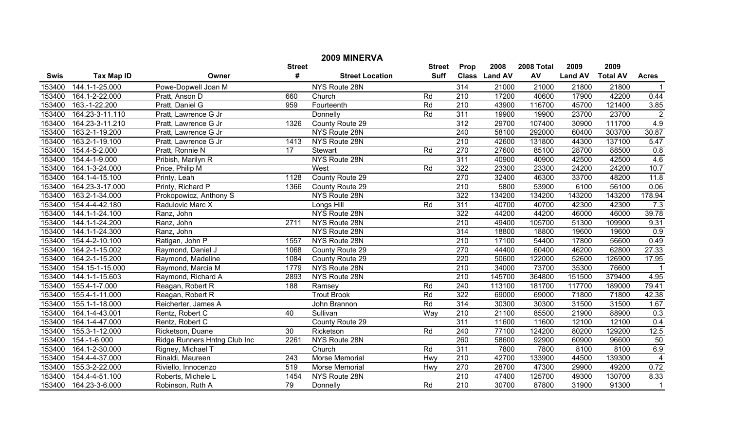# 2009 MINERVA

| Swis | Tax Map ID | Owner | Street # | Street Location | Street Suff | Prop Class | 2008 Land AV | 2008 Total AV | 2009 Land AV | 2009 Total AV | Acres |
|---|---|---|---|---|---|---|---|---|---|---|---|
| 153400 | 144.1-1-25.000 | Powe-Dopwell Joan M | | NYS Route 28N | | 314 | 21000 | 21000 | 21800 | 21800 | 1 |
| 153400 | 164.1-2-22.000 | Pratt, Anson D | 660 | Church | Rd | 210 | 17200 | 40600 | 17900 | 42200 | 0.44 |
| 153400 | 163.-1-22.200 | Pratt, Daniel G | 959 | Fourteenth | Rd | 210 | 43900 | 116700 | 45700 | 121400 | 3.85 |
| 153400 | 164.23-3-11.110 | Pratt, Lawrence G Jr | | Donnelly | Rd | 311 | 19900 | 19900 | 23700 | 23700 | 2 |
| 153400 | 164.23-3-11.210 | Pratt, Lawrence G Jr | 1326 | County Route 29 | | 312 | 29700 | 107400 | 30900 | 111700 | 4.9 |
| 153400 | 163.2-1-19.200 | Pratt, Lawrence G Jr | | NYS Route 28N | | 240 | 58100 | 292000 | 60400 | 303700 | 30.87 |
| 153400 | 163.2-1-19.100 | Pratt, Lawrence G Jr | 1413 | NYS Route 28N | | 210 | 42600 | 131800 | 44300 | 137100 | 5.47 |
| 153400 | 154.4-5-2.000 | Pratt, Ronnie N | 17 | Stewart | Rd | 270 | 27600 | 85100 | 28700 | 88500 | 0.8 |
| 153400 | 154.4-1-9.000 | Pribish, Marilyn R | | NYS Route 28N | | 311 | 40900 | 40900 | 42500 | 42500 | 4.6 |
| 153400 | 164.1-3-24.000 | Price, Philip M | | West | Rd | 322 | 23300 | 23300 | 24200 | 24200 | 10.7 |
| 153400 | 164.1-4-15.100 | Printy, Leah | 1128 | County Route 29 | | 270 | 32400 | 46300 | 33700 | 48200 | 11.8 |
| 153400 | 164.23-3-17.000 | Printy, Richard P | 1366 | County Route 29 | | 210 | 5800 | 53900 | 6100 | 56100 | 0.06 |
| 153400 | 163.2-1-34.000 | Prokopowicz, Anthony S | | NYS Route 28N | | 322 | 134200 | 134200 | 143200 | 143200 | 178.94 |
| 153400 | 154.4-4-42.180 | Radulovic Marc X | | Longs Hill | Rd | 311 | 40700 | 40700 | 42300 | 42300 | 7.3 |
| 153400 | 144.1-1-24.100 | Ranz, John | | NYS Route 28N | | 322 | 44200 | 44200 | 46000 | 46000 | 39.78 |
| 153400 | 144.1-1-24.200 | Ranz, John | 2711 | NYS Route 28N | | 210 | 49400 | 105700 | 51300 | 109900 | 9.31 |
| 153400 | 144.1-1-24.300 | Ranz, John | | NYS Route 28N | | 314 | 18800 | 18800 | 19600 | 19600 | 0.9 |
| 153400 | 154.4-2-10.100 | Ratigan, John P | 1557 | NYS Route 28N | | 210 | 17100 | 54400 | 17800 | 56600 | 0.49 |
| 153400 | 164.2-1-15.002 | Raymond, Daniel J | 1068 | County Route 29 | | 270 | 44400 | 60400 | 46200 | 62800 | 27.33 |
| 153400 | 164.2-1-15.200 | Raymond, Madeline | 1084 | County Route 29 | | 220 | 50600 | 122000 | 52600 | 126900 | 17.95 |
| 153400 | 154.15-1-15.000 | Raymond, Marcia M | 1779 | NYS Route 28N | | 210 | 34000 | 73700 | 35300 | 76600 | 1 |
| 153400 | 144.1-1-15.603 | Raymond, Richard A | 2893 | NYS Route 28N | | 210 | 145700 | 364800 | 151500 | 379400 | 4.95 |
| 153400 | 155.4-1-7.000 | Reagan, Robert R | 188 | Ramsey | Rd | 240 | 113100 | 181700 | 117700 | 189000 | 79.41 |
| 153400 | 155.4-1-11.000 | Reagan, Robert R | | Trout Brook | Rd | 322 | 69000 | 69000 | 71800 | 71800 | 42.38 |
| 153400 | 155.1-1-18.000 | Reicherter, James A | | John Brannon | Rd | 314 | 30300 | 30300 | 31500 | 31500 | 1.67 |
| 153400 | 164.1-4-43.001 | Rentz, Robert C | 40 | Sullivan | Way | 210 | 21100 | 85500 | 21900 | 88900 | 0.3 |
| 153400 | 164.1-4-47.000 | Rentz, Robert C | | County Route 29 | | 311 | 11600 | 11600 | 12100 | 12100 | 0.4 |
| 153400 | 155.3-1-12.000 | Ricketson, Duane | 30 | Ricketson | Rd | 240 | 77100 | 124200 | 80200 | 129200 | 12.5 |
| 153400 | 154.-1-6.000 | Ridge Runners Hntng Club Inc | 2261 | NYS Route 28N | | 260 | 58600 | 92900 | 60900 | 96600 | 50 |
| 153400 | 164.1-2-30.000 | Rigney, Michael T | | Church | Rd | 311 | 7800 | 7800 | 8100 | 8100 | 6.9 |
| 153400 | 154.4-4-37.000 | Rinaldi, Maureen | 243 | Morse Memorial | Hwy | 210 | 42700 | 133900 | 44500 | 139300 | 4 |
| 153400 | 155.3-2-22.000 | Riviello, Innocenzo | 519 | Morse Memorial | Hwy | 270 | 28700 | 47300 | 29900 | 49200 | 0.72 |
| 153400 | 154.4-4-51.100 | Roberts, Michele L | 1454 | NYS Route 28N | | 210 | 47400 | 125700 | 49300 | 130700 | 8.33 |
| 153400 | 164.23-3-6.000 | Robinson, Ruth A | 79 | Donnelly | Rd | 210 | 30700 | 87800 | 31900 | 91300 | 1 |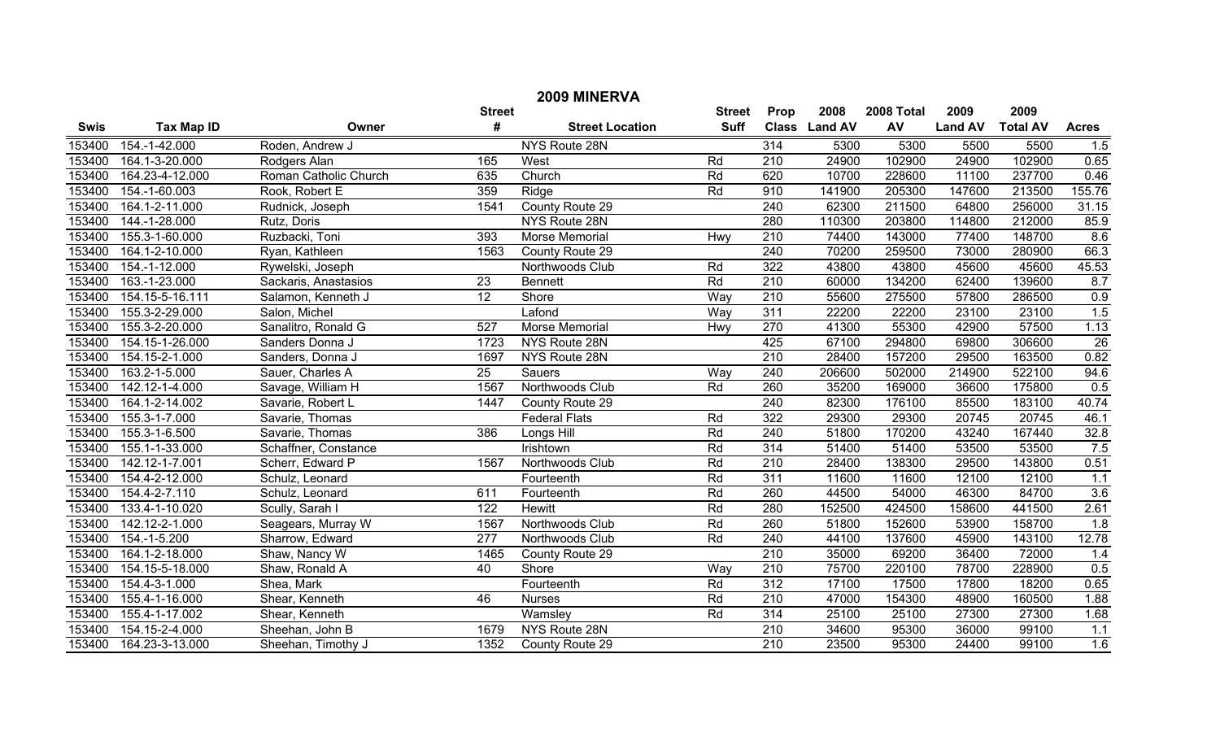# 2009 MINERVA

| Swis | Tax Map ID | Owner | Street # | Street Location | Street Suff | Prop Class | 2008 Land AV | 2008 Total AV | 2009 Land AV | 2009 Total AV | Acres |
|---|---|---|---|---|---|---|---|---|---|---|---|
| 153400 | 154.-1-42.000 | Roden, Andrew J | | NYS Route 28N | | 314 | 5300 | 5300 | 5500 | 5500 | 1.5 |
| 153400 | 164.1-3-20.000 | Rodgers Alan | 165 | West | Rd | 210 | 24900 | 102900 | 24900 | 102900 | 0.65 |
| 153400 | 164.23-4-12.000 | Roman Catholic Church | 635 | Church | Rd | 620 | 10700 | 228600 | 11100 | 237700 | 0.46 |
| 153400 | 154.-1-60.003 | Rook, Robert E | 359 | Ridge | Rd | 910 | 141900 | 205300 | 147600 | 213500 | 155.76 |
| 153400 | 164.1-2-11.000 | Rudnick, Joseph | 1541 | County Route 29 | | 240 | 62300 | 211500 | 64800 | 256000 | 31.15 |
| 153400 | 144.-1-28.000 | Rutz, Doris | | NYS Route 28N | | 280 | 110300 | 203800 | 114800 | 212000 | 85.9 |
| 153400 | 155.3-1-60.000 | Ruzbacki, Toni | 393 | Morse Memorial | Hwy | 210 | 74400 | 143000 | 77400 | 148700 | 8.6 |
| 153400 | 164.1-2-10.000 | Ryan, Kathleen | 1563 | County Route 29 | | 240 | 70200 | 259500 | 73000 | 280900 | 66.3 |
| 153400 | 154.-1-12.000 | Rywelski, Joseph | | Northwoods Club | Rd | 322 | 43800 | 43800 | 45600 | 45600 | 45.53 |
| 153400 | 163.-1-23.000 | Sackaris, Anastasios | 23 | Bennett | Rd | 210 | 60000 | 134200 | 62400 | 139600 | 8.7 |
| 153400 | 154.15-5-16.111 | Salamon, Kenneth J | 12 | Shore | Way | 210 | 55600 | 275500 | 57800 | 286500 | 0.9 |
| 153400 | 155.3-2-29.000 | Salon, Michel | | Lafond | Way | 311 | 22200 | 22200 | 23100 | 23100 | 1.5 |
| 153400 | 155.3-2-20.000 | Sanalitro, Ronald G | 527 | Morse Memorial | Hwy | 270 | 41300 | 55300 | 42900 | 57500 | 1.13 |
| 153400 | 154.15-1-26.000 | Sanders Donna J | 1723 | NYS Route 28N | | 425 | 67100 | 294800 | 69800 | 306600 | 26 |
| 153400 | 154.15-2-1.000 | Sanders, Donna J | 1697 | NYS Route 28N | | 210 | 28400 | 157200 | 29500 | 163500 | 0.82 |
| 153400 | 163.2-1-5.000 | Sauer, Charles A | 25 | Sauers | Way | 240 | 206600 | 502000 | 214900 | 522100 | 94.6 |
| 153400 | 142.12-1-4.000 | Savage, William H | 1567 | Northwoods Club | Rd | 260 | 35200 | 169000 | 36600 | 175800 | 0.5 |
| 153400 | 164.1-2-14.002 | Savarie, Robert L | 1447 | County Route 29 | | 240 | 82300 | 176100 | 85500 | 183100 | 40.74 |
| 153400 | 155.3-1-7.000 | Savarie, Thomas | | Federal Flats | Rd | 322 | 29300 | 29300 | 20745 | 20745 | 46.1 |
| 153400 | 155.3-1-6.500 | Savarie, Thomas | 386 | Longs Hill | Rd | 240 | 51800 | 170200 | 43240 | 167440 | 32.8 |
| 153400 | 155.1-1-33.000 | Schaffner, Constance | | Irishtown | Rd | 314 | 51400 | 51400 | 53500 | 53500 | 7.5 |
| 153400 | 142.12-1-7.001 | Scherr, Edward P | 1567 | Northwoods Club | Rd | 210 | 28400 | 138300 | 29500 | 143800 | 0.51 |
| 153400 | 154.4-2-12.000 | Schulz, Leonard | | Fourteenth | Rd | 311 | 11600 | 11600 | 12100 | 12100 | 1.1 |
| 153400 | 154.4-2-7.110 | Schulz, Leonard | 611 | Fourteenth | Rd | 260 | 44500 | 54000 | 46300 | 84700 | 3.6 |
| 153400 | 133.4-1-10.020 | Scully, Sarah I | 122 | Hewitt | Rd | 280 | 152500 | 424500 | 158600 | 441500 | 2.61 |
| 153400 | 142.12-2-1.000 | Seagears, Murray W | 1567 | Northwoods Club | Rd | 260 | 51800 | 152600 | 53900 | 158700 | 1.8 |
| 153400 | 154.-1-5.200 | Sharrow, Edward | 277 | Northwoods Club | Rd | 240 | 44100 | 137600 | 45900 | 143100 | 12.78 |
| 153400 | 164.1-2-18.000 | Shaw, Nancy W | 1465 | County Route 29 | | 210 | 35000 | 69200 | 36400 | 72000 | 1.4 |
| 153400 | 154.15-5-18.000 | Shaw, Ronald A | 40 | Shore | Way | 210 | 75700 | 220100 | 78700 | 228900 | 0.5 |
| 153400 | 154.4-3-1.000 | Shea, Mark | | Fourteenth | Rd | 312 | 17100 | 17500 | 17800 | 18200 | 0.65 |
| 153400 | 155.4-1-16.000 | Shear, Kenneth | 46 | Nurses | Rd | 210 | 47000 | 154300 | 48900 | 160500 | 1.88 |
| 153400 | 155.4-1-17.002 | Shear, Kenneth | | Wamsley | Rd | 314 | 25100 | 25100 | 27300 | 27300 | 1.68 |
| 153400 | 154.15-2-4.000 | Sheehan, John B | 1679 | NYS Route 28N | | 210 | 34600 | 95300 | 36000 | 99100 | 1.1 |
| 153400 | 164.23-3-13.000 | Sheehan, Timothy J | 1352 | County Route 29 | | 210 | 23500 | 95300 | 24400 | 99100 | 1.6 |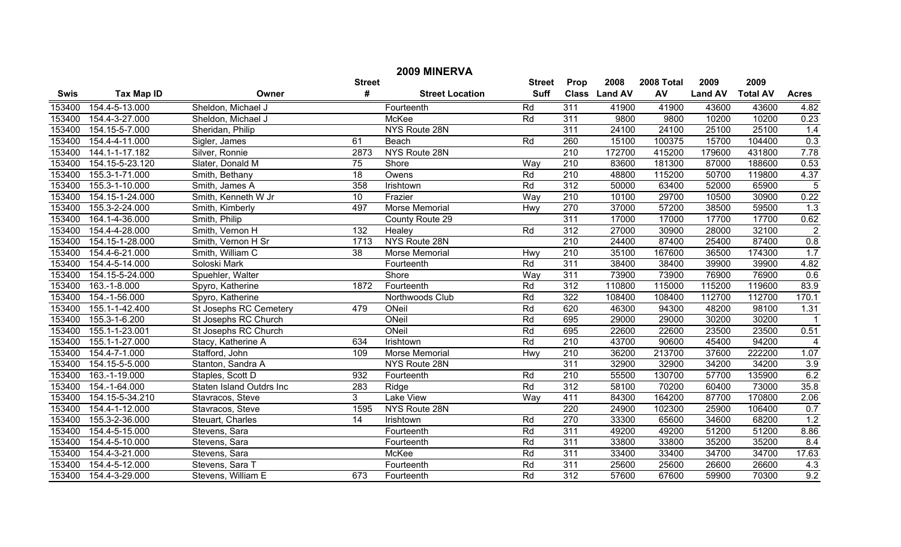# 2009 MINERVA

| Swis | Tax Map ID | Owner | Street # | Street Location | Street Suff | Prop Class | 2008 Land AV | 2008 Total AV | 2009 Land AV | 2009 Total AV | Acres |
|---|---|---|---|---|---|---|---|---|---|---|---|
| 153400 | 154.4-5-13.000 | Sheldon, Michael J | | Fourteenth | Rd | 311 | 41900 | 41900 | 43600 | 43600 | 4.82 |
| 153400 | 154.4-3-27.000 | Sheldon, Michael J | | McKee | Rd | 311 | 9800 | 9800 | 10200 | 10200 | 0.23 |
| 153400 | 154.15-5-7.000 | Sheridan, Philip | | NYS Route 28N | | 311 | 24100 | 24100 | 25100 | 25100 | 1.4 |
| 153400 | 154.4-4-11.000 | Sigler, James | 61 | Beach | Rd | 260 | 15100 | 100375 | 15700 | 104400 | 0.3 |
| 153400 | 144.1-1-17.182 | Silver, Ronnie | 2873 | NYS Route 28N | | 210 | 172700 | 415200 | 179600 | 431800 | 7.78 |
| 153400 | 154.15-5-23.120 | Slater, Donald M | 75 | Shore | Way | 210 | 83600 | 181300 | 87000 | 188600 | 0.53 |
| 153400 | 155.3-1-71.000 | Smith, Bethany | 18 | Owens | Rd | 210 | 48800 | 115200 | 50700 | 119800 | 4.37 |
| 153400 | 155.3-1-10.000 | Smith, James A | 358 | Irishtown | Rd | 312 | 50000 | 63400 | 52000 | 65900 | 5 |
| 153400 | 154.15-1-24.000 | Smith, Kenneth W Jr | 10 | Frazier | Way | 210 | 10100 | 29700 | 10500 | 30900 | 0.22 |
| 153400 | 155.3-2-24.000 | Smith, Kimberly | 497 | Morse Memorial | Hwy | 270 | 37000 | 57200 | 38500 | 59500 | 1.3 |
| 153400 | 164.1-4-36.000 | Smith, Philip | | County Route 29 | | 311 | 17000 | 17000 | 17700 | 17700 | 0.62 |
| 153400 | 154.4-4-28.000 | Smith, Vernon H | 132 | Healey | Rd | 312 | 27000 | 30900 | 28000 | 32100 | 2 |
| 153400 | 154.15-1-28.000 | Smith, Vernon H Sr | 1713 | NYS Route 28N | | 210 | 24400 | 87400 | 25400 | 87400 | 0.8 |
| 153400 | 154.4-6-21.000 | Smith, William C | 38 | Morse Memorial | Hwy | 210 | 35100 | 167600 | 36500 | 174300 | 1.7 |
| 153400 | 154.4-5-14.000 | Soloski Mark | | Fourteenth | Rd | 311 | 38400 | 38400 | 39900 | 39900 | 4.82 |
| 153400 | 154.15-5-24.000 | Spuehler, Walter | | Shore | Way | 311 | 73900 | 73900 | 76900 | 76900 | 0.6 |
| 153400 | 163.-1-8.000 | Spyro, Katherine | 1872 | Fourteenth | Rd | 312 | 110800 | 115000 | 115200 | 119600 | 83.9 |
| 153400 | 154.-1-56.000 | Spyro, Katherine | | Northwoods Club | Rd | 322 | 108400 | 108400 | 112700 | 112700 | 170.1 |
| 153400 | 155.1-1-42.400 | St Josephs RC Cemetery | 479 | ONeil | Rd | 620 | 46300 | 94300 | 48200 | 98100 | 1.31 |
| 153400 | 155.3-1-6.200 | St Josephs RC Church | | ONeil | Rd | 695 | 29000 | 29000 | 30200 | 30200 | 1 |
| 153400 | 155.1-1-23.001 | St Josephs RC Church | | ONeil | Rd | 695 | 22600 | 22600 | 23500 | 23500 | 0.51 |
| 153400 | 155.1-1-27.000 | Stacy, Katherine A | 634 | Irishtown | Rd | 210 | 43700 | 90600 | 45400 | 94200 | 4 |
| 153400 | 154.4-7-1.000 | Stafford, John | 109 | Morse Memorial | Hwy | 210 | 36200 | 213700 | 37600 | 222200 | 1.07 |
| 153400 | 154.15-5-5.000 | Stanton, Sandra A | | NYS Route 28N | | 311 | 32900 | 32900 | 34200 | 34200 | 3.9 |
| 153400 | 163.-1-19.000 | Staples, Scott D | 932 | Fourteenth | Rd | 210 | 55500 | 130700 | 57700 | 135900 | 6.2 |
| 153400 | 154.-1-64.000 | Staten Island Outdrs Inc | 283 | Ridge | Rd | 312 | 58100 | 70200 | 60400 | 73000 | 35.8 |
| 153400 | 154.15-5-34.210 | Stavracos, Steve | 3 | Lake View | Way | 411 | 84300 | 164200 | 87700 | 170800 | 2.06 |
| 153400 | 154.4-1-12.000 | Stavracos, Steve | 1595 | NYS Route 28N | | 220 | 24900 | 102300 | 25900 | 106400 | 0.7 |
| 153400 | 155.3-2-36.000 | Steuart, Charles | 14 | Irishtown | Rd | 270 | 33300 | 65600 | 34600 | 68200 | 1.2 |
| 153400 | 154.4-5-15.000 | Stevens, Sara | | Fourteenth | Rd | 311 | 49200 | 49200 | 51200 | 51200 | 8.86 |
| 153400 | 154.4-5-10.000 | Stevens, Sara | | Fourteenth | Rd | 311 | 33800 | 33800 | 35200 | 35200 | 8.4 |
| 153400 | 154.4-3-21.000 | Stevens, Sara | | McKee | Rd | 311 | 33400 | 33400 | 34700 | 34700 | 17.63 |
| 153400 | 154.4-5-12.000 | Stevens, Sara T | | Fourteenth | Rd | 311 | 25600 | 25600 | 26600 | 26600 | 4.3 |
| 153400 | 154.4-3-29.000 | Stevens, William E | 673 | Fourteenth | Rd | 312 | 57600 | 67600 | 59900 | 70300 | 9.2 |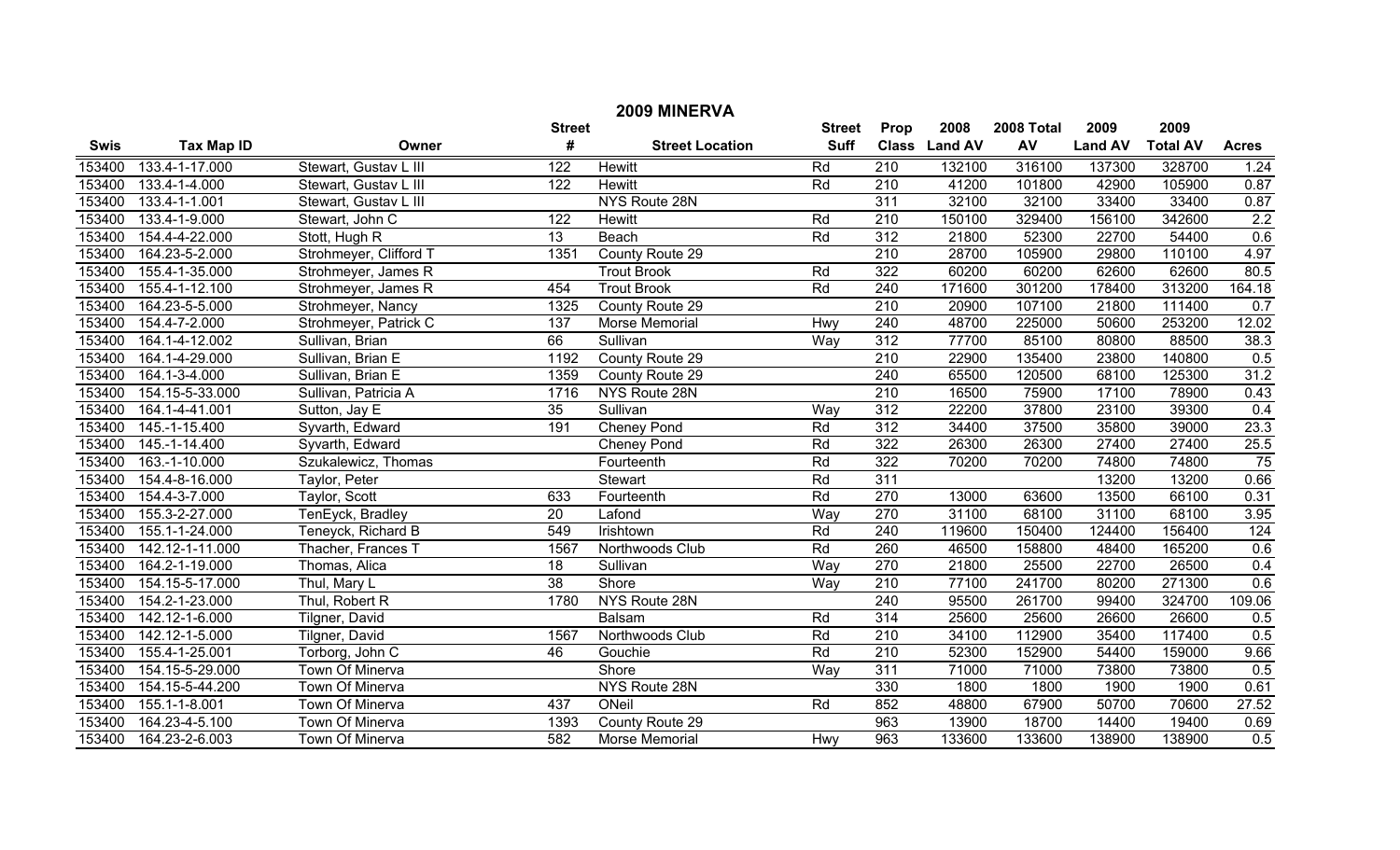# 2009 MINERVA

| Swis | Tax Map ID | Owner | Street # | Street Location | Street Suff | Prop Class | 2008 Land AV | 2008 Total AV | 2009 Land AV | 2009 Total AV | Acres |
|---|---|---|---|---|---|---|---|---|---|---|---|
| 153400 | 133.4-1-17.000 | Stewart, Gustav L III | 122 | Hewitt | Rd | 210 | 132100 | 316100 | 137300 | 328700 | 1.24 |
| 153400 | 133.4-1-4.000 | Stewart, Gustav L III | 122 | Hewitt | Rd | 210 | 41200 | 101800 | 42900 | 105900 | 0.87 |
| 153400 | 133.4-1-1.001 | Stewart, Gustav L III | | NYS Route 28N | | 311 | 32100 | 32100 | 33400 | 33400 | 0.87 |
| 153400 | 133.4-1-9.000 | Stewart, John C | 122 | Hewitt | Rd | 210 | 150100 | 329400 | 156100 | 342600 | 2.2 |
| 153400 | 154.4-4-22.000 | Stott, Hugh R | 13 | Beach | Rd | 312 | 21800 | 52300 | 22700 | 54400 | 0.6 |
| 153400 | 164.23-5-2.000 | Strohmeyer, Clifford T | 1351 | County Route 29 | | 210 | 28700 | 105900 | 29800 | 110100 | 4.97 |
| 153400 | 155.4-1-35.000 | Strohmeyer, James R | | Trout Brook | Rd | 322 | 60200 | 60200 | 62600 | 62600 | 80.5 |
| 153400 | 155.4-1-12.100 | Strohmeyer, James R | 454 | Trout Brook | Rd | 240 | 171600 | 301200 | 178400 | 313200 | 164.18 |
| 153400 | 164.23-5-5.000 | Strohmeyer, Nancy | 1325 | County Route 29 | | 210 | 20900 | 107100 | 21800 | 111400 | 0.7 |
| 153400 | 154.4-7-2.000 | Strohmeyer, Patrick C | 137 | Morse Memorial | Hwy | 240 | 48700 | 225000 | 50600 | 253200 | 12.02 |
| 153400 | 164.1-4-12.002 | Sullivan, Brian | 66 | Sullivan | Way | 312 | 77700 | 85100 | 80800 | 88500 | 38.3 |
| 153400 | 164.1-4-29.000 | Sullivan, Brian E | 1192 | County Route 29 | | 210 | 22900 | 135400 | 23800 | 140800 | 0.5 |
| 153400 | 164.1-3-4.000 | Sullivan, Brian E | 1359 | County Route 29 | | 240 | 65500 | 120500 | 68100 | 125300 | 31.2 |
| 153400 | 154.15-5-33.000 | Sullivan, Patricia A | 1716 | NYS Route 28N | | 210 | 16500 | 75900 | 17100 | 78900 | 0.43 |
| 153400 | 164.1-4-41.001 | Sutton, Jay E | 35 | Sullivan | Way | 312 | 22200 | 37800 | 23100 | 39300 | 0.4 |
| 153400 | 145.-1-15.400 | Syvarth, Edward | 191 | Cheney Pond | Rd | 312 | 34400 | 37500 | 35800 | 39000 | 23.3 |
| 153400 | 145.-1-14.400 | Syvarth, Edward | | Cheney Pond | Rd | 322 | 26300 | 26300 | 27400 | 27400 | 25.5 |
| 153400 | 163.-1-10.000 | Szukalewicz, Thomas | | Fourteenth | Rd | 322 | 70200 | 70200 | 74800 | 74800 | 75 |
| 153400 | 154.4-8-16.000 | Taylor, Peter | | Stewart | Rd | 311 | | | 13200 | 13200 | 0.66 |
| 153400 | 154.4-3-7.000 | Taylor, Scott | 633 | Fourteenth | Rd | 270 | 13000 | 63600 | 13500 | 66100 | 0.31 |
| 153400 | 155.3-2-27.000 | TenEyck, Bradley | 20 | Lafond | Way | 270 | 31100 | 68100 | 31100 | 68100 | 3.95 |
| 153400 | 155.1-1-24.000 | Teneyck, Richard B | 549 | Irishtown | Rd | 240 | 119600 | 150400 | 124400 | 156400 | 124 |
| 153400 | 142.12-1-11.000 | Thacher, Frances T | 1567 | Northwoods Club | Rd | 260 | 46500 | 158800 | 48400 | 165200 | 0.6 |
| 153400 | 164.2-1-19.000 | Thomas, Alica | 18 | Sullivan | Way | 270 | 21800 | 25500 | 22700 | 26500 | 0.4 |
| 153400 | 154.15-5-17.000 | Thul, Mary L | 38 | Shore | Way | 210 | 77100 | 241700 | 80200 | 271300 | 0.6 |
| 153400 | 154.2-1-23.000 | Thul, Robert R | 1780 | NYS Route 28N | | 240 | 95500 | 261700 | 99400 | 324700 | 109.06 |
| 153400 | 142.12-1-6.000 | Tilgner, David | | Balsam | Rd | 314 | 25600 | 25600 | 26600 | 26600 | 0.5 |
| 153400 | 142.12-1-5.000 | Tilgner, David | 1567 | Northwoods Club | Rd | 210 | 34100 | 112900 | 35400 | 117400 | 0.5 |
| 153400 | 155.4-1-25.001 | Torborg, John C | 46 | Gouchie | Rd | 210 | 52300 | 152900 | 54400 | 159000 | 9.66 |
| 153400 | 154.15-5-29.000 | Town Of Minerva | | Shore | Way | 311 | 71000 | 71000 | 73800 | 73800 | 0.5 |
| 153400 | 154.15-5-44.200 | Town Of Minerva | | NYS Route 28N | | 330 | 1800 | 1800 | 1900 | 1900 | 0.61 |
| 153400 | 155.1-1-8.001 | Town Of Minerva | 437 | ONeil | Rd | 852 | 48800 | 67900 | 50700 | 70600 | 27.52 |
| 153400 | 164.23-4-5.100 | Town Of Minerva | 1393 | County Route 29 | | 963 | 13900 | 18700 | 14400 | 19400 | 0.69 |
| 153400 | 164.23-2-6.003 | Town Of Minerva | 582 | Morse Memorial | Hwy | 963 | 133600 | 133600 | 138900 | 138900 | 0.5 |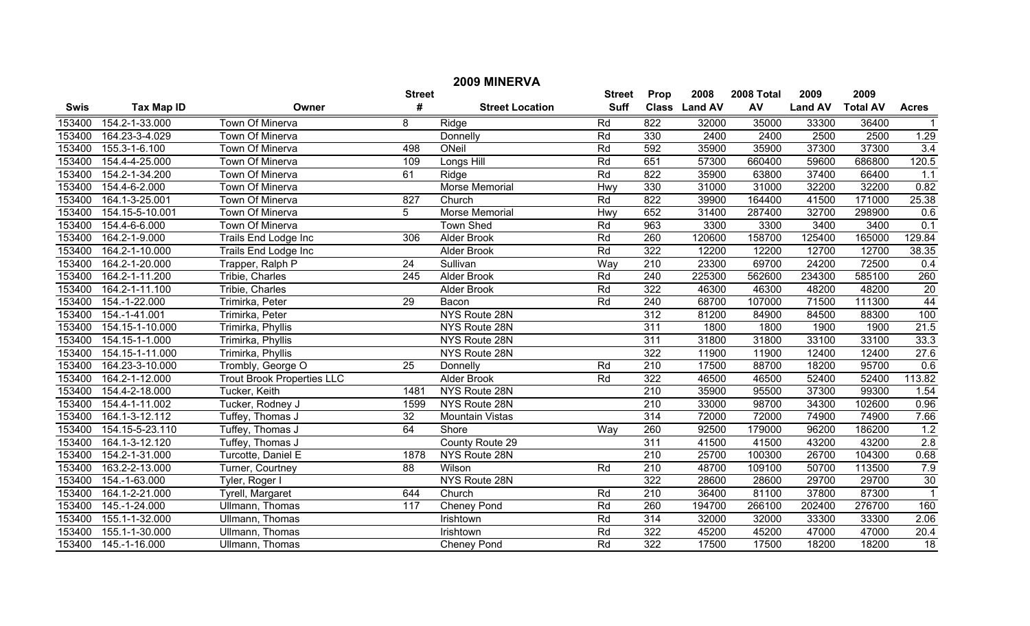# 2009 MINERVA

| Swis | Tax Map ID | Owner | Street # | Street Location | Street Suff | Prop Class | 2008 Land AV | 2008 Total AV | 2009 Land AV | 2009 Total AV | Acres |
|---|---|---|---|---|---|---|---|---|---|---|---|
| 153400 | 154.2-1-33.000 | Town Of Minerva | 8 | Ridge | Rd | 822 | 32000 | 35000 | 33300 | 36400 | 1 |
| 153400 | 164.23-3-4.029 | Town Of Minerva | | Donnelly | Rd | 330 | 2400 | 2400 | 2500 | 2500 | 1.29 |
| 153400 | 155.3-1-6.100 | Town Of Minerva | 498 | ONeil | Rd | 592 | 35900 | 35900 | 37300 | 37300 | 3.4 |
| 153400 | 154.4-4-25.000 | Town Of Minerva | 109 | Longs Hill | Rd | 651 | 57300 | 660400 | 59600 | 686800 | 120.5 |
| 153400 | 154.2-1-34.200 | Town Of Minerva | 61 | Ridge | Rd | 822 | 35900 | 63800 | 37400 | 66400 | 1.1 |
| 153400 | 154.4-6-2.000 | Town Of Minerva | | Morse Memorial | Hwy | 330 | 31000 | 31000 | 32200 | 32200 | 0.82 |
| 153400 | 164.1-3-25.001 | Town Of Minerva | 827 | Church | Rd | 822 | 39900 | 164400 | 41500 | 171000 | 25.38 |
| 153400 | 154.15-5-10.001 | Town Of Minerva | 5 | Morse Memorial | Hwy | 652 | 31400 | 287400 | 32700 | 298900 | 0.6 |
| 153400 | 154.4-6-6.000 | Town Of Minerva | | Town Shed | Rd | 963 | 3300 | 3300 | 3400 | 3400 | 0.1 |
| 153400 | 164.2-1-9.000 | Trails End Lodge Inc | 306 | Alder Brook | Rd | 260 | 120600 | 158700 | 125400 | 165000 | 129.84 |
| 153400 | 164.2-1-10.000 | Trails End Lodge Inc | | Alder Brook | Rd | 322 | 12200 | 12200 | 12700 | 12700 | 38.35 |
| 153400 | 164.2-1-20.000 | Trapper, Ralph P | 24 | Sullivan | Way | 210 | 23300 | 69700 | 24200 | 72500 | 0.4 |
| 153400 | 164.2-1-11.200 | Tribie, Charles | 245 | Alder Brook | Rd | 240 | 225300 | 562600 | 234300 | 585100 | 260 |
| 153400 | 164.2-1-11.100 | Tribie, Charles | | Alder Brook | Rd | 322 | 46300 | 46300 | 48200 | 48200 | 20 |
| 153400 | 154.-1-22.000 | Trimirka, Peter | 29 | Bacon | Rd | 240 | 68700 | 107000 | 71500 | 111300 | 44 |
| 153400 | 154.-1-41.001 | Trimirka, Peter | | NYS Route 28N | | 312 | 81200 | 84900 | 84500 | 88300 | 100 |
| 153400 | 154.15-1-10.000 | Trimirka, Phyllis | | NYS Route 28N | | 311 | 1800 | 1800 | 1900 | 1900 | 21.5 |
| 153400 | 154.15-1-1.000 | Trimirka, Phyllis | | NYS Route 28N | | 311 | 31800 | 31800 | 33100 | 33100 | 33.3 |
| 153400 | 154.15-1-11.000 | Trimirka, Phyllis | | NYS Route 28N | | 322 | 11900 | 11900 | 12400 | 12400 | 27.6 |
| 153400 | 164.23-3-10.000 | Trombly, George O | 25 | Donnelly | Rd | 210 | 17500 | 88700 | 18200 | 95700 | 0.6 |
| 153400 | 164.2-1-12.000 | Trout Brook Properties LLC | | Alder Brook | Rd | 322 | 46500 | 46500 | 52400 | 52400 | 113.82 |
| 153400 | 154.4-2-18.000 | Tucker, Keith | 1481 | NYS Route 28N | | 210 | 35900 | 95500 | 37300 | 99300 | 1.54 |
| 153400 | 154.4-1-11.002 | Tucker, Rodney J | 1599 | NYS Route 28N | | 210 | 33000 | 98700 | 34300 | 102600 | 0.96 |
| 153400 | 164.1-3-12.112 | Tuffey, Thomas J | 32 | Mountain Vistas | | 314 | 72000 | 72000 | 74900 | 74900 | 7.66 |
| 153400 | 154.15-5-23.110 | Tuffey, Thomas J | 64 | Shore | Way | 260 | 92500 | 179000 | 96200 | 186200 | 1.2 |
| 153400 | 164.1-3-12.120 | Tuffey, Thomas J | | County Route 29 | | 311 | 41500 | 41500 | 43200 | 43200 | 2.8 |
| 153400 | 154.2-1-31.000 | Turcotte, Daniel E | 1878 | NYS Route 28N | | 210 | 25700 | 100300 | 26700 | 104300 | 0.68 |
| 153400 | 163.2-2-13.000 | Turner, Courtney | 88 | Wilson | Rd | 210 | 48700 | 109100 | 50700 | 113500 | 7.9 |
| 153400 | 154.-1-63.000 | Tyler, Roger I | | NYS Route 28N | | 322 | 28600 | 28600 | 29700 | 29700 | 30 |
| 153400 | 164.1-2-21.000 | Tyrell, Margaret | 644 | Church | Rd | 210 | 36400 | 81100 | 37800 | 87300 | 1 |
| 153400 | 145.-1-24.000 | Ullmann, Thomas | 117 | Cheney Pond | Rd | 260 | 194700 | 266100 | 202400 | 276700 | 160 |
| 153400 | 155.1-1-32.000 | Ullmann, Thomas | | Irishtown | Rd | 314 | 32000 | 32000 | 33300 | 33300 | 2.06 |
| 153400 | 155.1-1-30.000 | Ullmann, Thomas | | Irishtown | Rd | 322 | 45200 | 45200 | 47000 | 47000 | 20.4 |
| 153400 | 145.-1-16.000 | Ullmann, Thomas | | Cheney Pond | Rd | 322 | 17500 | 17500 | 18200 | 18200 | 18 |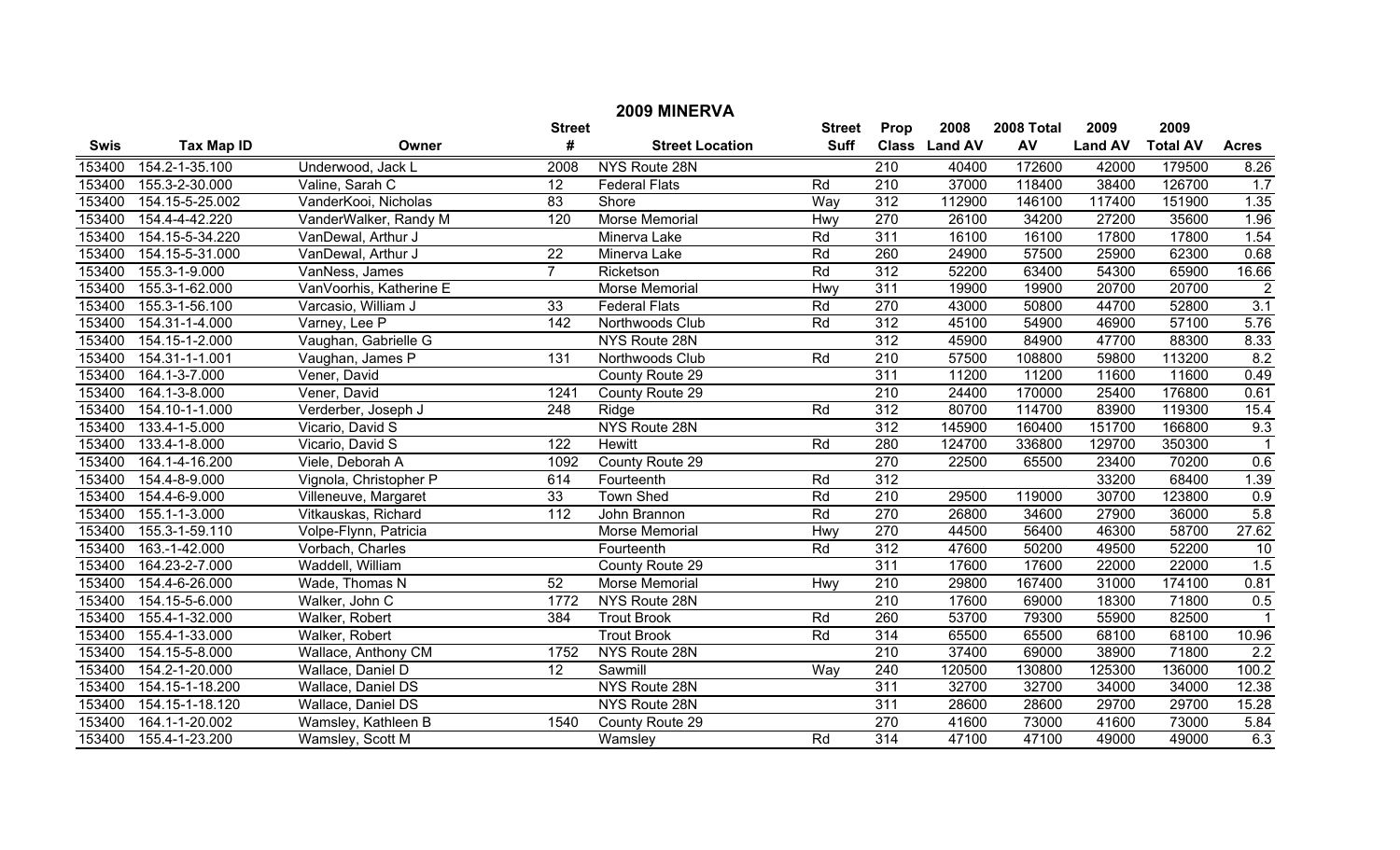# 2009 MINERVA

| Swis | Tax Map ID | Owner | Street # | Street Location | Street Suff | Prop Class | 2008 Land AV | 2008 Total AV | 2009 Land AV | 2009 Total AV | Acres |
|---|---|---|---|---|---|---|---|---|---|---|---|
| 153400 | 154.2-1-35.100 | Underwood, Jack L | 2008 | NYS Route 28N | | 210 | 40400 | 172600 | 42000 | 179500 | 8.26 |
| 153400 | 155.3-2-30.000 | Valine, Sarah C | 12 | Federal Flats | Rd | 210 | 37000 | 118400 | 38400 | 126700 | 1.7 |
| 153400 | 154.15-5-25.002 | VanderKooi, Nicholas | 83 | Shore | Way | 312 | 112900 | 146100 | 117400 | 151900 | 1.35 |
| 153400 | 154.4-4-42.220 | VanderWalker, Randy M | 120 | Morse Memorial | Hwy | 270 | 26100 | 34200 | 27200 | 35600 | 1.96 |
| 153400 | 154.15-5-34.220 | VanDewal, Arthur J | | Minerva Lake | Rd | 311 | 16100 | 16100 | 17800 | 17800 | 1.54 |
| 153400 | 154.15-5-31.000 | VanDewal, Arthur J | 22 | Minerva Lake | Rd | 260 | 24900 | 57500 | 25900 | 62300 | 0.68 |
| 153400 | 155.3-1-9.000 | VanNess, James | 7 | Ricketson | Rd | 312 | 52200 | 63400 | 54300 | 65900 | 16.66 |
| 153400 | 155.3-1-62.000 | VanVoorhis, Katherine E | | Morse Memorial | Hwy | 311 | 19900 | 19900 | 20700 | 20700 | 2 |
| 153400 | 155.3-1-56.100 | Varcasio, William J | 33 | Federal Flats | Rd | 270 | 43000 | 50800 | 44700 | 52800 | 3.1 |
| 153400 | 154.31-1-4.000 | Varney, Lee P | 142 | Northwoods Club | Rd | 312 | 45100 | 54900 | 46900 | 57100 | 5.76 |
| 153400 | 154.15-1-2.000 | Vaughan, Gabrielle G | | NYS Route 28N | | 312 | 45900 | 84900 | 47700 | 88300 | 8.33 |
| 153400 | 154.31-1-1.001 | Vaughan, James P | 131 | Northwoods Club | Rd | 210 | 57500 | 108800 | 59800 | 113200 | 8.2 |
| 153400 | 164.1-3-7.000 | Vener, David | | County Route 29 | | 311 | 11200 | 11200 | 11600 | 11600 | 0.49 |
| 153400 | 164.1-3-8.000 | Vener, David | 1241 | County Route 29 | | 210 | 24400 | 170000 | 25400 | 176800 | 0.61 |
| 153400 | 154.10-1-1.000 | Verderber, Joseph J | 248 | Ridge | Rd | 312 | 80700 | 114700 | 83900 | 119300 | 15.4 |
| 153400 | 133.4-1-5.000 | Vicario, David S | | NYS Route 28N | | 312 | 145900 | 160400 | 151700 | 166800 | 9.3 |
| 153400 | 133.4-1-8.000 | Vicario, David S | 122 | Hewitt | Rd | 280 | 124700 | 336800 | 129700 | 350300 | 1 |
| 153400 | 164.1-4-16.200 | Viele, Deborah A | 1092 | County Route 29 | | 270 | 22500 | 65500 | 23400 | 70200 | 0.6 |
| 153400 | 154.4-8-9.000 | Vignola, Christopher P | 614 | Fourteenth | Rd | 312 | | | 33200 | 68400 | 1.39 |
| 153400 | 154.4-6-9.000 | Villeneuve, Margaret | 33 | Town Shed | Rd | 210 | 29500 | 119000 | 30700 | 123800 | 0.9 |
| 153400 | 155.1-1-3.000 | Vitkauskas, Richard | 112 | John Brannon | Rd | 270 | 26800 | 34600 | 27900 | 36000 | 5.8 |
| 153400 | 155.3-1-59.110 | Volpe-Flynn, Patricia | | Morse Memorial | Hwy | 270 | 44500 | 56400 | 46300 | 58700 | 27.62 |
| 153400 | 163.-1-42.000 | Vorbach, Charles | | Fourteenth | Rd | 312 | 47600 | 50200 | 49500 | 52200 | 10 |
| 153400 | 164.23-2-7.000 | Waddell, William | | County Route 29 | | 311 | 17600 | 17600 | 22000 | 22000 | 1.5 |
| 153400 | 154.4-6-26.000 | Wade, Thomas N | 52 | Morse Memorial | Hwy | 210 | 29800 | 167400 | 31000 | 174100 | 0.81 |
| 153400 | 154.15-5-6.000 | Walker, John C | 1772 | NYS Route 28N | | 210 | 17600 | 69000 | 18300 | 71800 | 0.5 |
| 153400 | 155.4-1-32.000 | Walker, Robert | 384 | Trout Brook | Rd | 260 | 53700 | 79300 | 55900 | 82500 | 1 |
| 153400 | 155.4-1-33.000 | Walker, Robert | | Trout Brook | Rd | 314 | 65500 | 65500 | 68100 | 68100 | 10.96 |
| 153400 | 154.15-5-8.000 | Wallace, Anthony CM | 1752 | NYS Route 28N | | 210 | 37400 | 69000 | 38900 | 71800 | 2.2 |
| 153400 | 154.2-1-20.000 | Wallace, Daniel D | 12 | Sawmill | Way | 240 | 120500 | 130800 | 125300 | 136000 | 100.2 |
| 153400 | 154.15-1-18.200 | Wallace, Daniel DS | | NYS Route 28N | | 311 | 32700 | 32700 | 34000 | 34000 | 12.38 |
| 153400 | 154.15-1-18.120 | Wallace, Daniel DS | | NYS Route 28N | | 311 | 28600 | 28600 | 29700 | 29700 | 15.28 |
| 153400 | 164.1-1-20.002 | Wamsley, Kathleen B | 1540 | County Route 29 | | 270 | 41600 | 73000 | 41600 | 73000 | 5.84 |
| 153400 | 155.4-1-23.200 | Wamsley, Scott M | | Wamsley | Rd | 314 | 47100 | 47100 | 49000 | 49000 | 6.3 |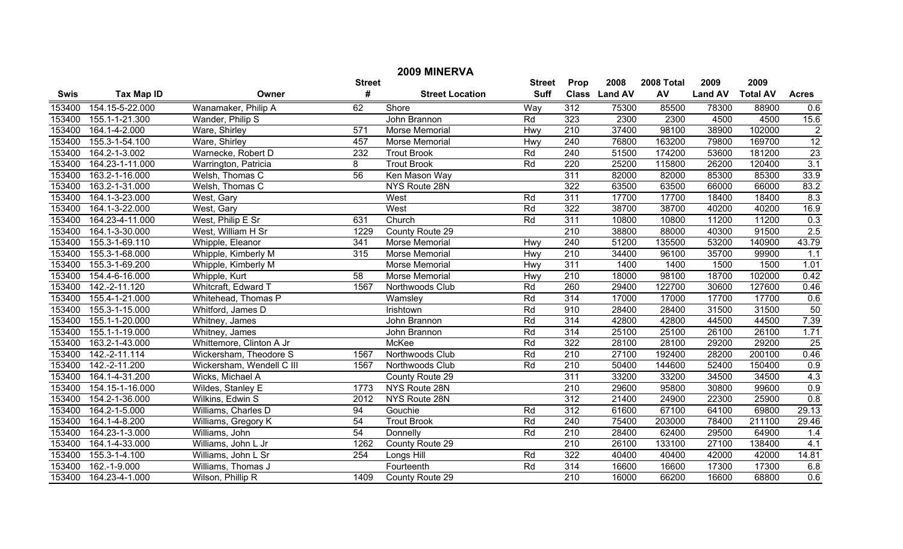# 2009 MINERVA

| Swis | Tax Map ID | Owner | Street # | Street Location | Street Suff | Prop Class | 2008 Land AV | 2008 Total AV | 2009 Land AV | 2009 Total AV | Acres |
|---|---|---|---|---|---|---|---|---|---|---|---|
| 153400 | 154.15-5-22.000 | Wanamaker, Philip A | 62 | Shore | Way | 312 | 75300 | 85500 | 78300 | 88900 | 0.6 |
| 153400 | 155.1-1-21.300 | Wander, Philip S | | John Brannon | Rd | 323 | 2300 | 2300 | 4500 | 4500 | 15.6 |
| 153400 | 164.1-4-2.000 | Ware, Shirley | 571 | Morse Memorial | Hwy | 210 | 37400 | 98100 | 38900 | 102000 | 2 |
| 153400 | 155.3-1-54.100 | Ware, Shirley | 457 | Morse Memorial | Hwy | 240 | 76800 | 163200 | 79800 | 169700 | 12 |
| 153400 | 164.2-1-3.002 | Warnecke, Robert D | 232 | Trout Brook | Rd | 240 | 51500 | 174200 | 53600 | 181200 | 23 |
| 153400 | 164.23-1-11.000 | Warrington, Patricia | 8 | Trout Brook | Rd | 220 | 25200 | 115800 | 26200 | 120400 | 3.1 |
| 153400 | 163.2-1-16.000 | Welsh, Thomas C | 56 | Ken Mason Way | | 311 | 82000 | 82000 | 85300 | 85300 | 33.9 |
| 153400 | 163.2-1-31.000 | Welsh, Thomas C | | NYS Route 28N | | 322 | 63500 | 63500 | 66000 | 66000 | 83.2 |
| 153400 | 164.1-3-23.000 | West, Gary | | West | Rd | 311 | 17700 | 17700 | 18400 | 18400 | 8.3 |
| 153400 | 164.1-3-22.000 | West, Gary | | West | Rd | 322 | 38700 | 38700 | 40200 | 40200 | 16.9 |
| 153400 | 164.23-4-11.000 | West, Philip E Sr | 631 | Church | Rd | 311 | 10800 | 10800 | 11200 | 11200 | 0.3 |
| 153400 | 164.1-3-30.000 | West, William H Sr | 1229 | County Route 29 | | 210 | 38800 | 88000 | 40300 | 91500 | 2.5 |
| 153400 | 155.3-1-69.110 | Whipple, Eleanor | 341 | Morse Memorial | Hwy | 240 | 51200 | 135500 | 53200 | 140900 | 43.79 |
| 153400 | 155.3-1-68.000 | Whipple, Kimberly M | 315 | Morse Memorial | Hwy | 210 | 34400 | 96100 | 35700 | 99900 | 1.1 |
| 153400 | 155.3-1-69.200 | Whipple, Kimberly M | | Morse Memorial | Hwy | 311 | 1400 | 1400 | 1500 | 1500 | 1.01 |
| 153400 | 154.4-6-16.000 | Whipple, Kurt | 58 | Morse Memorial | Hwy | 210 | 18000 | 98100 | 18700 | 102000 | 0.42 |
| 153400 | 142.-2-11.120 | Whitcraft, Edward T | 1567 | Northwoods Club | Rd | 260 | 29400 | 122700 | 30600 | 127600 | 0.46 |
| 153400 | 155.4-1-21.000 | Whitehead, Thomas P | | Wamsley | Rd | 314 | 17000 | 17000 | 17700 | 17700 | 0.6 |
| 153400 | 155.3-1-15.000 | Whitford, James D | | Irishtown | Rd | 910 | 28400 | 28400 | 31500 | 31500 | 50 |
| 153400 | 155.1-1-20.000 | Whitney, James | | John Brannon | Rd | 314 | 42800 | 42800 | 44500 | 44500 | 7.39 |
| 153400 | 155.1-1-19.000 | Whitney, James | | John Brannon | Rd | 314 | 25100 | 25100 | 26100 | 26100 | 1.71 |
| 153400 | 163.2-1-43.000 | Whittemore, Clinton A Jr | | McKee | Rd | 322 | 28100 | 28100 | 29200 | 29200 | 25 |
| 153400 | 142.-2-11.114 | Wickersham, Theodore S | 1567 | Northwoods Club | Rd | 210 | 27100 | 192400 | 28200 | 200100 | 0.46 |
| 153400 | 142.-2-11.200 | Wickersham, Wendell C III | 1567 | Northwoods Club | Rd | 210 | 50400 | 144600 | 52400 | 150400 | 0.9 |
| 153400 | 164.1-4-31.200 | Wicks, Michael A | | County Route 29 | | 311 | 33200 | 33200 | 34500 | 34500 | 4.3 |
| 153400 | 154.15-1-16.000 | Wildes, Stanley E | 1773 | NYS Route 28N | | 210 | 29600 | 95800 | 30800 | 99600 | 0.9 |
| 153400 | 154.2-1-36.000 | Wilkins, Edwin S | 2012 | NYS Route 28N | | 312 | 21400 | 24900 | 22300 | 25900 | 0.8 |
| 153400 | 164.2-1-5.000 | Williams, Charles D | 94 | Gouchie | Rd | 312 | 61600 | 67100 | 64100 | 69800 | 29.13 |
| 153400 | 164.1-4-8.200 | Williams, Gregory K | 54 | Trout Brook | Rd | 240 | 75400 | 203000 | 78400 | 211100 | 29.46 |
| 153400 | 164.23-1-3.000 | Williams, John | 54 | Donnelly | Rd | 210 | 28400 | 62400 | 29500 | 64900 | 1.4 |
| 153400 | 164.1-4-33.000 | Williams, John L Jr | 1262 | County Route 29 | | 210 | 26100 | 133100 | 27100 | 138400 | 4.1 |
| 153400 | 155.3-1-4.100 | Williams, John L Sr | 254 | Longs Hill | Rd | 322 | 40400 | 40400 | 42000 | 42000 | 14.81 |
| 153400 | 162.-1-9.000 | Williams, Thomas J | | Fourteenth | Rd | 314 | 16600 | 16600 | 17300 | 17300 | 6.8 |
| 153400 | 164.23-4-1.000 | Wilson, Phillip R | 1409 | County Route 29 | | 210 | 16000 | 66200 | 16600 | 68800 | 0.6 |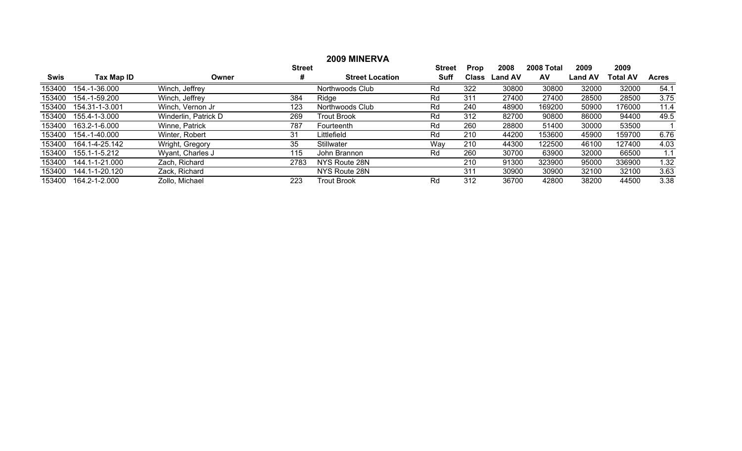## 2009 MINERVA

| Swis | Tax Map ID | Owner | Street # | Street Location | Street Suff | Prop Class | 2008 Land AV | 2008 Total AV | 2009 Land AV | 2009 Total AV | Acres |
|---|---|---|---|---|---|---|---|---|---|---|---|
| 153400 | 154.-1-36.000 | Winch, Jeffrey | | Northwoods Club | Rd | 322 | 30800 | 30800 | 32000 | 32000 | 54.1 |
| 153400 | 154.-1-59.200 | Winch, Jeffrey | 384 | Ridge | Rd | 311 | 27400 | 27400 | 28500 | 28500 | 3.75 |
| 153400 | 154.31-1-3.001 | Winch, Vernon Jr | 123 | Northwoods Club | Rd | 240 | 48900 | 169200 | 50900 | 176000 | 11.4 |
| 153400 | 155.4-1-3.000 | Winderlin, Patrick D | 269 | Trout Brook | Rd | 312 | 82700 | 90800 | 86000 | 94400 | 49.5 |
| 153400 | 163.2-1-6.000 | Winne, Patrick | 787 | Fourteenth | Rd | 260 | 28800 | 51400 | 30000 | 53500 | 1 |
| 153400 | 154.-1-40.000 | Winter, Robert | 31 | Littlefield | Rd | 210 | 44200 | 153600 | 45900 | 159700 | 6.76 |
| 153400 | 164.1-4-25.142 | Wright, Gregory | 35 | Stillwater | Way | 210 | 44300 | 122500 | 46100 | 127400 | 4.03 |
| 153400 | 155.1-1-5.212 | Wyant, Charles J | 115 | John Brannon | Rd | 260 | 30700 | 63900 | 32000 | 66500 | 1.1 |
| 153400 | 144.1-1-21.000 | Zach, Richard | 2783 | NYS Route 28N | | 210 | 91300 | 323900 | 95000 | 336900 | 1.32 |
| 153400 | 144.1-1-20.120 | Zack, Richard | | NYS Route 28N | | 311 | 30900 | 30900 | 32100 | 32100 | 3.63 |
| 153400 | 164.2-1-2.000 | Zollo, Michael | 223 | Trout Brook | Rd | 312 | 36700 | 42800 | 38200 | 44500 | 3.38 |